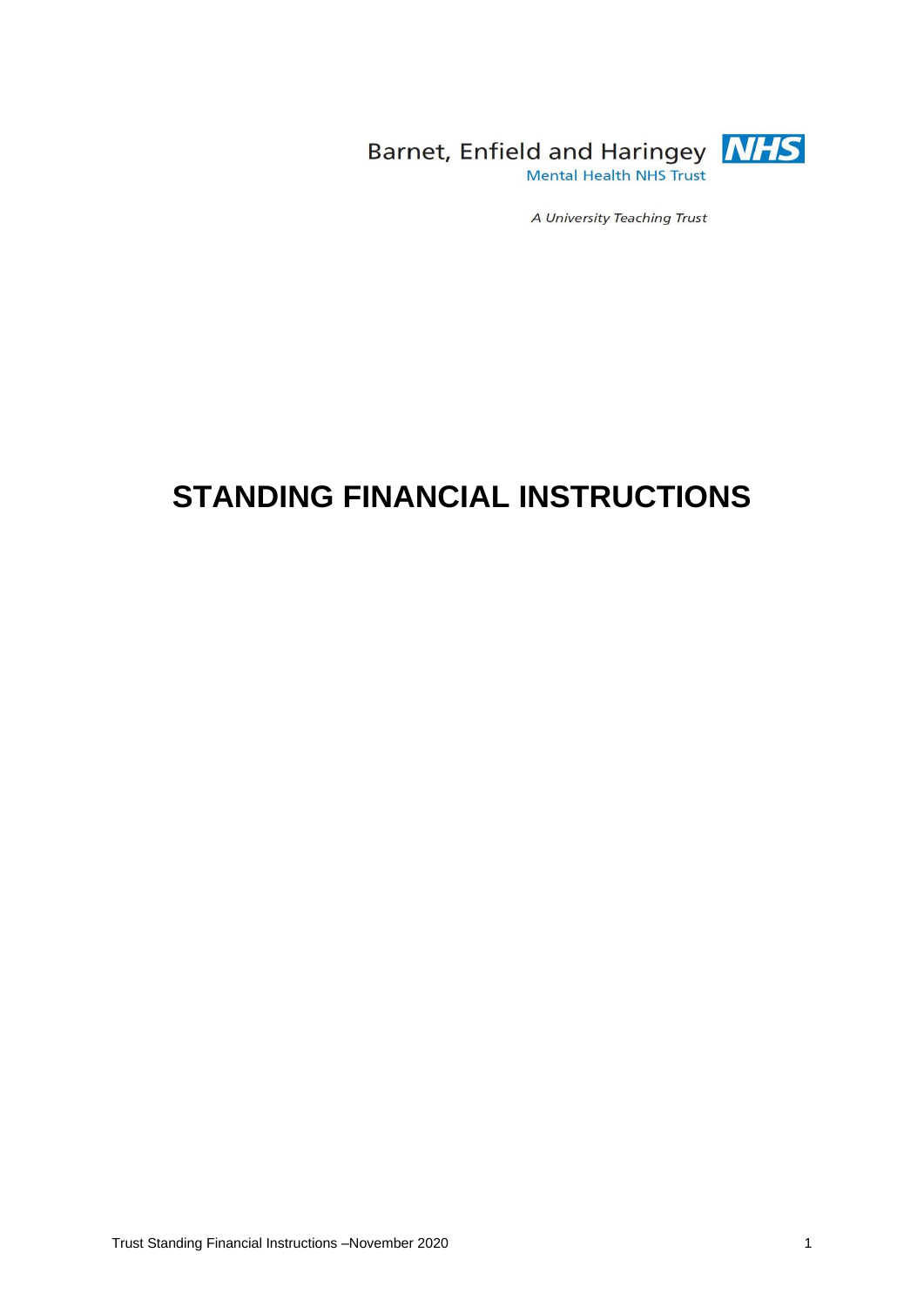Barnet, Enfield and Haringey NHS
Mental Health NHS Trust

*A University Teaching Trust*

# STANDING FINANCIAL INSTRUCTIONS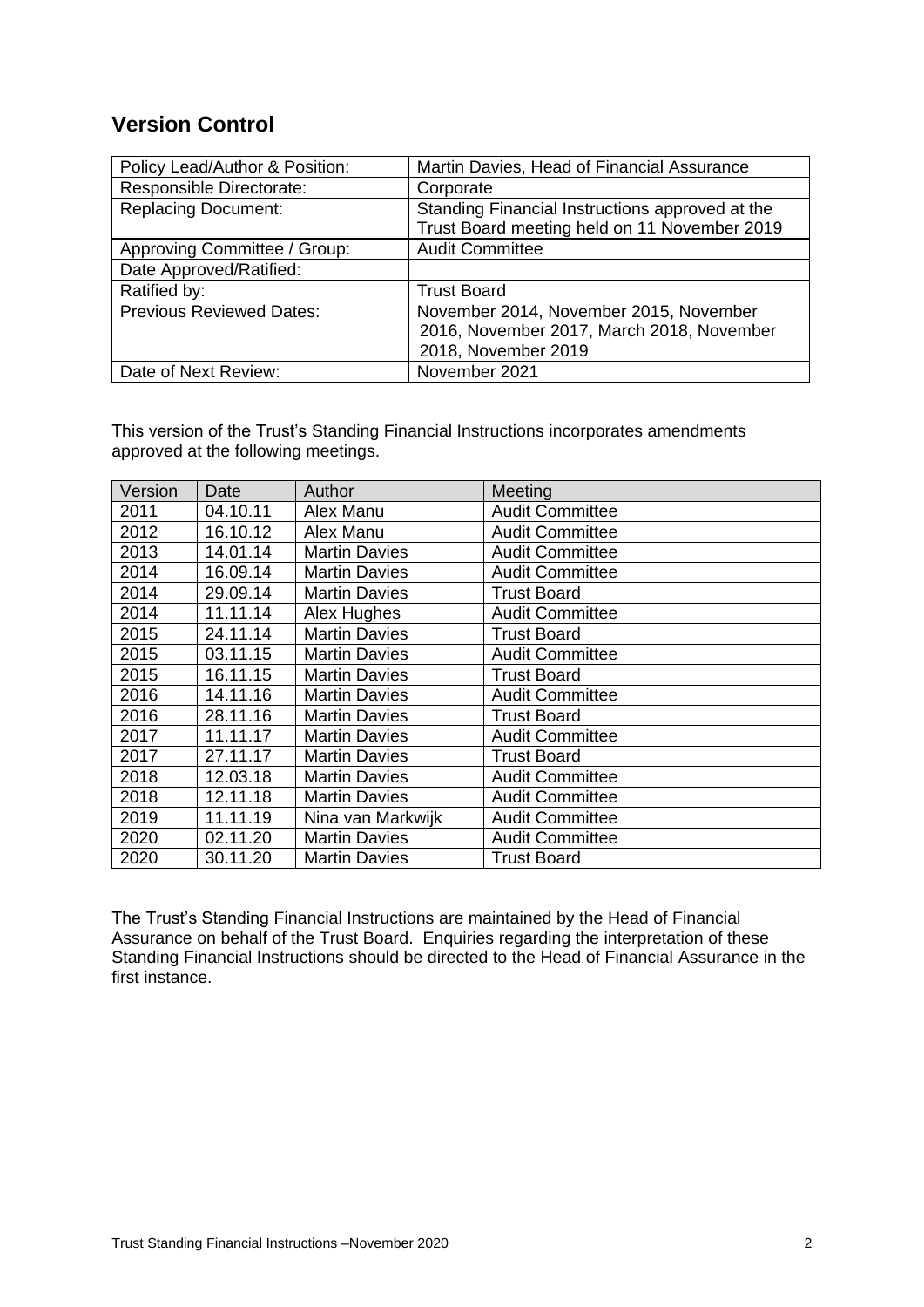## Version Control

| Policy Lead/Author & Position: | Martin Davies, Head of Financial Assurance |
|---|---|
| Responsible Directorate: | Corporate |
| Replacing Document: | Standing Financial Instructions approved at the Trust Board meeting held on 11 November 2019 |
| Approving Committee / Group: | Audit Committee |
| Date Approved/Ratified: | |
| Ratified by: | Trust Board |
| Previous Reviewed Dates: | November 2014, November 2015, November 2016, November 2017, March 2018, November 2018, November 2019 |
| Date of Next Review: | November 2021 |

This version of the Trust's Standing Financial Instructions incorporates amendments approved at the following meetings.

| Version | Date | Author | Meeting |
|---|---|---|---|
| 2011 | 04.10.11 | Alex Manu | Audit Committee |
| 2012 | 16.10.12 | Alex Manu | Audit Committee |
| 2013 | 14.01.14 | Martin Davies | Audit Committee |
| 2014 | 16.09.14 | Martin Davies | Audit Committee |
| 2014 | 29.09.14 | Martin Davies | Trust Board |
| 2014 | 11.11.14 | Alex Hughes | Audit Committee |
| 2015 | 24.11.14 | Martin Davies | Trust Board |
| 2015 | 03.11.15 | Martin Davies | Audit Committee |
| 2015 | 16.11.15 | Martin Davies | Trust Board |
| 2016 | 14.11.16 | Martin Davies | Audit Committee |
| 2016 | 28.11.16 | Martin Davies | Trust Board |
| 2017 | 11.11.17 | Martin Davies | Audit Committee |
| 2017 | 27.11.17 | Martin Davies | Trust Board |
| 2018 | 12.03.18 | Martin Davies | Audit Committee |
| 2018 | 12.11.18 | Martin Davies | Audit Committee |
| 2019 | 11.11.19 | Nina van Markwijk | Audit Committee |
| 2020 | 02.11.20 | Martin Davies | Audit Committee |
| 2020 | 30.11.20 | Martin Davies | Trust Board |

The Trust's Standing Financial Instructions are maintained by the Head of Financial Assurance on behalf of the Trust Board. Enquiries regarding the interpretation of these Standing Financial Instructions should be directed to the Head of Financial Assurance in the first instance.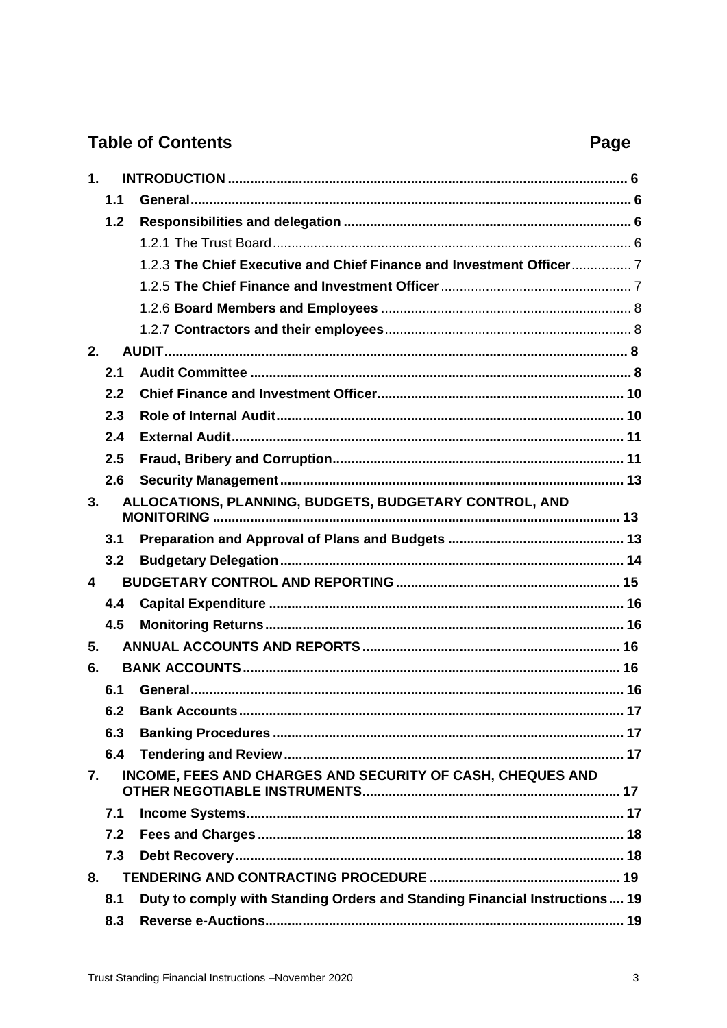## Table of Contents

| | | Page |
|---|---|---|
| **1.** | **INTRODUCTION** | **6** |
| **1.1** | **General** | **6** |
| **1.2** | **Responsibilities and delegation** | **6** |
| | 1.2.1 The Trust Board | 6 |
| | 1.2.3 **The Chief Executive and Chief Finance and Investment Officer** | 7 |
| | 1.2.5 **The Chief Finance and Investment Officer** | 7 |
| | 1.2.6 **Board Members and Employees** | 8 |
| | 1.2.7 **Contractors and their employees** | 8 |
| **2.** | **AUDIT** | **8** |
| **2.1** | **Audit Committee** | **8** |
| **2.2** | **Chief Finance and Investment Officer** | **10** |
| **2.3** | **Role of Internal Audit** | **10** |
| **2.4** | **External Audit** | **11** |
| **2.5** | **Fraud, Bribery and Corruption** | **11** |
| **2.6** | **Security Management** | **13** |
| **3.** | **ALLOCATIONS, PLANNING, BUDGETS, BUDGETARY CONTROL, AND MONITORING** | **13** |
| **3.1** | **Preparation and Approval of Plans and Budgets** | **13** |
| **3.2** | **Budgetary Delegation** | **14** |
| **4** | **BUDGETARY CONTROL AND REPORTING** | **15** |
| **4.4** | **Capital Expenditure** | **16** |
| **4.5** | **Monitoring Returns** | **16** |
| **5.** | **ANNUAL ACCOUNTS AND REPORTS** | **16** |
| **6.** | **BANK ACCOUNTS** | **16** |
| **6.1** | **General** | **16** |
| **6.2** | **Bank Accounts** | **17** |
| **6.3** | **Banking Procedures** | **17** |
| **6.4** | **Tendering and Review** | **17** |
| **7.** | **INCOME, FEES AND CHARGES AND SECURITY OF CASH, CHEQUES AND OTHER NEGOTIABLE INSTRUMENTS** | **17** |
| **7.1** | **Income Systems** | **17** |
| **7.2** | **Fees and Charges** | **18** |
| **7.3** | **Debt Recovery** | **18** |
| **8.** | **TENDERING AND CONTRACTING PROCEDURE** | **19** |
| **8.1** | **Duty to comply with Standing Orders and Standing Financial Instructions** | **19** |
| **8.3** | **Reverse e-Auctions** | **19** |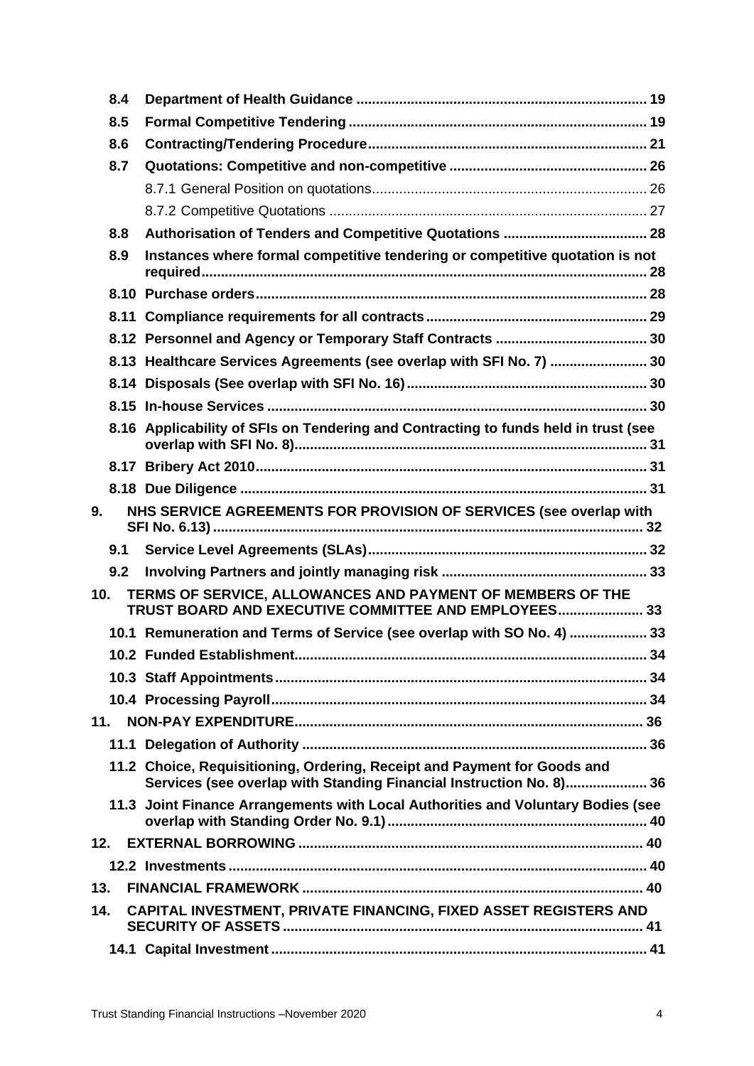| | | |
|---|---|---|
| **8.4** | **Department of Health Guidance** | **19** |
| **8.5** | **Formal Competitive Tendering** | **19** |
| **8.6** | **Contracting/Tendering Procedure** | **21** |
| **8.7** | **Quotations: Competitive and non-competitive** | **26** |
| | 8.7.1 General Position on quotations | 26 |
| | 8.7.2 Competitive Quotations | 27 |
| **8.8** | **Authorisation of Tenders and Competitive Quotations** | **28** |
| **8.9** | **Instances where formal competitive tendering or competitive quotation is not required** | **28** |
| **8.10** | **Purchase orders** | **28** |
| **8.11** | **Compliance requirements for all contracts** | **29** |
| **8.12** | **Personnel and Agency or Temporary Staff Contracts** | **30** |
| **8.13** | **Healthcare Services Agreements (see overlap with SFI No. 7)** | **30** |
| **8.14** | **Disposals (See overlap with SFI No. 16)** | **30** |
| **8.15** | **In-house Services** | **30** |
| **8.16** | **Applicability of SFIs on Tendering and Contracting to funds held in trust (see overlap with SFI No. 8)** | **31** |
| **8.17** | **Bribery Act 2010** | **31** |
| **8.18** | **Due Diligence** | **31** |
| **9.** | **NHS SERVICE AGREEMENTS FOR PROVISION OF SERVICES (see overlap with SFI No. 6.13)** | **32** |
| **9.1** | **Service Level Agreements (SLAs)** | **32** |
| **9.2** | **Involving Partners and jointly managing risk** | **33** |
| **10.** | **TERMS OF SERVICE, ALLOWANCES AND PAYMENT OF MEMBERS OF THE TRUST BOARD AND EXECUTIVE COMMITTEE AND EMPLOYEES** | **33** |
| **10.1** | **Remuneration and Terms of Service (see overlap with SO No. 4)** | **33** |
| **10.2** | **Funded Establishment** | **34** |
| **10.3** | **Staff Appointments** | **34** |
| **10.4** | **Processing Payroll** | **34** |
| **11.** | **NON-PAY EXPENDITURE** | **36** |
| **11.1** | **Delegation of Authority** | **36** |
| **11.2** | **Choice, Requisitioning, Ordering, Receipt and Payment for Goods and Services (see overlap with Standing Financial Instruction No. 8)** | **36** |
| **11.3** | **Joint Finance Arrangements with Local Authorities and Voluntary Bodies (see overlap with Standing Order No. 9.1)** | **40** |
| **12.** | **EXTERNAL BORROWING** | **40** |
| **12.2** | **Investments** | **40** |
| **13.** | **FINANCIAL FRAMEWORK** | **40** |
| **14.** | **CAPITAL INVESTMENT, PRIVATE FINANCING, FIXED ASSET REGISTERS AND SECURITY OF ASSETS** | **41** |
| **14.1** | **Capital Investment** | **41** |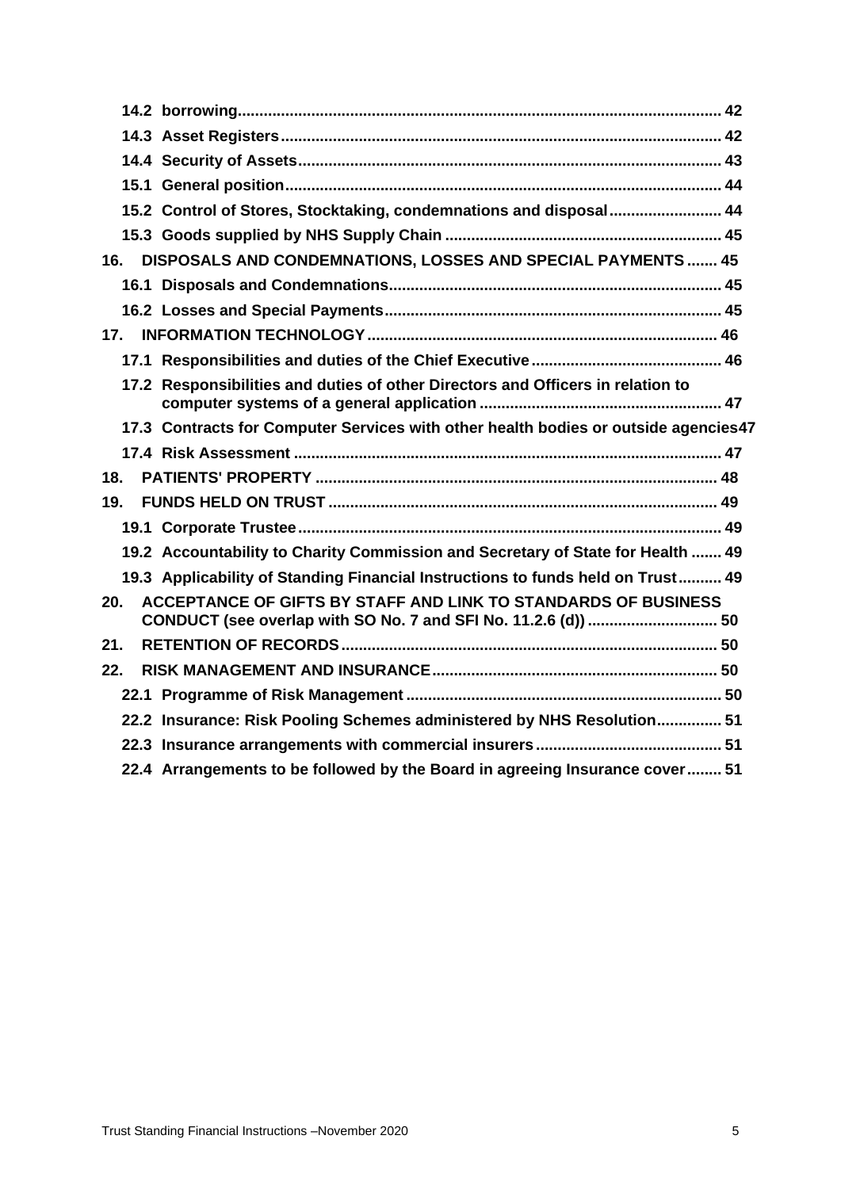**14.2 borrowing** ........................................................................................................ 42

**14.3 Asset Registers** ................................................................................................ 42

**14.4 Security of Assets** ............................................................................................ 43

**15.1 General position** ................................................................................................ 44

**15.2 Control of Stores, Stocktaking, condemnations and disposal** ......................... 44

**15.3 Goods supplied by NHS Supply Chain** ............................................................ 45

**16. DISPOSALS AND CONDEMNATIONS, LOSSES AND SPECIAL PAYMENTS** ....... 45

**16.1 Disposals and Condemnations** ......................................................................... 45

**16.2 Losses and Special Payments** .......................................................................... 45

**17. INFORMATION TECHNOLOGY** ............................................................................ 46

**17.1 Responsibilities and duties of the Chief Executive** ........................................... 46

**17.2 Responsibilities and duties of other Directors and Officers in relation to computer systems of a general application** ........................................................ 47

**17.3 Contracts for Computer Services with other health bodies or outside agencies** 47

**17.4 Risk Assessment** ............................................................................................... 47

**18. PATIENTS' PROPERTY** ......................................................................................... 48

**19. FUNDS HELD ON TRUST** ...................................................................................... 49

**19.1 Corporate Trustee** .............................................................................................. 49

**19.2 Accountability to Charity Commission and Secretary of State for Health** ....... 49

**19.3 Applicability of Standing Financial Instructions to funds held on Trust** .......... 49

**20. ACCEPTANCE OF GIFTS BY STAFF AND LINK TO STANDARDS OF BUSINESS CONDUCT (see overlap with SO No. 7 and SFI No. 11.2.6 (d))** ............................. 50

**21. RETENTION OF RECORDS** .................................................................................... 50

**22. RISK MANAGEMENT AND INSURANCE** ................................................................ 50

**22.1 Programme of Risk Management** ...................................................................... 50

**22.2 Insurance: Risk Pooling Schemes administered by NHS Resolution** ............... 51

**22.3 Insurance arrangements with commercial insurers** .......................................... 51

**22.4 Arrangements to be followed by the Board in agreeing Insurance cover** ........ 51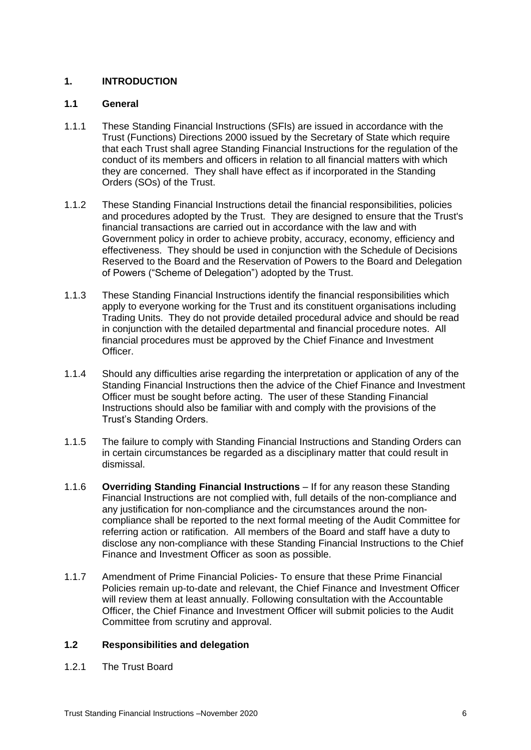## 1. INTRODUCTION

### 1.1 General

1.1.1 These Standing Financial Instructions (SFIs) are issued in accordance with the Trust (Functions) Directions 2000 issued by the Secretary of State which require that each Trust shall agree Standing Financial Instructions for the regulation of the conduct of its members and officers in relation to all financial matters with which they are concerned. They shall have effect as if incorporated in the Standing Orders (SOs) of the Trust.

1.1.2 These Standing Financial Instructions detail the financial responsibilities, policies and procedures adopted by the Trust. They are designed to ensure that the Trust's financial transactions are carried out in accordance with the law and with Government policy in order to achieve probity, accuracy, economy, efficiency and effectiveness. They should be used in conjunction with the Schedule of Decisions Reserved to the Board and the Reservation of Powers to the Board and Delegation of Powers ("Scheme of Delegation") adopted by the Trust.

1.1.3 These Standing Financial Instructions identify the financial responsibilities which apply to everyone working for the Trust and its constituent organisations including Trading Units. They do not provide detailed procedural advice and should be read in conjunction with the detailed departmental and financial procedure notes. All financial procedures must be approved by the Chief Finance and Investment Officer.

1.1.4 Should any difficulties arise regarding the interpretation or application of any of the Standing Financial Instructions then the advice of the Chief Finance and Investment Officer must be sought before acting. The user of these Standing Financial Instructions should also be familiar with and comply with the provisions of the Trust's Standing Orders.

1.1.5 The failure to comply with Standing Financial Instructions and Standing Orders can in certain circumstances be regarded as a disciplinary matter that could result in dismissal.

1.1.6 **Overriding Standing Financial Instructions** – If for any reason these Standing Financial Instructions are not complied with, full details of the non-compliance and any justification for non-compliance and the circumstances around the non-compliance shall be reported to the next formal meeting of the Audit Committee for referring action or ratification. All members of the Board and staff have a duty to disclose any non-compliance with these Standing Financial Instructions to the Chief Finance and Investment Officer as soon as possible.

1.1.7 Amendment of Prime Financial Policies- To ensure that these Prime Financial Policies remain up-to-date and relevant, the Chief Finance and Investment Officer will review them at least annually. Following consultation with the Accountable Officer, the Chief Finance and Investment Officer will submit policies to the Audit Committee from scrutiny and approval.

### 1.2 Responsibilities and delegation

1.2.1 The Trust Board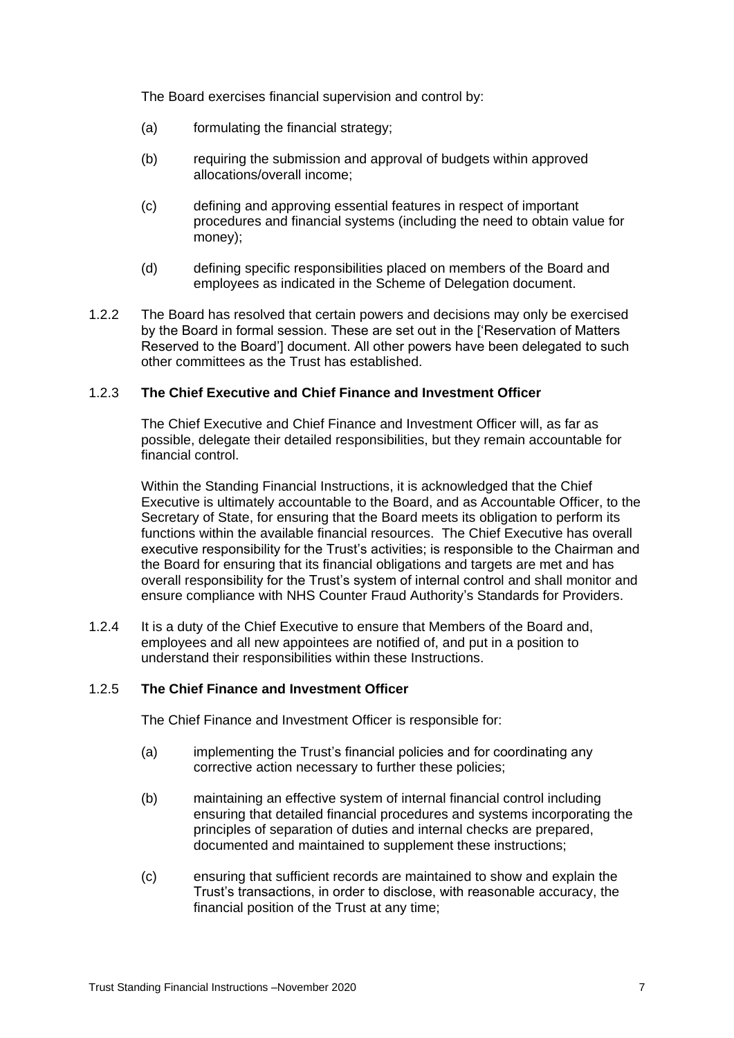The Board exercises financial supervision and control by:

(a) formulating the financial strategy;

(b) requiring the submission and approval of budgets within approved allocations/overall income;

(c) defining and approving essential features in respect of important procedures and financial systems (including the need to obtain value for money);

(d) defining specific responsibilities placed on members of the Board and employees as indicated in the Scheme of Delegation document.

1.2.2 The Board has resolved that certain powers and decisions may only be exercised by the Board in formal session. These are set out in the ['Reservation of Matters Reserved to the Board'] document. All other powers have been delegated to such other committees as the Trust has established.

1.2.3 **The Chief Executive and Chief Finance and Investment Officer**

The Chief Executive and Chief Finance and Investment Officer will, as far as possible, delegate their detailed responsibilities, but they remain accountable for financial control.

Within the Standing Financial Instructions, it is acknowledged that the Chief Executive is ultimately accountable to the Board, and as Accountable Officer, to the Secretary of State, for ensuring that the Board meets its obligation to perform its functions within the available financial resources. The Chief Executive has overall executive responsibility for the Trust's activities; is responsible to the Chairman and the Board for ensuring that its financial obligations and targets are met and has overall responsibility for the Trust's system of internal control and shall monitor and ensure compliance with NHS Counter Fraud Authority's Standards for Providers.

1.2.4 It is a duty of the Chief Executive to ensure that Members of the Board and, employees and all new appointees are notified of, and put in a position to understand their responsibilities within these Instructions.

1.2.5 **The Chief Finance and Investment Officer**

The Chief Finance and Investment Officer is responsible for:

(a) implementing the Trust's financial policies and for coordinating any corrective action necessary to further these policies;

(b) maintaining an effective system of internal financial control including ensuring that detailed financial procedures and systems incorporating the principles of separation of duties and internal checks are prepared, documented and maintained to supplement these instructions;

(c) ensuring that sufficient records are maintained to show and explain the Trust's transactions, in order to disclose, with reasonable accuracy, the financial position of the Trust at any time;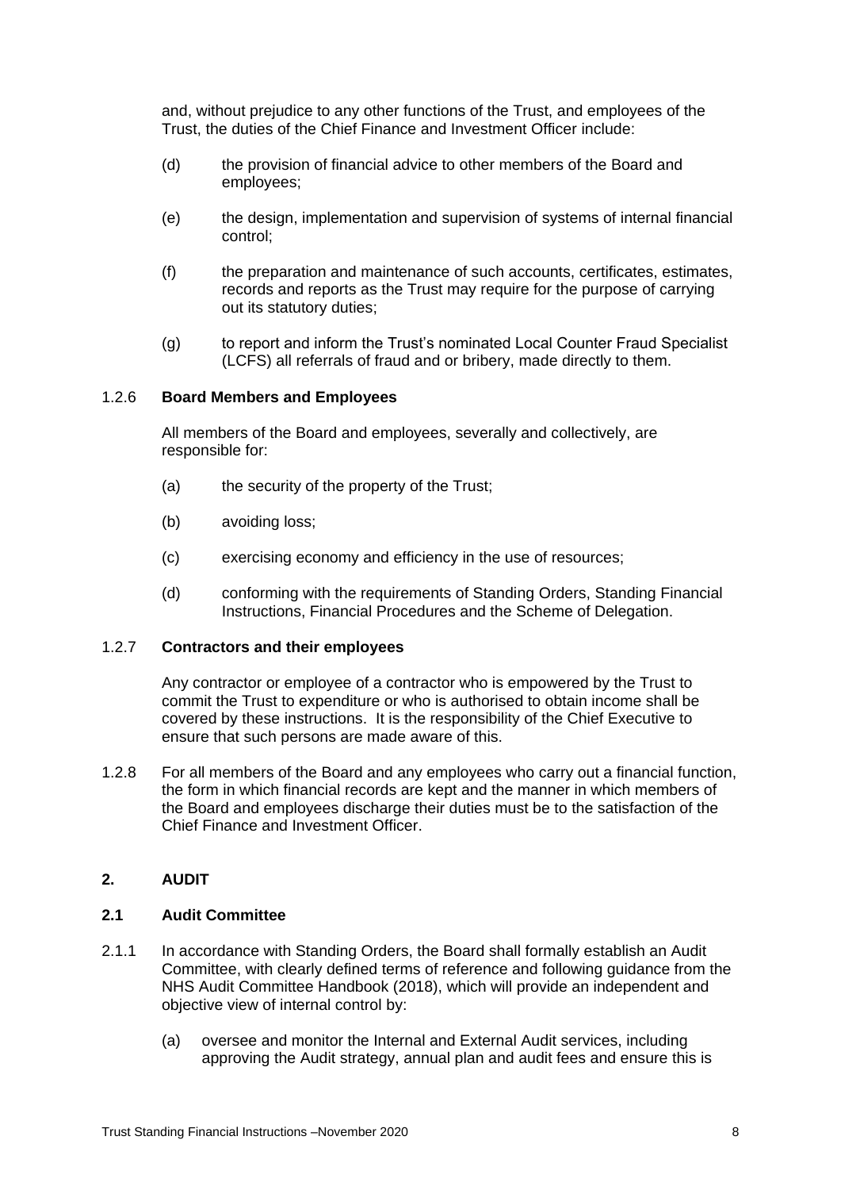and, without prejudice to any other functions of the Trust, and employees of the Trust, the duties of the Chief Finance and Investment Officer include:

(d) the provision of financial advice to other members of the Board and employees;

(e) the design, implementation and supervision of systems of internal financial control;

(f) the preparation and maintenance of such accounts, certificates, estimates, records and reports as the Trust may require for the purpose of carrying out its statutory duties;

(g) to report and inform the Trust's nominated Local Counter Fraud Specialist (LCFS) all referrals of fraud and or bribery, made directly to them.

1.2.6 **Board Members and Employees**

All members of the Board and employees, severally and collectively, are responsible for:

(a) the security of the property of the Trust;

(b) avoiding loss;

(c) exercising economy and efficiency in the use of resources;

(d) conforming with the requirements of Standing Orders, Standing Financial Instructions, Financial Procedures and the Scheme of Delegation.

1.2.7 **Contractors and their employees**

Any contractor or employee of a contractor who is empowered by the Trust to commit the Trust to expenditure or who is authorised to obtain income shall be covered by these instructions. It is the responsibility of the Chief Executive to ensure that such persons are made aware of this.

1.2.8 For all members of the Board and any employees who carry out a financial function, the form in which financial records are kept and the manner in which members of the Board and employees discharge their duties must be to the satisfaction of the Chief Finance and Investment Officer.

## 2. AUDIT

### 2.1 Audit Committee

2.1.1 In accordance with Standing Orders, the Board shall formally establish an Audit Committee, with clearly defined terms of reference and following guidance from the NHS Audit Committee Handbook (2018), which will provide an independent and objective view of internal control by:

(a) oversee and monitor the Internal and External Audit services, including approving the Audit strategy, annual plan and audit fees and ensure this is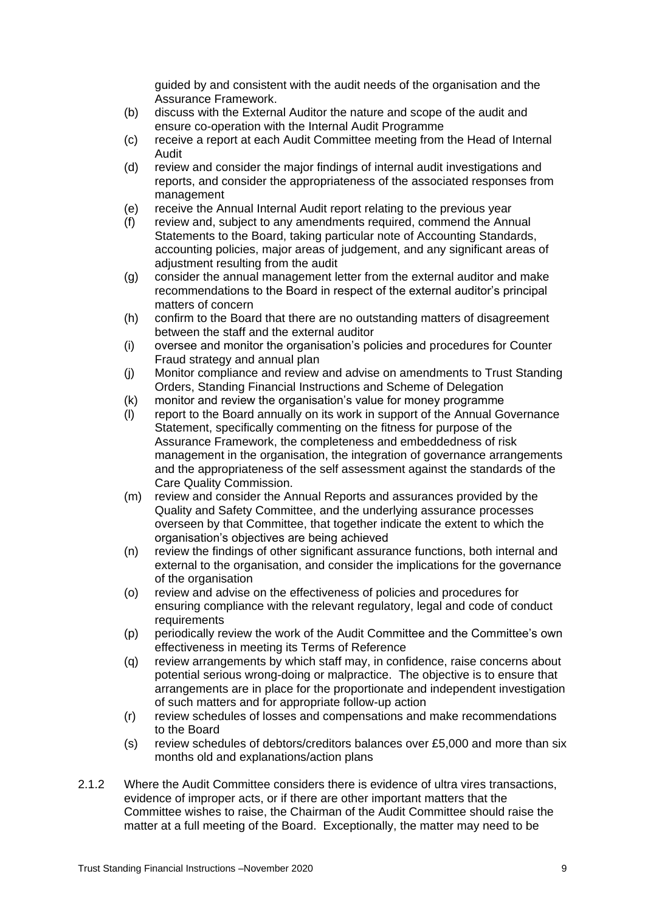guided by and consistent with the audit needs of the organisation and the Assurance Framework.

(b) discuss with the External Auditor the nature and scope of the audit and ensure co-operation with the Internal Audit Programme
(c) receive a report at each Audit Committee meeting from the Head of Internal Audit
(d) review and consider the major findings of internal audit investigations and reports, and consider the appropriateness of the associated responses from management
(e) receive the Annual Internal Audit report relating to the previous year
(f) review and, subject to any amendments required, commend the Annual Statements to the Board, taking particular note of Accounting Standards, accounting policies, major areas of judgement, and any significant areas of adjustment resulting from the audit
(g) consider the annual management letter from the external auditor and make recommendations to the Board in respect of the external auditor's principal matters of concern
(h) confirm to the Board that there are no outstanding matters of disagreement between the staff and the external auditor
(i) oversee and monitor the organisation's policies and procedures for Counter Fraud strategy and annual plan
(j) Monitor compliance and review and advise on amendments to Trust Standing Orders, Standing Financial Instructions and Scheme of Delegation
(k) monitor and review the organisation's value for money programme
(l) report to the Board annually on its work in support of the Annual Governance Statement, specifically commenting on the fitness for purpose of the Assurance Framework, the completeness and embeddedness of risk management in the organisation, the integration of governance arrangements and the appropriateness of the self assessment against the standards of the Care Quality Commission.
(m) review and consider the Annual Reports and assurances provided by the Quality and Safety Committee, and the underlying assurance processes overseen by that Committee, that together indicate the extent to which the organisation's objectives are being achieved
(n) review the findings of other significant assurance functions, both internal and external to the organisation, and consider the implications for the governance of the organisation
(o) review and advise on the effectiveness of policies and procedures for ensuring compliance with the relevant regulatory, legal and code of conduct requirements
(p) periodically review the work of the Audit Committee and the Committee's own effectiveness in meeting its Terms of Reference
(q) review arrangements by which staff may, in confidence, raise concerns about potential serious wrong-doing or malpractice. The objective is to ensure that arrangements are in place for the proportionate and independent investigation of such matters and for appropriate follow-up action
(r) review schedules of losses and compensations and make recommendations to the Board
(s) review schedules of debtors/creditors balances over £5,000 and more than six months old and explanations/action plans

2.1.2 Where the Audit Committee considers there is evidence of ultra vires transactions, evidence of improper acts, or if there are other important matters that the Committee wishes to raise, the Chairman of the Audit Committee should raise the matter at a full meeting of the Board. Exceptionally, the matter may need to be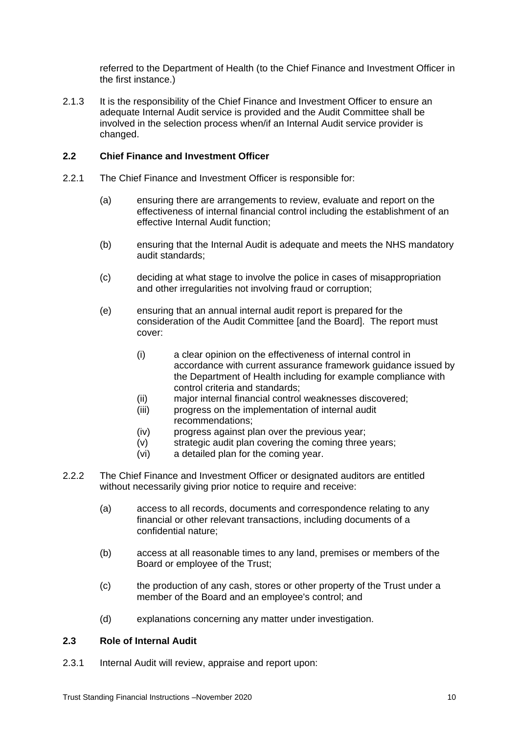referred to the Department of Health (to the Chief Finance and Investment Officer in the first instance.)

2.1.3 It is the responsibility of the Chief Finance and Investment Officer to ensure an adequate Internal Audit service is provided and the Audit Committee shall be involved in the selection process when/if an Internal Audit service provider is changed.

### 2.2 Chief Finance and Investment Officer

2.2.1 The Chief Finance and Investment Officer is responsible for:

(a) ensuring there are arrangements to review, evaluate and report on the effectiveness of internal financial control including the establishment of an effective Internal Audit function;

(b) ensuring that the Internal Audit is adequate and meets the NHS mandatory audit standards;

(c) deciding at what stage to involve the police in cases of misappropriation and other irregularities not involving fraud or corruption;

(e) ensuring that an annual internal audit report is prepared for the consideration of the Audit Committee [and the Board]. The report must cover:

- (i) a clear opinion on the effectiveness of internal control in accordance with current assurance framework guidance issued by the Department of Health including for example compliance with control criteria and standards;
- (ii) major internal financial control weaknesses discovered;
- (iii) progress on the implementation of internal audit recommendations;
- (iv) progress against plan over the previous year;
- (v) strategic audit plan covering the coming three years;
- (vi) a detailed plan for the coming year.

2.2.2 The Chief Finance and Investment Officer or designated auditors are entitled without necessarily giving prior notice to require and receive:

(a) access to all records, documents and correspondence relating to any financial or other relevant transactions, including documents of a confidential nature;

(b) access at all reasonable times to any land, premises or members of the Board or employee of the Trust;

(c) the production of any cash, stores or other property of the Trust under a member of the Board and an employee's control; and

(d) explanations concerning any matter under investigation.

### 2.3 Role of Internal Audit

2.3.1 Internal Audit will review, appraise and report upon: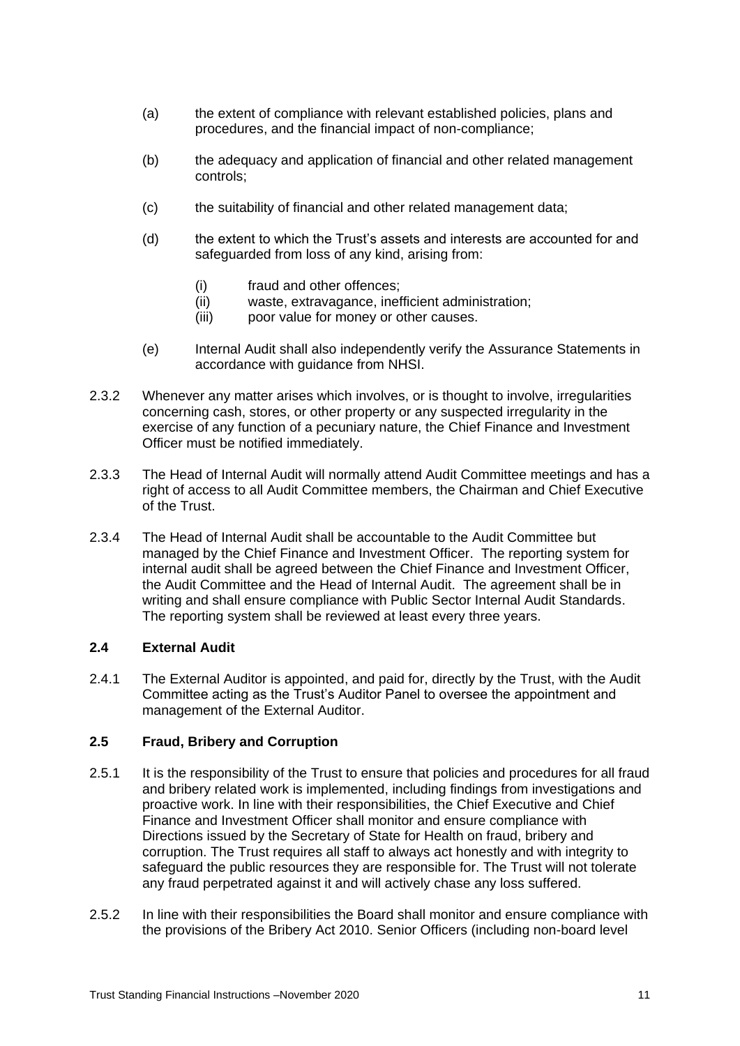(a) the extent of compliance with relevant established policies, plans and procedures, and the financial impact of non-compliance;

(b) the adequacy and application of financial and other related management controls;

(c) the suitability of financial and other related management data;

(d) the extent to which the Trust's assets and interests are accounted for and safeguarded from loss of any kind, arising from:

   (i) fraud and other offences;
   (ii) waste, extravagance, inefficient administration;
   (iii) poor value for money or other causes.

(e) Internal Audit shall also independently verify the Assurance Statements in accordance with guidance from NHSI.

2.3.2 Whenever any matter arises which involves, or is thought to involve, irregularities concerning cash, stores, or other property or any suspected irregularity in the exercise of any function of a pecuniary nature, the Chief Finance and Investment Officer must be notified immediately.

2.3.3 The Head of Internal Audit will normally attend Audit Committee meetings and has a right of access to all Audit Committee members, the Chairman and Chief Executive of the Trust.

2.3.4 The Head of Internal Audit shall be accountable to the Audit Committee but managed by the Chief Finance and Investment Officer. The reporting system for internal audit shall be agreed between the Chief Finance and Investment Officer, the Audit Committee and the Head of Internal Audit. The agreement shall be in writing and shall ensure compliance with Public Sector Internal Audit Standards. The reporting system shall be reviewed at least every three years.

### 2.4 External Audit

2.4.1 The External Auditor is appointed, and paid for, directly by the Trust, with the Audit Committee acting as the Trust's Auditor Panel to oversee the appointment and management of the External Auditor.

### 2.5 Fraud, Bribery and Corruption

2.5.1 It is the responsibility of the Trust to ensure that policies and procedures for all fraud and bribery related work is implemented, including findings from investigations and proactive work. In line with their responsibilities, the Chief Executive and Chief Finance and Investment Officer shall monitor and ensure compliance with Directions issued by the Secretary of State for Health on fraud, bribery and corruption. The Trust requires all staff to always act honestly and with integrity to safeguard the public resources they are responsible for. The Trust will not tolerate any fraud perpetrated against it and will actively chase any loss suffered.

2.5.2 In line with their responsibilities the Board shall monitor and ensure compliance with the provisions of the Bribery Act 2010. Senior Officers (including non-board level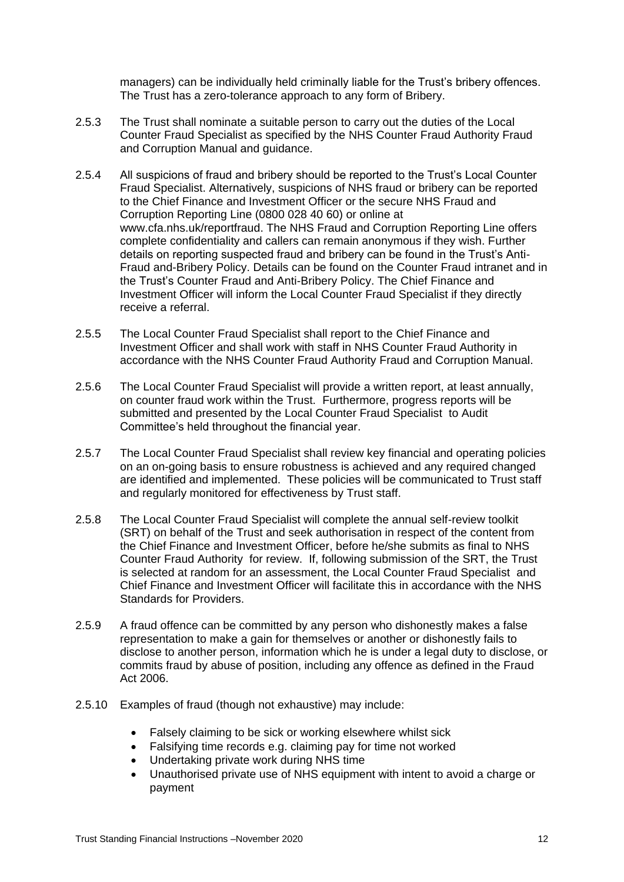managers) can be individually held criminally liable for the Trust's bribery offences. The Trust has a zero-tolerance approach to any form of Bribery.

2.5.3 The Trust shall nominate a suitable person to carry out the duties of the Local Counter Fraud Specialist as specified by the NHS Counter Fraud Authority Fraud and Corruption Manual and guidance.

2.5.4 All suspicions of fraud and bribery should be reported to the Trust's Local Counter Fraud Specialist. Alternatively, suspicions of NHS fraud or bribery can be reported to the Chief Finance and Investment Officer or the secure NHS Fraud and Corruption Reporting Line (0800 028 40 60) or online at www.cfa.nhs.uk/reportfraud. The NHS Fraud and Corruption Reporting Line offers complete confidentiality and callers can remain anonymous if they wish. Further details on reporting suspected fraud and bribery can be found in the Trust's Anti-Fraud and-Bribery Policy. Details can be found on the Counter Fraud intranet and in the Trust's Counter Fraud and Anti-Bribery Policy. The Chief Finance and Investment Officer will inform the Local Counter Fraud Specialist if they directly receive a referral.

2.5.5 The Local Counter Fraud Specialist shall report to the Chief Finance and Investment Officer and shall work with staff in NHS Counter Fraud Authority in accordance with the NHS Counter Fraud Authority Fraud and Corruption Manual.

2.5.6 The Local Counter Fraud Specialist will provide a written report, at least annually, on counter fraud work within the Trust. Furthermore, progress reports will be submitted and presented by the Local Counter Fraud Specialist to Audit Committee's held throughout the financial year.

2.5.7 The Local Counter Fraud Specialist shall review key financial and operating policies on an on-going basis to ensure robustness is achieved and any required changed are identified and implemented. These policies will be communicated to Trust staff and regularly monitored for effectiveness by Trust staff.

2.5.8 The Local Counter Fraud Specialist will complete the annual self-review toolkit (SRT) on behalf of the Trust and seek authorisation in respect of the content from the Chief Finance and Investment Officer, before he/she submits as final to NHS Counter Fraud Authority for review. If, following submission of the SRT, the Trust is selected at random for an assessment, the Local Counter Fraud Specialist and Chief Finance and Investment Officer will facilitate this in accordance with the NHS Standards for Providers.

2.5.9 A fraud offence can be committed by any person who dishonestly makes a false representation to make a gain for themselves or another or dishonestly fails to disclose to another person, information which he is under a legal duty to disclose, or commits fraud by abuse of position, including any offence as defined in the Fraud Act 2006.

2.5.10 Examples of fraud (though not exhaustive) may include:

- Falsely claiming to be sick or working elsewhere whilst sick
- Falsifying time records e.g. claiming pay for time not worked
- Undertaking private work during NHS time
- Unauthorised private use of NHS equipment with intent to avoid a charge or payment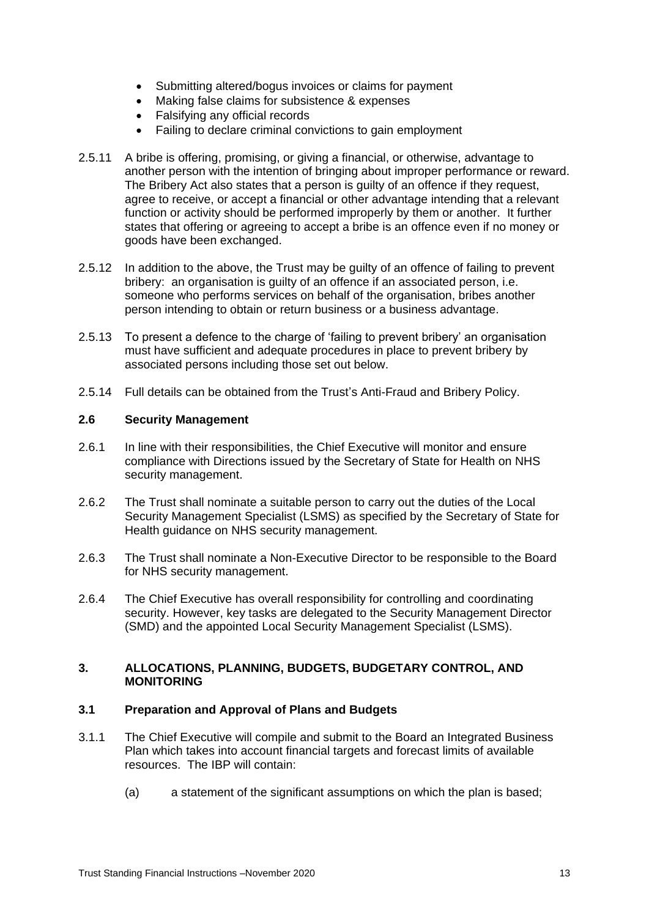- Submitting altered/bogus invoices or claims for payment
- Making false claims for subsistence & expenses
- Falsifying any official records
- Failing to declare criminal convictions to gain employment

2.5.11 A bribe is offering, promising, or giving a financial, or otherwise, advantage to another person with the intention of bringing about improper performance or reward. The Bribery Act also states that a person is guilty of an offence if they request, agree to receive, or accept a financial or other advantage intending that a relevant function or activity should be performed improperly by them or another. It further states that offering or agreeing to accept a bribe is an offence even if no money or goods have been exchanged.

2.5.12 In addition to the above, the Trust may be guilty of an offence of failing to prevent bribery: an organisation is guilty of an offence if an associated person, i.e. someone who performs services on behalf of the organisation, bribes another person intending to obtain or return business or a business advantage.

2.5.13 To present a defence to the charge of 'failing to prevent bribery' an organisation must have sufficient and adequate procedures in place to prevent bribery by associated persons including those set out below.

2.5.14 Full details can be obtained from the Trust's Anti-Fraud and Bribery Policy.

### 2.6 Security Management

2.6.1 In line with their responsibilities, the Chief Executive will monitor and ensure compliance with Directions issued by the Secretary of State for Health on NHS security management.

2.6.2 The Trust shall nominate a suitable person to carry out the duties of the Local Security Management Specialist (LSMS) as specified by the Secretary of State for Health guidance on NHS security management.

2.6.3 The Trust shall nominate a Non-Executive Director to be responsible to the Board for NHS security management.

2.6.4 The Chief Executive has overall responsibility for controlling and coordinating security. However, key tasks are delegated to the Security Management Director (SMD) and the appointed Local Security Management Specialist (LSMS).

## 3. ALLOCATIONS, PLANNING, BUDGETS, BUDGETARY CONTROL, AND MONITORING

### 3.1 Preparation and Approval of Plans and Budgets

3.1.1 The Chief Executive will compile and submit to the Board an Integrated Business Plan which takes into account financial targets and forecast limits of available resources. The IBP will contain:

(a) a statement of the significant assumptions on which the plan is based;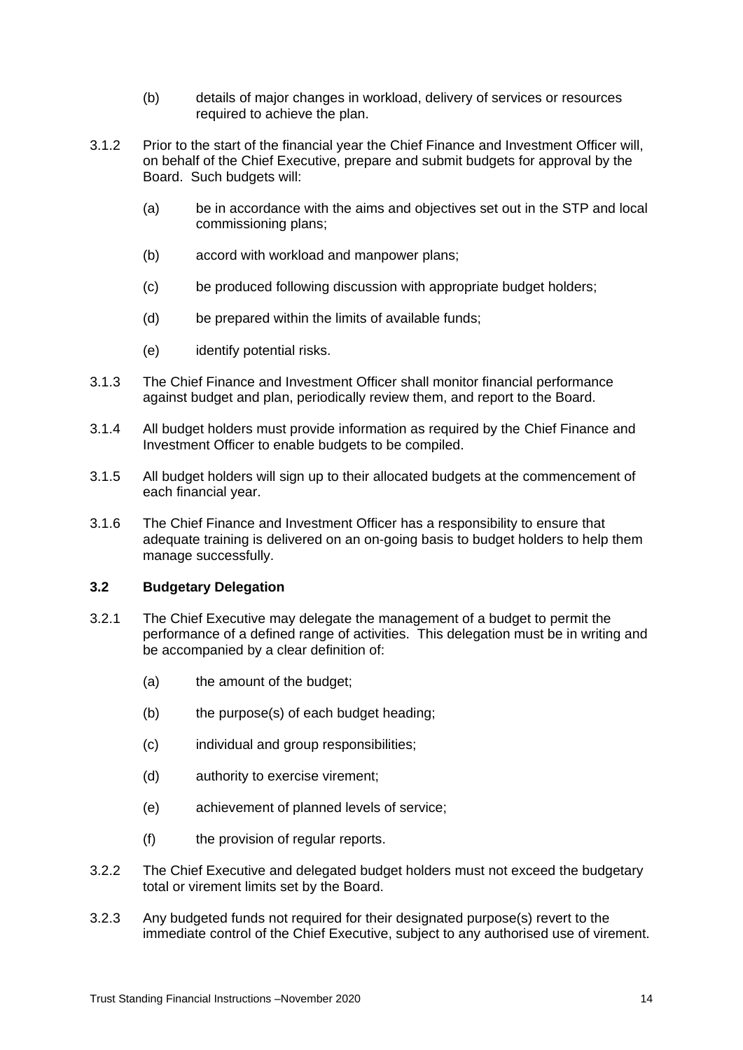(b) details of major changes in workload, delivery of services or resources required to achieve the plan.

3.1.2 Prior to the start of the financial year the Chief Finance and Investment Officer will, on behalf of the Chief Executive, prepare and submit budgets for approval by the Board. Such budgets will:

(a) be in accordance with the aims and objectives set out in the STP and local commissioning plans;

(b) accord with workload and manpower plans;

(c) be produced following discussion with appropriate budget holders;

(d) be prepared within the limits of available funds;

(e) identify potential risks.

3.1.3 The Chief Finance and Investment Officer shall monitor financial performance against budget and plan, periodically review them, and report to the Board.

3.1.4 All budget holders must provide information as required by the Chief Finance and Investment Officer to enable budgets to be compiled.

3.1.5 All budget holders will sign up to their allocated budgets at the commencement of each financial year.

3.1.6 The Chief Finance and Investment Officer has a responsibility to ensure that adequate training is delivered on an on-going basis to budget holders to help them manage successfully.

### 3.2 Budgetary Delegation

3.2.1 The Chief Executive may delegate the management of a budget to permit the performance of a defined range of activities. This delegation must be in writing and be accompanied by a clear definition of:

(a) the amount of the budget;

(b) the purpose(s) of each budget heading;

(c) individual and group responsibilities;

(d) authority to exercise virement;

(e) achievement of planned levels of service;

(f) the provision of regular reports.

3.2.2 The Chief Executive and delegated budget holders must not exceed the budgetary total or virement limits set by the Board.

3.2.3 Any budgeted funds not required for their designated purpose(s) revert to the immediate control of the Chief Executive, subject to any authorised use of virement.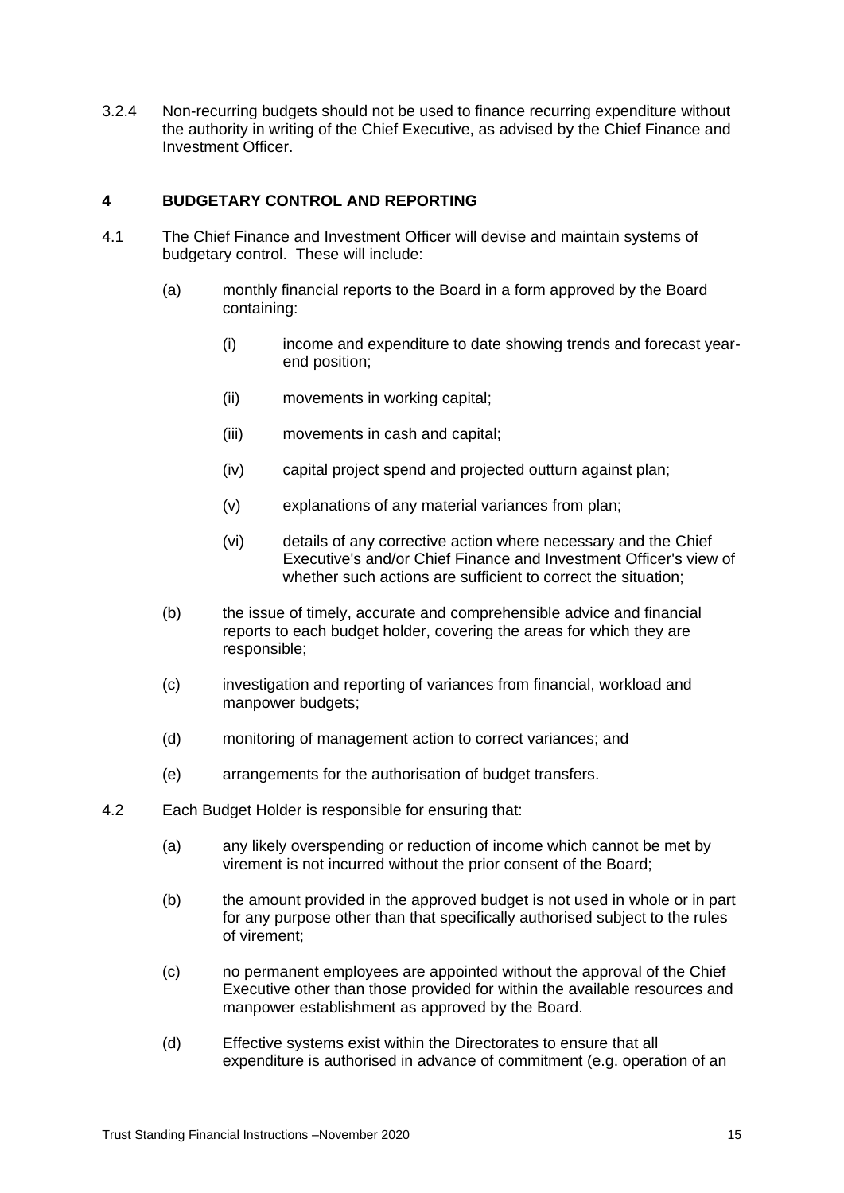3.2.4 Non-recurring budgets should not be used to finance recurring expenditure without the authority in writing of the Chief Executive, as advised by the Chief Finance and Investment Officer.

## 4 BUDGETARY CONTROL AND REPORTING

4.1 The Chief Finance and Investment Officer will devise and maintain systems of budgetary control. These will include:

(a) monthly financial reports to the Board in a form approved by the Board containing:

(i) income and expenditure to date showing trends and forecast year-end position;

(ii) movements in working capital;

(iii) movements in cash and capital;

(iv) capital project spend and projected outturn against plan;

(v) explanations of any material variances from plan;

(vi) details of any corrective action where necessary and the Chief Executive's and/or Chief Finance and Investment Officer's view of whether such actions are sufficient to correct the situation;

(b) the issue of timely, accurate and comprehensible advice and financial reports to each budget holder, covering the areas for which they are responsible;

(c) investigation and reporting of variances from financial, workload and manpower budgets;

(d) monitoring of management action to correct variances; and

(e) arrangements for the authorisation of budget transfers.

4.2 Each Budget Holder is responsible for ensuring that:

(a) any likely overspending or reduction of income which cannot be met by virement is not incurred without the prior consent of the Board;

(b) the amount provided in the approved budget is not used in whole or in part for any purpose other than that specifically authorised subject to the rules of virement;

(c) no permanent employees are appointed without the approval of the Chief Executive other than those provided for within the available resources and manpower establishment as approved by the Board.

(d) Effective systems exist within the Directorates to ensure that all expenditure is authorised in advance of commitment (e.g. operation of an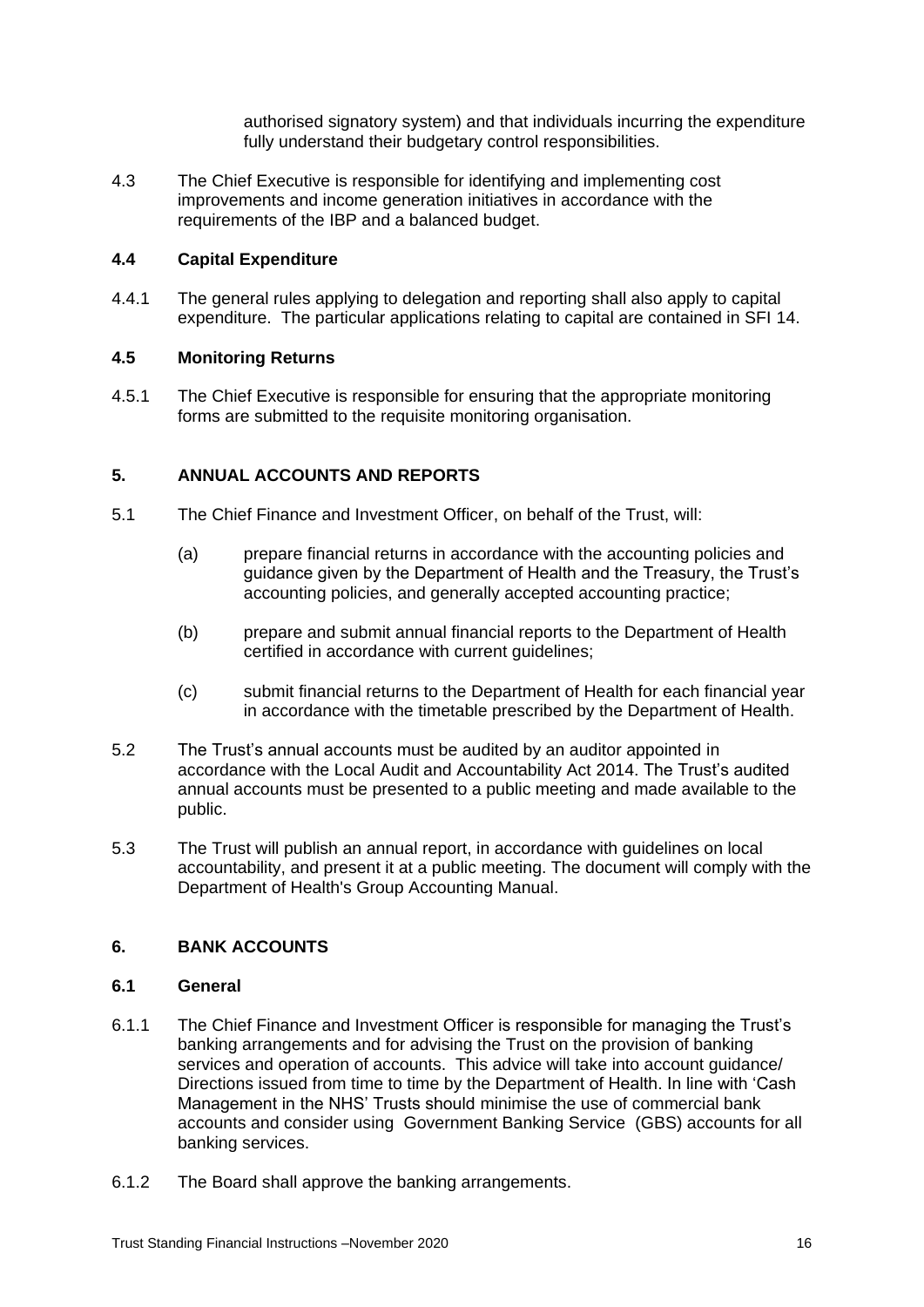authorised signatory system) and that individuals incurring the expenditure fully understand their budgetary control responsibilities.

4.3 The Chief Executive is responsible for identifying and implementing cost improvements and income generation initiatives in accordance with the requirements of the IBP and a balanced budget.

### 4.4 Capital Expenditure

4.4.1 The general rules applying to delegation and reporting shall also apply to capital expenditure. The particular applications relating to capital are contained in SFI 14.

### 4.5 Monitoring Returns

4.5.1 The Chief Executive is responsible for ensuring that the appropriate monitoring forms are submitted to the requisite monitoring organisation.

## 5. ANNUAL ACCOUNTS AND REPORTS

5.1 The Chief Finance and Investment Officer, on behalf of the Trust, will:

(a) prepare financial returns in accordance with the accounting policies and guidance given by the Department of Health and the Treasury, the Trust's accounting policies, and generally accepted accounting practice;

(b) prepare and submit annual financial reports to the Department of Health certified in accordance with current guidelines;

(c) submit financial returns to the Department of Health for each financial year in accordance with the timetable prescribed by the Department of Health.

5.2 The Trust's annual accounts must be audited by an auditor appointed in accordance with the Local Audit and Accountability Act 2014. The Trust's audited annual accounts must be presented to a public meeting and made available to the public.

5.3 The Trust will publish an annual report, in accordance with guidelines on local accountability, and present it at a public meeting. The document will comply with the Department of Health's Group Accounting Manual.

## 6. BANK ACCOUNTS

### 6.1 General

6.1.1 The Chief Finance and Investment Officer is responsible for managing the Trust's banking arrangements and for advising the Trust on the provision of banking services and operation of accounts. This advice will take into account guidance/ Directions issued from time to time by the Department of Health. In line with 'Cash Management in the NHS' Trusts should minimise the use of commercial bank accounts and consider using Government Banking Service (GBS) accounts for all banking services.

6.1.2 The Board shall approve the banking arrangements.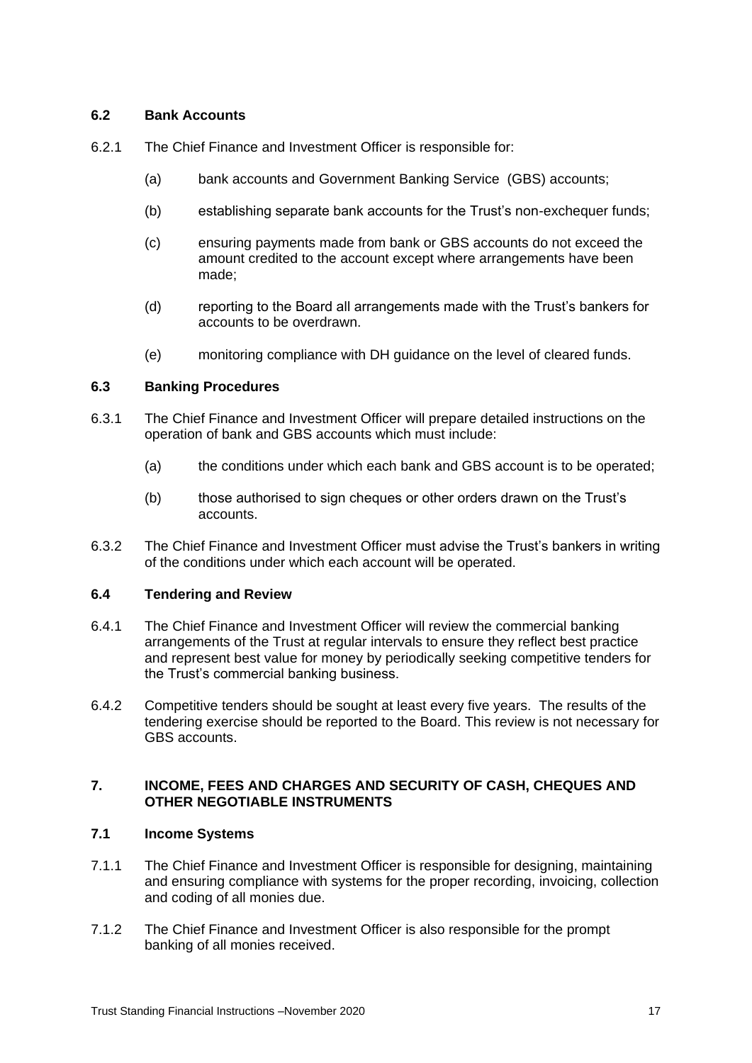### 6.2 Bank Accounts

6.2.1 The Chief Finance and Investment Officer is responsible for:

- (a) bank accounts and Government Banking Service (GBS) accounts;
- (b) establishing separate bank accounts for the Trust's non-exchequer funds;
- (c) ensuring payments made from bank or GBS accounts do not exceed the amount credited to the account except where arrangements have been made;
- (d) reporting to the Board all arrangements made with the Trust's bankers for accounts to be overdrawn.
- (e) monitoring compliance with DH guidance on the level of cleared funds.

### 6.3 Banking Procedures

6.3.1 The Chief Finance and Investment Officer will prepare detailed instructions on the operation of bank and GBS accounts which must include:

- (a) the conditions under which each bank and GBS account is to be operated;
- (b) those authorised to sign cheques or other orders drawn on the Trust's accounts.

6.3.2 The Chief Finance and Investment Officer must advise the Trust's bankers in writing of the conditions under which each account will be operated.

### 6.4 Tendering and Review

6.4.1 The Chief Finance and Investment Officer will review the commercial banking arrangements of the Trust at regular intervals to ensure they reflect best practice and represent best value for money by periodically seeking competitive tenders for the Trust's commercial banking business.

6.4.2 Competitive tenders should be sought at least every five years. The results of the tendering exercise should be reported to the Board. This review is not necessary for GBS accounts.

## 7. INCOME, FEES AND CHARGES AND SECURITY OF CASH, CHEQUES AND OTHER NEGOTIABLE INSTRUMENTS

### 7.1 Income Systems

7.1.1 The Chief Finance and Investment Officer is responsible for designing, maintaining and ensuring compliance with systems for the proper recording, invoicing, collection and coding of all monies due.

7.1.2 The Chief Finance and Investment Officer is also responsible for the prompt banking of all monies received.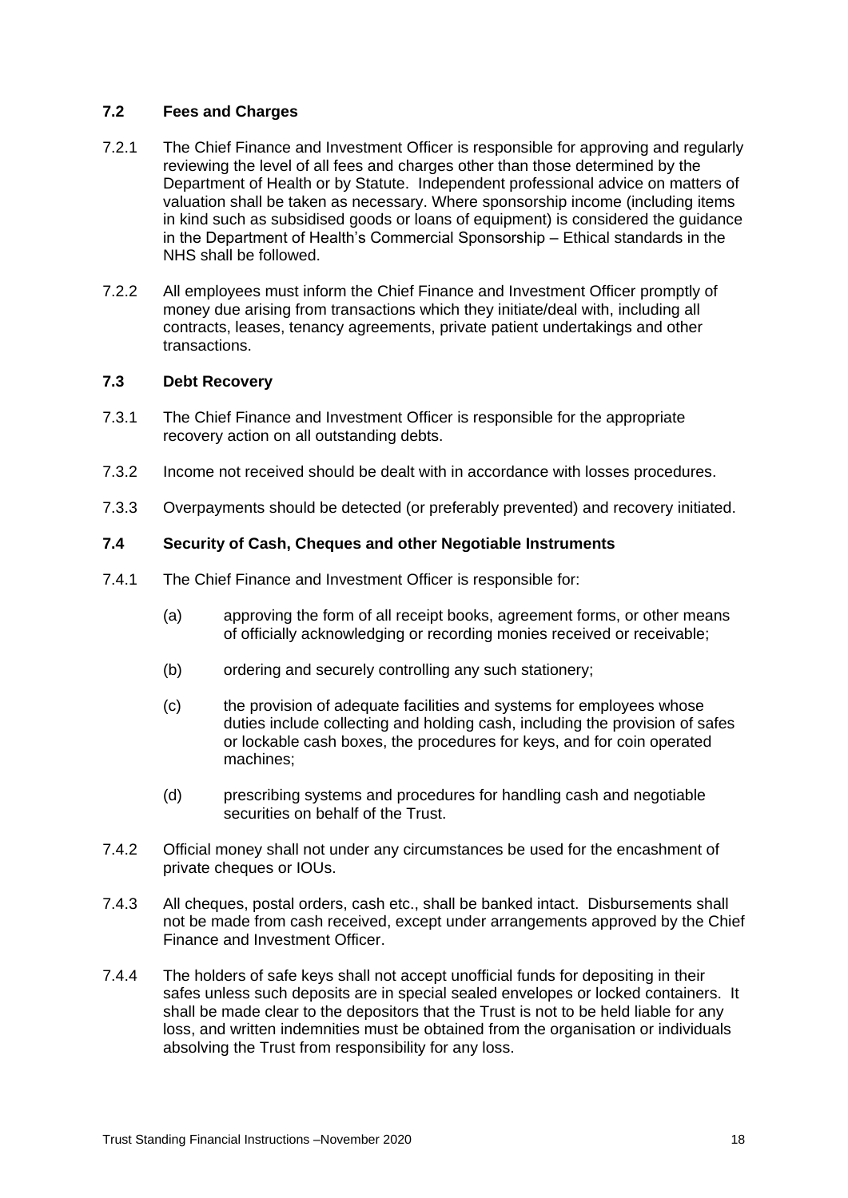### 7.2 Fees and Charges

7.2.1 The Chief Finance and Investment Officer is responsible for approving and regularly reviewing the level of all fees and charges other than those determined by the Department of Health or by Statute. Independent professional advice on matters of valuation shall be taken as necessary. Where sponsorship income (including items in kind such as subsidised goods or loans of equipment) is considered the guidance in the Department of Health's Commercial Sponsorship – Ethical standards in the NHS shall be followed.

7.2.2 All employees must inform the Chief Finance and Investment Officer promptly of money due arising from transactions which they initiate/deal with, including all contracts, leases, tenancy agreements, private patient undertakings and other transactions.

### 7.3 Debt Recovery

7.3.1 The Chief Finance and Investment Officer is responsible for the appropriate recovery action on all outstanding debts.

7.3.2 Income not received should be dealt with in accordance with losses procedures.

7.3.3 Overpayments should be detected (or preferably prevented) and recovery initiated.

### 7.4 Security of Cash, Cheques and other Negotiable Instruments

7.4.1 The Chief Finance and Investment Officer is responsible for:

(a) approving the form of all receipt books, agreement forms, or other means of officially acknowledging or recording monies received or receivable;

(b) ordering and securely controlling any such stationery;

(c) the provision of adequate facilities and systems for employees whose duties include collecting and holding cash, including the provision of safes or lockable cash boxes, the procedures for keys, and for coin operated machines;

(d) prescribing systems and procedures for handling cash and negotiable securities on behalf of the Trust.

7.4.2 Official money shall not under any circumstances be used for the encashment of private cheques or IOUs.

7.4.3 All cheques, postal orders, cash etc., shall be banked intact. Disbursements shall not be made from cash received, except under arrangements approved by the Chief Finance and Investment Officer.

7.4.4 The holders of safe keys shall not accept unofficial funds for depositing in their safes unless such deposits are in special sealed envelopes or locked containers. It shall be made clear to the depositors that the Trust is not to be held liable for any loss, and written indemnities must be obtained from the organisation or individuals absolving the Trust from responsibility for any loss.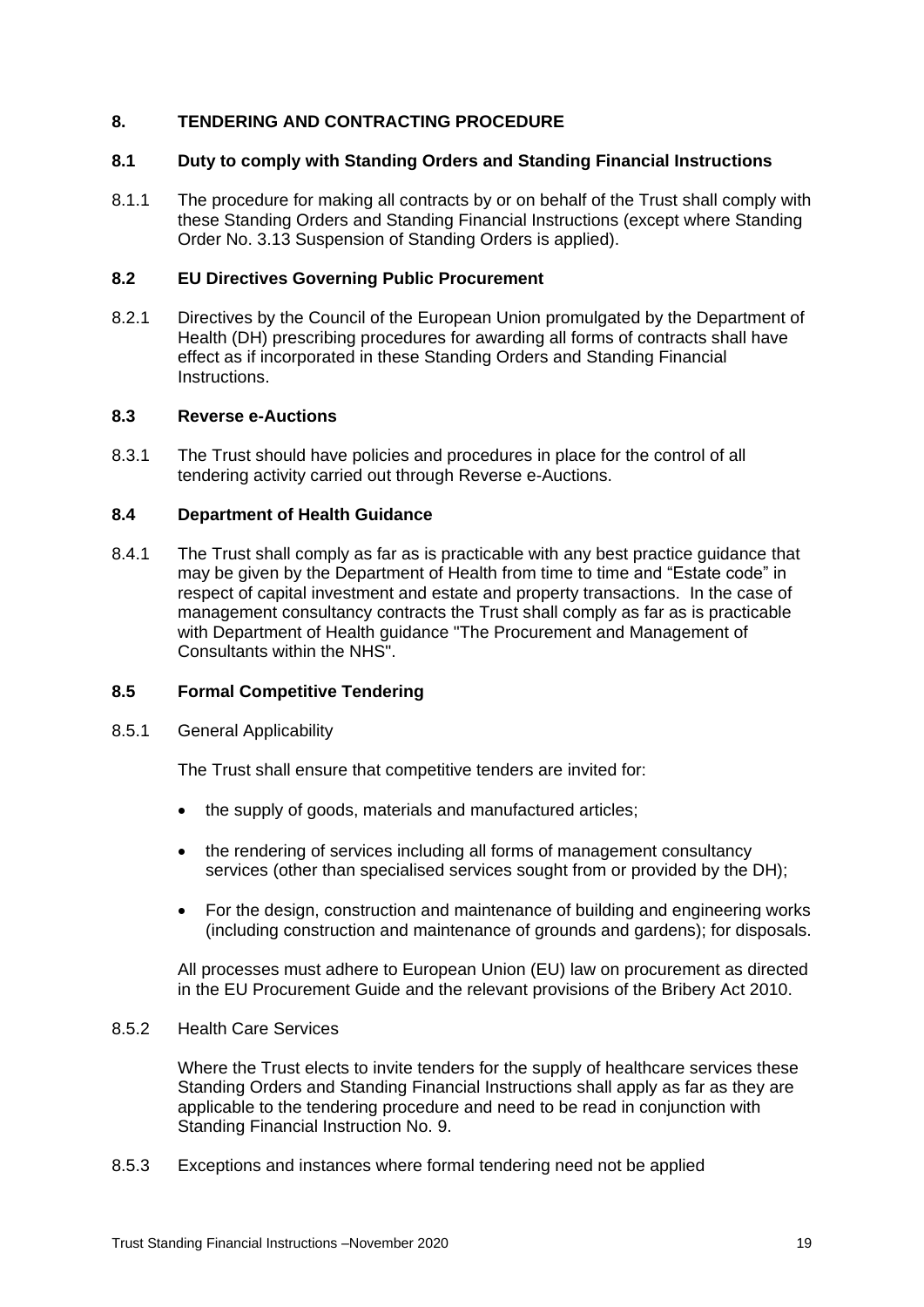## 8. TENDERING AND CONTRACTING PROCEDURE

### 8.1 Duty to comply with Standing Orders and Standing Financial Instructions

8.1.1 The procedure for making all contracts by or on behalf of the Trust shall comply with these Standing Orders and Standing Financial Instructions (except where Standing Order No. 3.13 Suspension of Standing Orders is applied).

### 8.2 EU Directives Governing Public Procurement

8.2.1 Directives by the Council of the European Union promulgated by the Department of Health (DH) prescribing procedures for awarding all forms of contracts shall have effect as if incorporated in these Standing Orders and Standing Financial Instructions.

### 8.3 Reverse e-Auctions

8.3.1 The Trust should have policies and procedures in place for the control of all tendering activity carried out through Reverse e-Auctions.

### 8.4 Department of Health Guidance

8.4.1 The Trust shall comply as far as is practicable with any best practice guidance that may be given by the Department of Health from time to time and "Estate code" in respect of capital investment and estate and property transactions. In the case of management consultancy contracts the Trust shall comply as far as is practicable with Department of Health guidance "The Procurement and Management of Consultants within the NHS".

### 8.5 Formal Competitive Tendering

8.5.1 General Applicability

The Trust shall ensure that competitive tenders are invited for:

- the supply of goods, materials and manufactured articles;
- the rendering of services including all forms of management consultancy services (other than specialised services sought from or provided by the DH);
- For the design, construction and maintenance of building and engineering works (including construction and maintenance of grounds and gardens); for disposals.

All processes must adhere to European Union (EU) law on procurement as directed in the EU Procurement Guide and the relevant provisions of the Bribery Act 2010.

8.5.2 Health Care Services

Where the Trust elects to invite tenders for the supply of healthcare services these Standing Orders and Standing Financial Instructions shall apply as far as they are applicable to the tendering procedure and need to be read in conjunction with Standing Financial Instruction No. 9.

8.5.3 Exceptions and instances where formal tendering need not be applied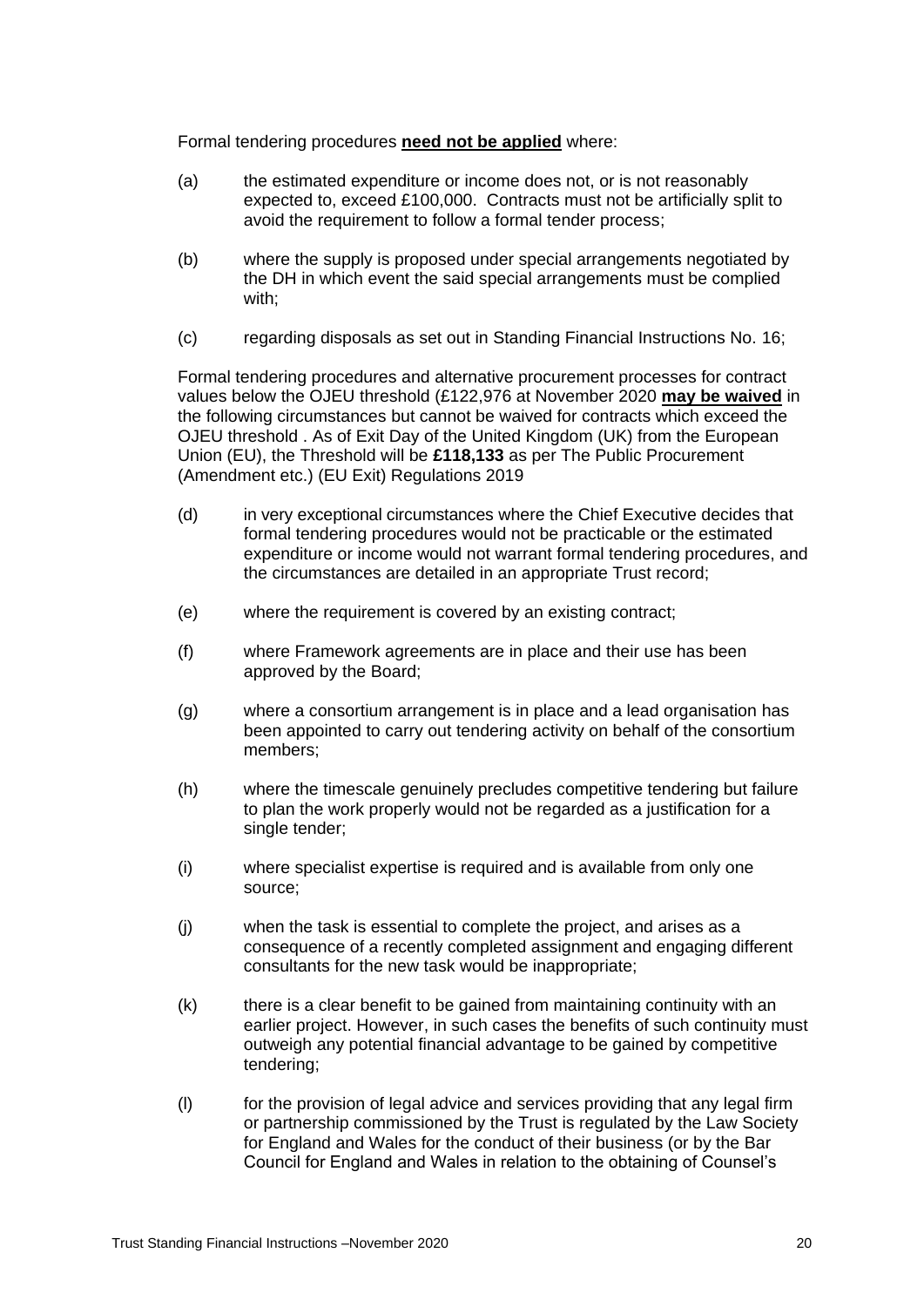Formal tendering procedures **need not be applied** where:

(a) the estimated expenditure or income does not, or is not reasonably expected to, exceed £100,000. Contracts must not be artificially split to avoid the requirement to follow a formal tender process;

(b) where the supply is proposed under special arrangements negotiated by the DH in which event the said special arrangements must be complied with;

(c) regarding disposals as set out in Standing Financial Instructions No. 16;

Formal tendering procedures and alternative procurement processes for contract values below the OJEU threshold (£122,976 at November 2020 **may be waived** in the following circumstances but cannot be waived for contracts which exceed the OJEU threshold . As of Exit Day of the United Kingdom (UK) from the European Union (EU), the Threshold will be **£118,133** as per The Public Procurement (Amendment etc.) (EU Exit) Regulations 2019

(d) in very exceptional circumstances where the Chief Executive decides that formal tendering procedures would not be practicable or the estimated expenditure or income would not warrant formal tendering procedures, and the circumstances are detailed in an appropriate Trust record;

(e) where the requirement is covered by an existing contract;

(f) where Framework agreements are in place and their use has been approved by the Board;

(g) where a consortium arrangement is in place and a lead organisation has been appointed to carry out tendering activity on behalf of the consortium members;

(h) where the timescale genuinely precludes competitive tendering but failure to plan the work properly would not be regarded as a justification for a single tender;

(i) where specialist expertise is required and is available from only one source;

(j) when the task is essential to complete the project, and arises as a consequence of a recently completed assignment and engaging different consultants for the new task would be inappropriate;

(k) there is a clear benefit to be gained from maintaining continuity with an earlier project. However, in such cases the benefits of such continuity must outweigh any potential financial advantage to be gained by competitive tendering;

(l) for the provision of legal advice and services providing that any legal firm or partnership commissioned by the Trust is regulated by the Law Society for England and Wales for the conduct of their business (or by the Bar Council for England and Wales in relation to the obtaining of Counsel's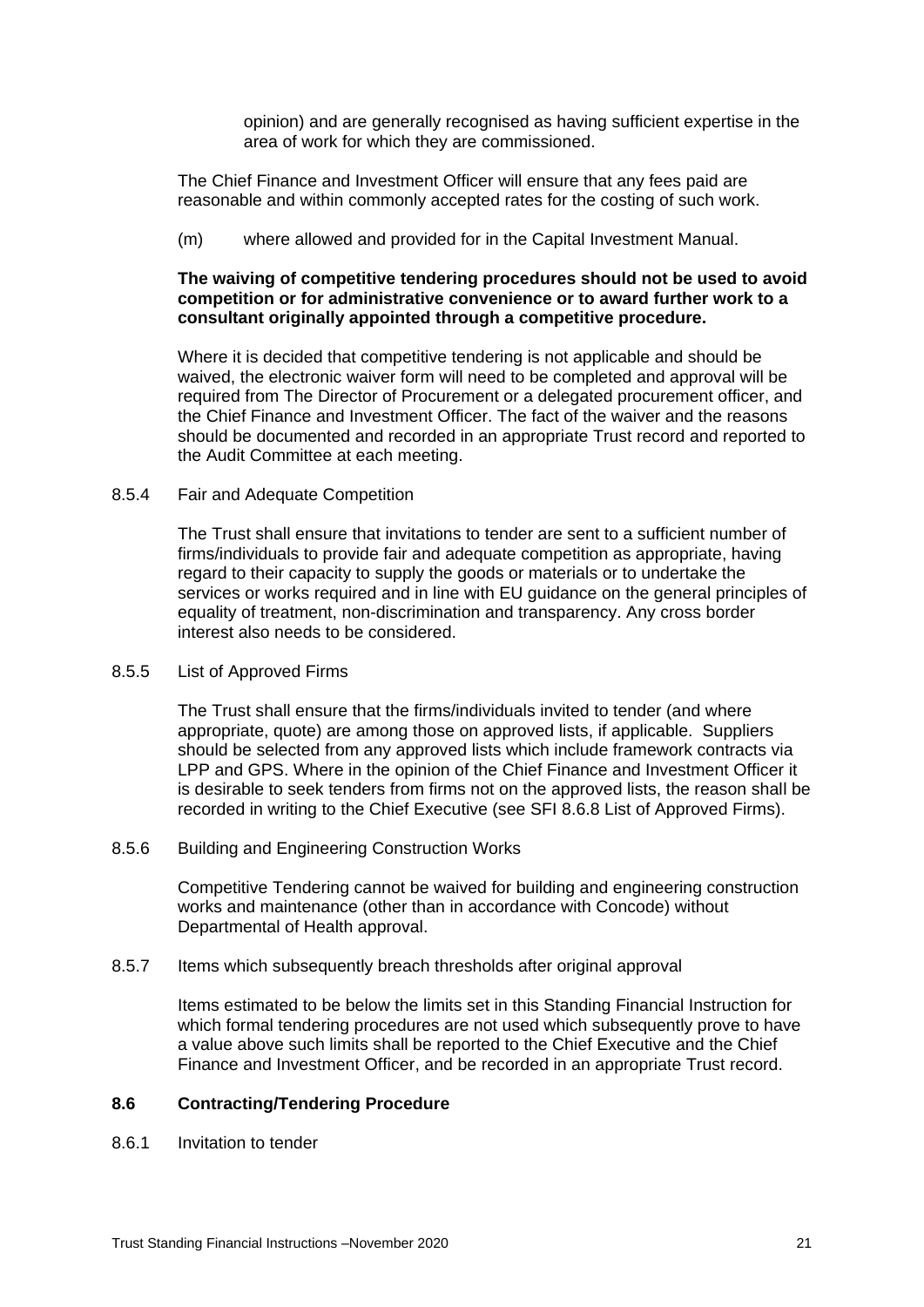opinion) and are generally recognised as having sufficient expertise in the area of work for which they are commissioned.

The Chief Finance and Investment Officer will ensure that any fees paid are reasonable and within commonly accepted rates for the costing of such work.

(m) where allowed and provided for in the Capital Investment Manual.

**The waiving of competitive tendering procedures should not be used to avoid competition or for administrative convenience or to award further work to a consultant originally appointed through a competitive procedure.**

Where it is decided that competitive tendering is not applicable and should be waived, the electronic waiver form will need to be completed and approval will be required from The Director of Procurement or a delegated procurement officer, and the Chief Finance and Investment Officer. The fact of the waiver and the reasons should be documented and recorded in an appropriate Trust record and reported to the Audit Committee at each meeting.

8.5.4 Fair and Adequate Competition

The Trust shall ensure that invitations to tender are sent to a sufficient number of firms/individuals to provide fair and adequate competition as appropriate, having regard to their capacity to supply the goods or materials or to undertake the services or works required and in line with EU guidance on the general principles of equality of treatment, non-discrimination and transparency. Any cross border interest also needs to be considered.

8.5.5 List of Approved Firms

The Trust shall ensure that the firms/individuals invited to tender (and where appropriate, quote) are among those on approved lists, if applicable. Suppliers should be selected from any approved lists which include framework contracts via LPP and GPS. Where in the opinion of the Chief Finance and Investment Officer it is desirable to seek tenders from firms not on the approved lists, the reason shall be recorded in writing to the Chief Executive (see SFI 8.6.8 List of Approved Firms).

8.5.6 Building and Engineering Construction Works

Competitive Tendering cannot be waived for building and engineering construction works and maintenance (other than in accordance with Concode) without Departmental of Health approval.

8.5.7 Items which subsequently breach thresholds after original approval

Items estimated to be below the limits set in this Standing Financial Instruction for which formal tendering procedures are not used which subsequently prove to have a value above such limits shall be reported to the Chief Executive and the Chief Finance and Investment Officer, and be recorded in an appropriate Trust record.

### 8.6 Contracting/Tendering Procedure

8.6.1 Invitation to tender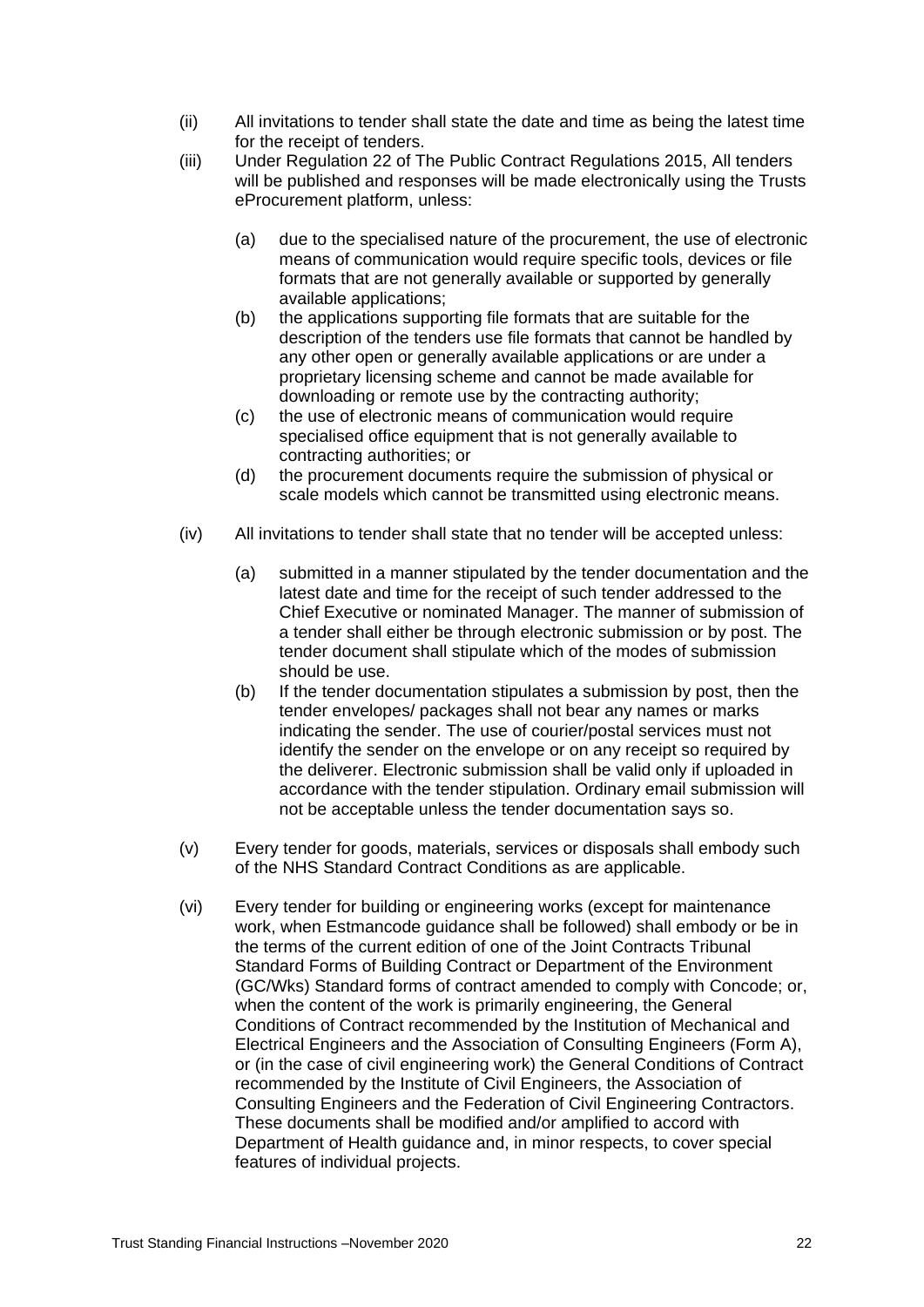(ii) All invitations to tender shall state the date and time as being the latest time for the receipt of tenders.

(iii) Under Regulation 22 of The Public Contract Regulations 2015, All tenders will be published and responses will be made electronically using the Trusts eProcurement platform, unless:

   (a) due to the specialised nature of the procurement, the use of electronic means of communication would require specific tools, devices or file formats that are not generally available or supported by generally available applications;

   (b) the applications supporting file formats that are suitable for the description of the tenders use file formats that cannot be handled by any other open or generally available applications or are under a proprietary licensing scheme and cannot be made available for downloading or remote use by the contracting authority;

   (c) the use of electronic means of communication would require specialised office equipment that is not generally available to contracting authorities; or

   (d) the procurement documents require the submission of physical or scale models which cannot be transmitted using electronic means.

(iv) All invitations to tender shall state that no tender will be accepted unless:

   (a) submitted in a manner stipulated by the tender documentation and the latest date and time for the receipt of such tender addressed to the Chief Executive or nominated Manager. The manner of submission of a tender shall either be through electronic submission or by post. The tender document shall stipulate which of the modes of submission should be use.

   (b) If the tender documentation stipulates a submission by post, then the tender envelopes/ packages shall not bear any names or marks indicating the sender. The use of courier/postal services must not identify the sender on the envelope or on any receipt so required by the deliverer. Electronic submission shall be valid only if uploaded in accordance with the tender stipulation. Ordinary email submission will not be acceptable unless the tender documentation says so.

(v) Every tender for goods, materials, services or disposals shall embody such of the NHS Standard Contract Conditions as are applicable.

(vi) Every tender for building or engineering works (except for maintenance work, when Estmancode guidance shall be followed) shall embody or be in the terms of the current edition of one of the Joint Contracts Tribunal Standard Forms of Building Contract or Department of the Environment (GC/Wks) Standard forms of contract amended to comply with Concode; or, when the content of the work is primarily engineering, the General Conditions of Contract recommended by the Institution of Mechanical and Electrical Engineers and the Association of Consulting Engineers (Form A), or (in the case of civil engineering work) the General Conditions of Contract recommended by the Institute of Civil Engineers, the Association of Consulting Engineers and the Federation of Civil Engineering Contractors. These documents shall be modified and/or amplified to accord with Department of Health guidance and, in minor respects, to cover special features of individual projects.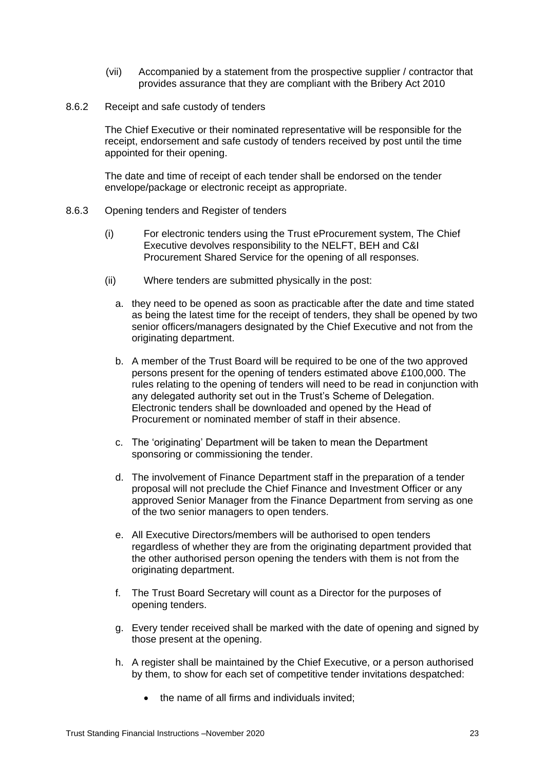(vii) Accompanied by a statement from the prospective supplier / contractor that provides assurance that they are compliant with the Bribery Act 2010

8.6.2 Receipt and safe custody of tenders

The Chief Executive or their nominated representative will be responsible for the receipt, endorsement and safe custody of tenders received by post until the time appointed for their opening.

The date and time of receipt of each tender shall be endorsed on the tender envelope/package or electronic receipt as appropriate.

8.6.3 Opening tenders and Register of tenders

(i) For electronic tenders using the Trust eProcurement system, The Chief Executive devolves responsibility to the NELFT, BEH and C&I Procurement Shared Service for the opening of all responses.

(ii) Where tenders are submitted physically in the post:

a. they need to be opened as soon as practicable after the date and time stated as being the latest time for the receipt of tenders, they shall be opened by two senior officers/managers designated by the Chief Executive and not from the originating department.

b. A member of the Trust Board will be required to be one of the two approved persons present for the opening of tenders estimated above £100,000. The rules relating to the opening of tenders will need to be read in conjunction with any delegated authority set out in the Trust's Scheme of Delegation. Electronic tenders shall be downloaded and opened by the Head of Procurement or nominated member of staff in their absence.

c. The 'originating' Department will be taken to mean the Department sponsoring or commissioning the tender.

d. The involvement of Finance Department staff in the preparation of a tender proposal will not preclude the Chief Finance and Investment Officer or any approved Senior Manager from the Finance Department from serving as one of the two senior managers to open tenders.

e. All Executive Directors/members will be authorised to open tenders regardless of whether they are from the originating department provided that the other authorised person opening the tenders with them is not from the originating department.

f. The Trust Board Secretary will count as a Director for the purposes of opening tenders.

g. Every tender received shall be marked with the date of opening and signed by those present at the opening.

h. A register shall be maintained by the Chief Executive, or a person authorised by them, to show for each set of competitive tender invitations despatched:

- the name of all firms and individuals invited;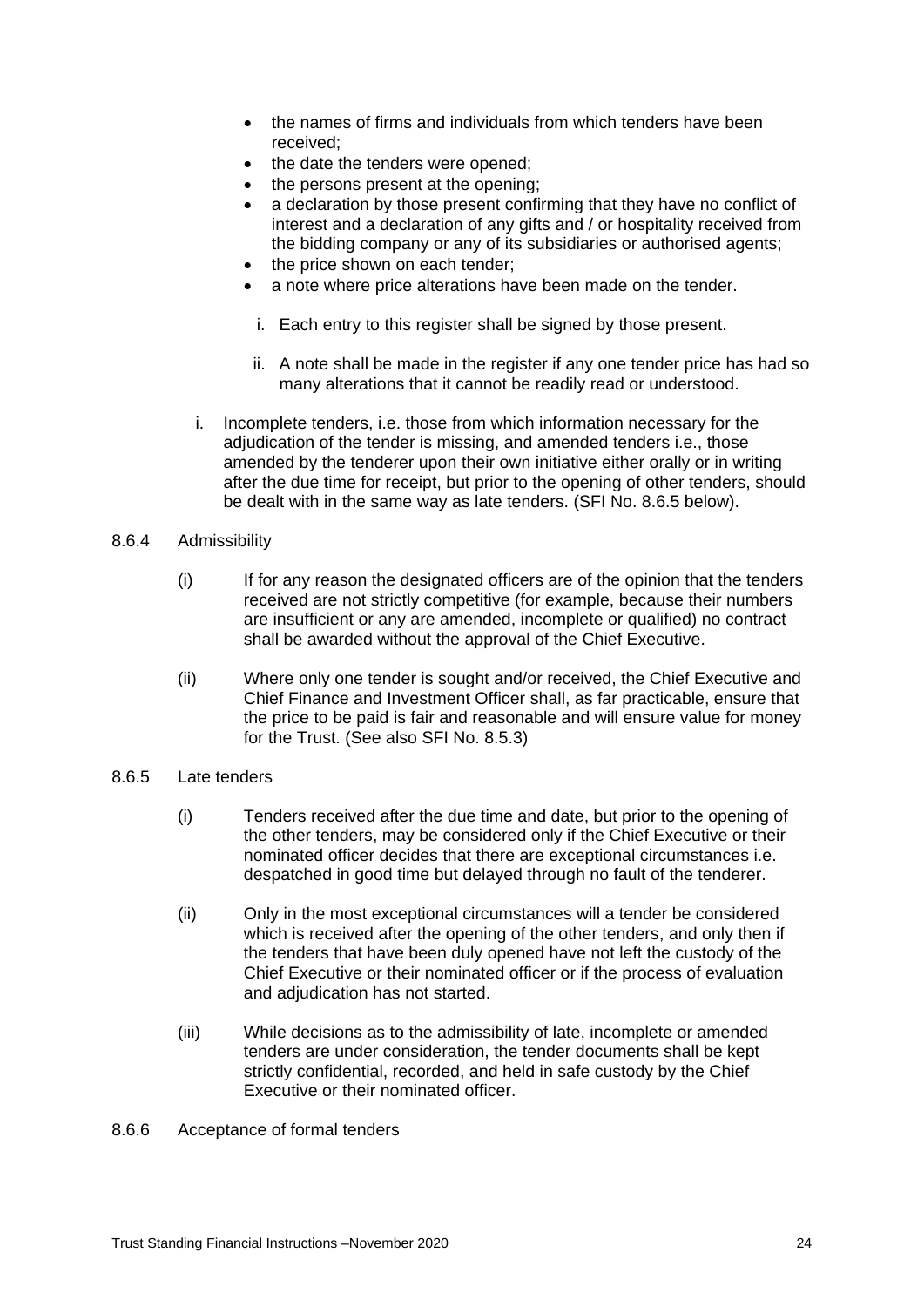- the names of firms and individuals from which tenders have been received;
- the date the tenders were opened;
- the persons present at the opening;
- a declaration by those present confirming that they have no conflict of interest and a declaration of any gifts and / or hospitality received from the bidding company or any of its subsidiaries or authorised agents;
- the price shown on each tender;
- a note where price alterations have been made on the tender.

  i. Each entry to this register shall be signed by those present.

  ii. A note shall be made in the register if any one tender price has had so many alterations that it cannot be readily read or understood.

i. Incomplete tenders, i.e. those from which information necessary for the adjudication of the tender is missing, and amended tenders i.e., those amended by the tenderer upon their own initiative either orally or in writing after the due time for receipt, but prior to the opening of other tenders, should be dealt with in the same way as late tenders. (SFI No. 8.6.5 below).

8.6.4 Admissibility

(i) If for any reason the designated officers are of the opinion that the tenders received are not strictly competitive (for example, because their numbers are insufficient or any are amended, incomplete or qualified) no contract shall be awarded without the approval of the Chief Executive.

(ii) Where only one tender is sought and/or received, the Chief Executive and Chief Finance and Investment Officer shall, as far practicable, ensure that the price to be paid is fair and reasonable and will ensure value for money for the Trust. (See also SFI No. 8.5.3)

8.6.5 Late tenders

(i) Tenders received after the due time and date, but prior to the opening of the other tenders, may be considered only if the Chief Executive or their nominated officer decides that there are exceptional circumstances i.e. despatched in good time but delayed through no fault of the tenderer.

(ii) Only in the most exceptional circumstances will a tender be considered which is received after the opening of the other tenders, and only then if the tenders that have been duly opened have not left the custody of the Chief Executive or their nominated officer or if the process of evaluation and adjudication has not started.

(iii) While decisions as to the admissibility of late, incomplete or amended tenders are under consideration, the tender documents shall be kept strictly confidential, recorded, and held in safe custody by the Chief Executive or their nominated officer.

8.6.6 Acceptance of formal tenders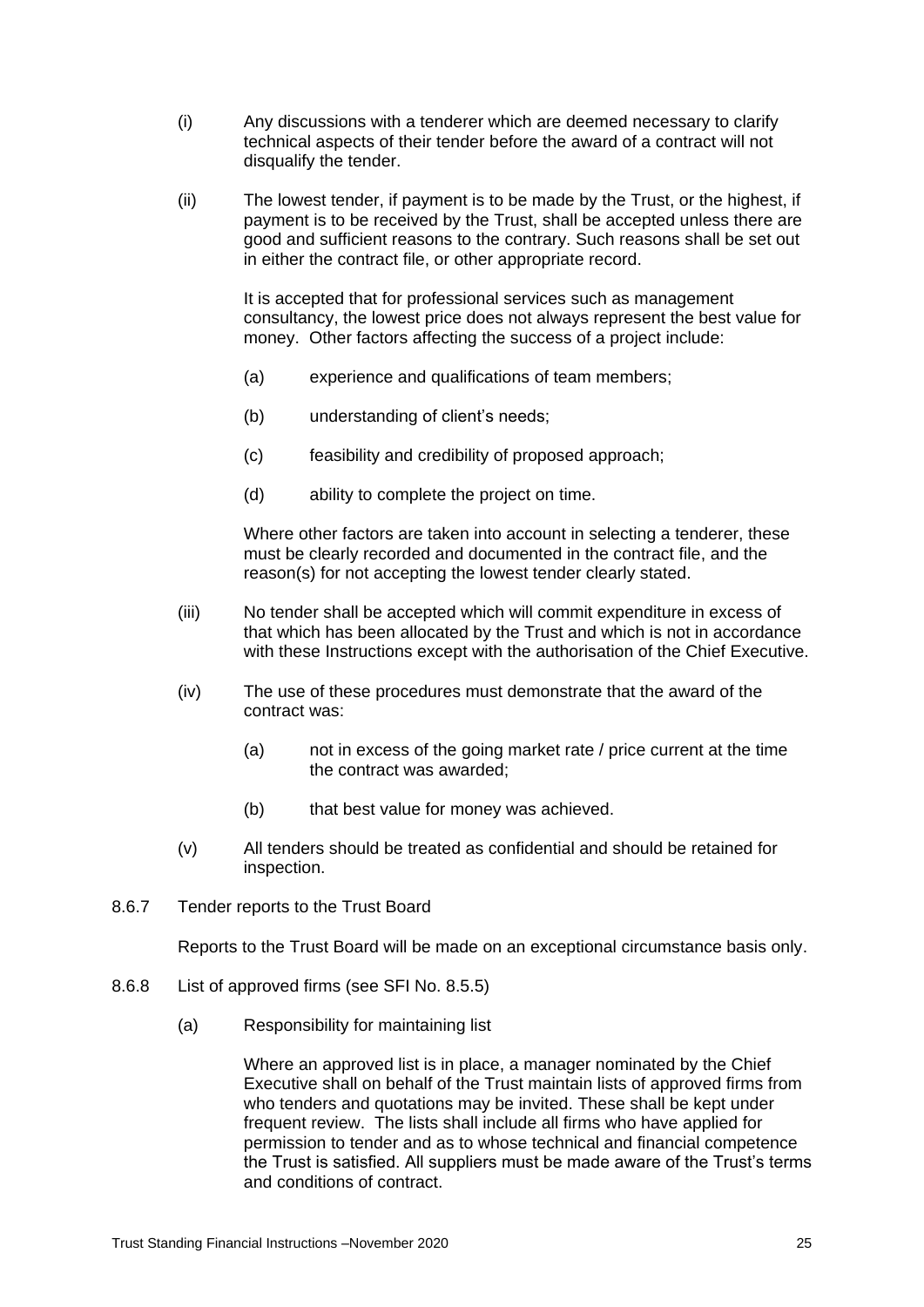(i) Any discussions with a tenderer which are deemed necessary to clarify technical aspects of their tender before the award of a contract will not disqualify the tender.

(ii) The lowest tender, if payment is to be made by the Trust, or the highest, if payment is to be received by the Trust, shall be accepted unless there are good and sufficient reasons to the contrary. Such reasons shall be set out in either the contract file, or other appropriate record.

It is accepted that for professional services such as management consultancy, the lowest price does not always represent the best value for money. Other factors affecting the success of a project include:

(a) experience and qualifications of team members;

(b) understanding of client's needs;

(c) feasibility and credibility of proposed approach;

(d) ability to complete the project on time.

Where other factors are taken into account in selecting a tenderer, these must be clearly recorded and documented in the contract file, and the reason(s) for not accepting the lowest tender clearly stated.

(iii) No tender shall be accepted which will commit expenditure in excess of that which has been allocated by the Trust and which is not in accordance with these Instructions except with the authorisation of the Chief Executive.

(iv) The use of these procedures must demonstrate that the award of the contract was:

(a) not in excess of the going market rate / price current at the time the contract was awarded;

(b) that best value for money was achieved.

(v) All tenders should be treated as confidential and should be retained for inspection.

8.6.7 Tender reports to the Trust Board

Reports to the Trust Board will be made on an exceptional circumstance basis only.

8.6.8 List of approved firms (see SFI No. 8.5.5)

(a) Responsibility for maintaining list

Where an approved list is in place, a manager nominated by the Chief Executive shall on behalf of the Trust maintain lists of approved firms from who tenders and quotations may be invited. These shall be kept under frequent review. The lists shall include all firms who have applied for permission to tender and as to whose technical and financial competence the Trust is satisfied. All suppliers must be made aware of the Trust's terms and conditions of contract.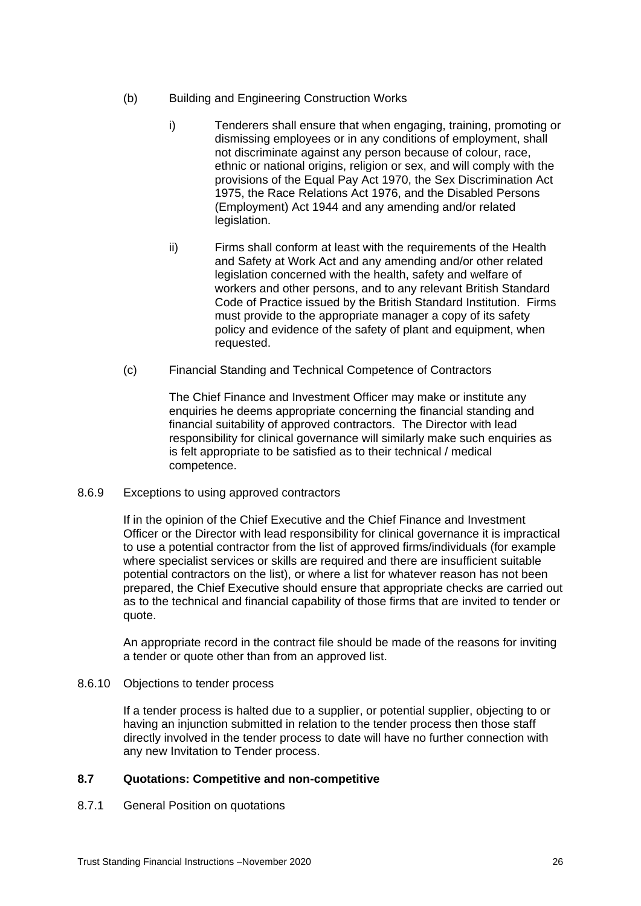(b) Building and Engineering Construction Works

i) Tenderers shall ensure that when engaging, training, promoting or dismissing employees or in any conditions of employment, shall not discriminate against any person because of colour, race, ethnic or national origins, religion or sex, and will comply with the provisions of the Equal Pay Act 1970, the Sex Discrimination Act 1975, the Race Relations Act 1976, and the Disabled Persons (Employment) Act 1944 and any amending and/or related legislation.

ii) Firms shall conform at least with the requirements of the Health and Safety at Work Act and any amending and/or other related legislation concerned with the health, safety and welfare of workers and other persons, and to any relevant British Standard Code of Practice issued by the British Standard Institution. Firms must provide to the appropriate manager a copy of its safety policy and evidence of the safety of plant and equipment, when requested.

(c) Financial Standing and Technical Competence of Contractors

The Chief Finance and Investment Officer may make or institute any enquiries he deems appropriate concerning the financial standing and financial suitability of approved contractors. The Director with lead responsibility for clinical governance will similarly make such enquiries as is felt appropriate to be satisfied as to their technical / medical competence.

8.6.9 Exceptions to using approved contractors

If in the opinion of the Chief Executive and the Chief Finance and Investment Officer or the Director with lead responsibility for clinical governance it is impractical to use a potential contractor from the list of approved firms/individuals (for example where specialist services or skills are required and there are insufficient suitable potential contractors on the list), or where a list for whatever reason has not been prepared, the Chief Executive should ensure that appropriate checks are carried out as to the technical and financial capability of those firms that are invited to tender or quote.

An appropriate record in the contract file should be made of the reasons for inviting a tender or quote other than from an approved list.

8.6.10 Objections to tender process

If a tender process is halted due to a supplier, or potential supplier, objecting to or having an injunction submitted in relation to the tender process then those staff directly involved in the tender process to date will have no further connection with any new Invitation to Tender process.

### 8.7 Quotations: Competitive and non-competitive

8.7.1 General Position on quotations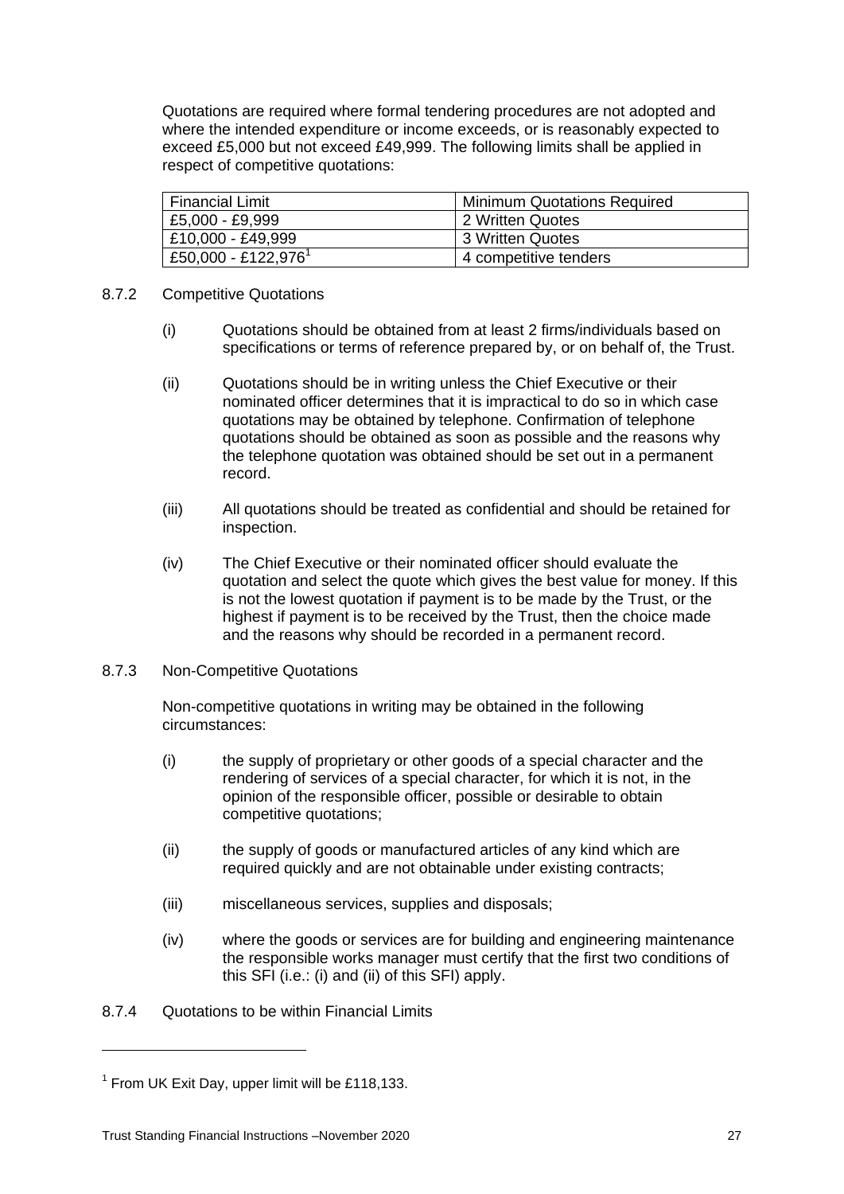Quotations are required where formal tendering procedures are not adopted and where the intended expenditure or income exceeds, or is reasonably expected to exceed £5,000 but not exceed £49,999. The following limits shall be applied in respect of competitive quotations:

| Financial Limit | Minimum Quotations Required |
|---|---|
| £5,000 - £9,999 | 2 Written Quotes |
| £10,000 - £49,999 | 3 Written Quotes |
| £50,000 - £122,976[1] | 4 competitive tenders |

8.7.2 Competitive Quotations

(i) Quotations should be obtained from at least 2 firms/individuals based on specifications or terms of reference prepared by, or on behalf of, the Trust.

(ii) Quotations should be in writing unless the Chief Executive or their nominated officer determines that it is impractical to do so in which case quotations may be obtained by telephone. Confirmation of telephone quotations should be obtained as soon as possible and the reasons why the telephone quotation was obtained should be set out in a permanent record.

(iii) All quotations should be treated as confidential and should be retained for inspection.

(iv) The Chief Executive or their nominated officer should evaluate the quotation and select the quote which gives the best value for money. If this is not the lowest quotation if payment is to be made by the Trust, or the highest if payment is to be received by the Trust, then the choice made and the reasons why should be recorded in a permanent record.

8.7.3 Non-Competitive Quotations

Non-competitive quotations in writing may be obtained in the following circumstances:

(i) the supply of proprietary or other goods of a special character and the rendering of services of a special character, for which it is not, in the opinion of the responsible officer, possible or desirable to obtain competitive quotations;

(ii) the supply of goods or manufactured articles of any kind which are required quickly and are not obtainable under existing contracts;

(iii) miscellaneous services, supplies and disposals;

(iv) where the goods or services are for building and engineering maintenance the responsible works manager must certify that the first two conditions of this SFI (i.e.: (i) and (ii) of this SFI) apply.

8.7.4 Quotations to be within Financial Limits

[1] From UK Exit Day, upper limit will be £118,133.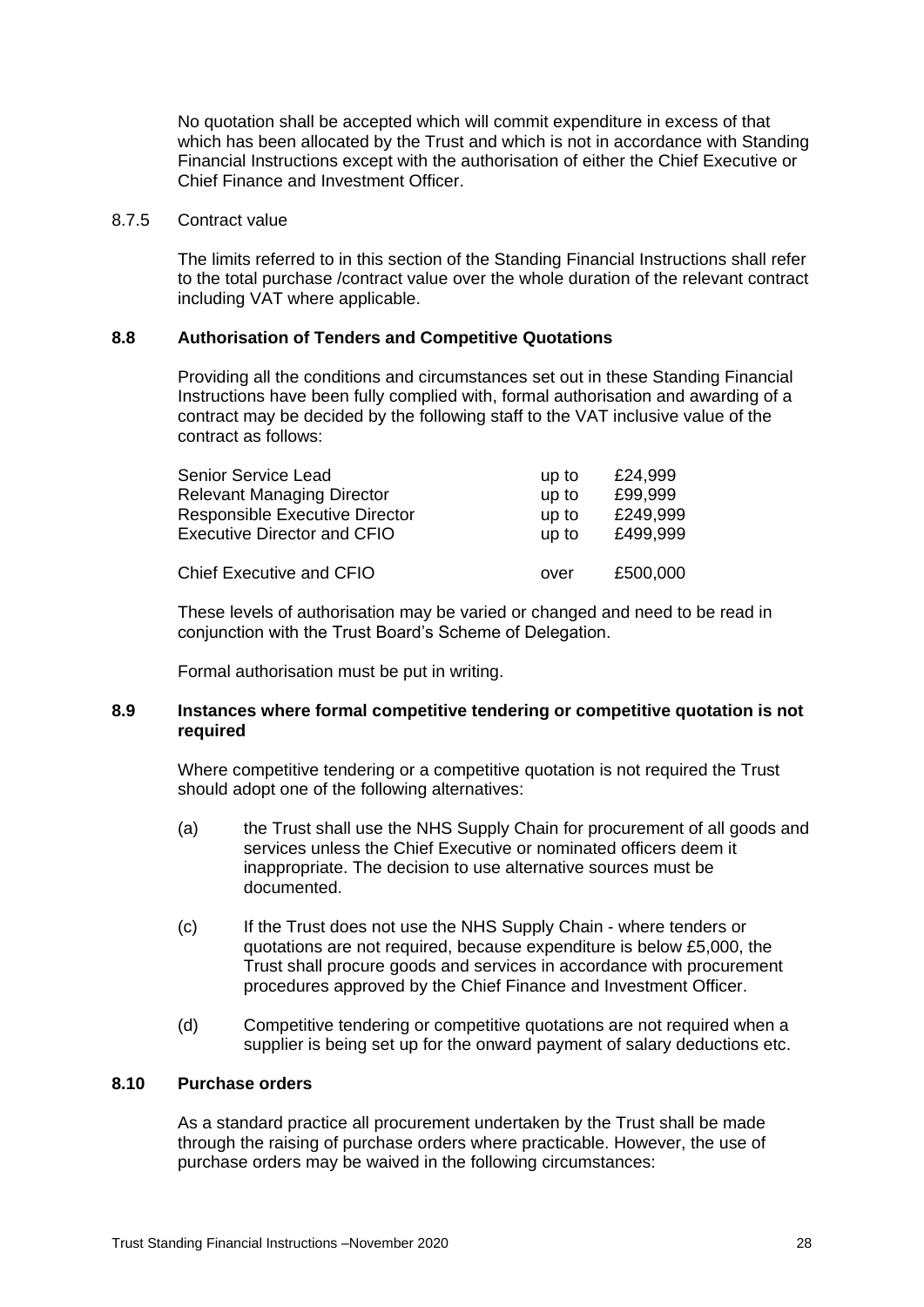No quotation shall be accepted which will commit expenditure in excess of that which has been allocated by the Trust and which is not in accordance with Standing Financial Instructions except with the authorisation of either the Chief Executive or Chief Finance and Investment Officer.

8.7.5 Contract value

The limits referred to in this section of the Standing Financial Instructions shall refer to the total purchase /contract value over the whole duration of the relevant contract including VAT where applicable.

### 8.8 Authorisation of Tenders and Competitive Quotations

Providing all the conditions and circumstances set out in these Standing Financial Instructions have been fully complied with, formal authorisation and awarding of a contract may be decided by the following staff to the VAT inclusive value of the contract as follows:

| | | |
|---|---|---|
| Senior Service Lead | up to | £24,999 |
| Relevant Managing Director | up to | £99,999 |
| Responsible Executive Director | up to | £249,999 |
| Executive Director and CFIO | up to | £499,999 |
| Chief Executive and CFIO | over | £500,000 |

These levels of authorisation may be varied or changed and need to be read in conjunction with the Trust Board's Scheme of Delegation.

Formal authorisation must be put in writing.

### 8.9 Instances where formal competitive tendering or competitive quotation is not required

Where competitive tendering or a competitive quotation is not required the Trust should adopt one of the following alternatives:

(a) the Trust shall use the NHS Supply Chain for procurement of all goods and services unless the Chief Executive or nominated officers deem it inappropriate. The decision to use alternative sources must be documented.

(c) If the Trust does not use the NHS Supply Chain - where tenders or quotations are not required, because expenditure is below £5,000, the Trust shall procure goods and services in accordance with procurement procedures approved by the Chief Finance and Investment Officer.

(d) Competitive tendering or competitive quotations are not required when a supplier is being set up for the onward payment of salary deductions etc.

### 8.10 Purchase orders

As a standard practice all procurement undertaken by the Trust shall be made through the raising of purchase orders where practicable. However, the use of purchase orders may be waived in the following circumstances: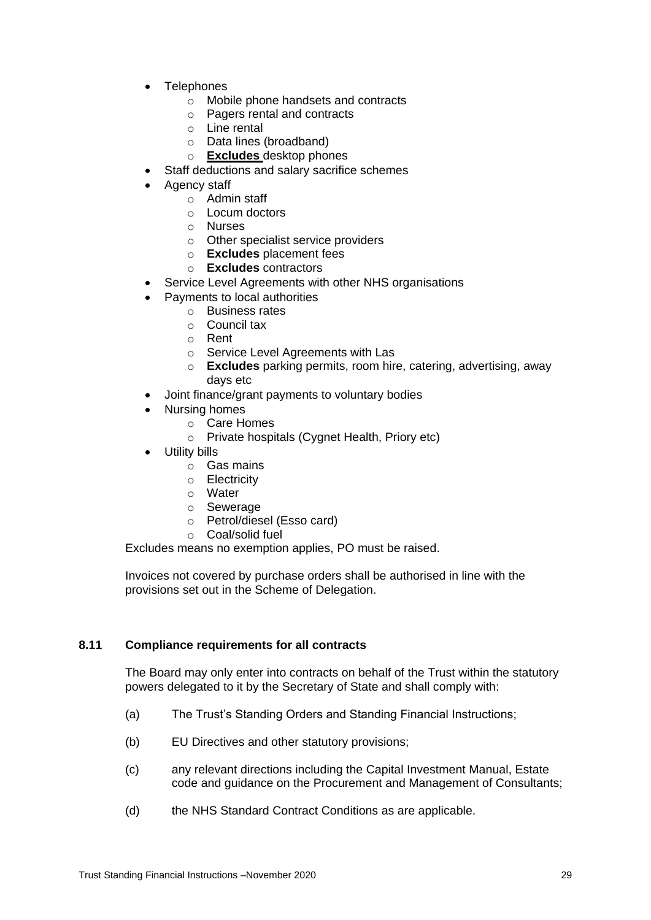- Telephones
  - Mobile phone handsets and contracts
  - Pagers rental and contracts
  - Line rental
  - Data lines (broadband)
  - <u>**Excludes**</u> desktop phones
- Staff deductions and salary sacrifice schemes
- Agency staff
  - Admin staff
  - Locum doctors
  - Nurses
  - Other specialist service providers
  - **Excludes** placement fees
  - **Excludes** contractors
- Service Level Agreements with other NHS organisations
- Payments to local authorities
  - Business rates
  - Council tax
  - Rent
  - Service Level Agreements with Las
  - **Excludes** parking permits, room hire, catering, advertising, away days etc
- Joint finance/grant payments to voluntary bodies
- Nursing homes
  - Care Homes
  - Private hospitals (Cygnet Health, Priory etc)
- Utility bills
  - Gas mains
  - Electricity
  - Water
  - Sewerage
  - Petrol/diesel (Esso card)
  - Coal/solid fuel

Excludes means no exemption applies, PO must be raised.

Invoices not covered by purchase orders shall be authorised in line with the provisions set out in the Scheme of Delegation.

### 8.11 Compliance requirements for all contracts

The Board may only enter into contracts on behalf of the Trust within the statutory powers delegated to it by the Secretary of State and shall comply with:

(a) The Trust's Standing Orders and Standing Financial Instructions;

(b) EU Directives and other statutory provisions;

(c) any relevant directions including the Capital Investment Manual, Estate code and guidance on the Procurement and Management of Consultants;

(d) the NHS Standard Contract Conditions as are applicable.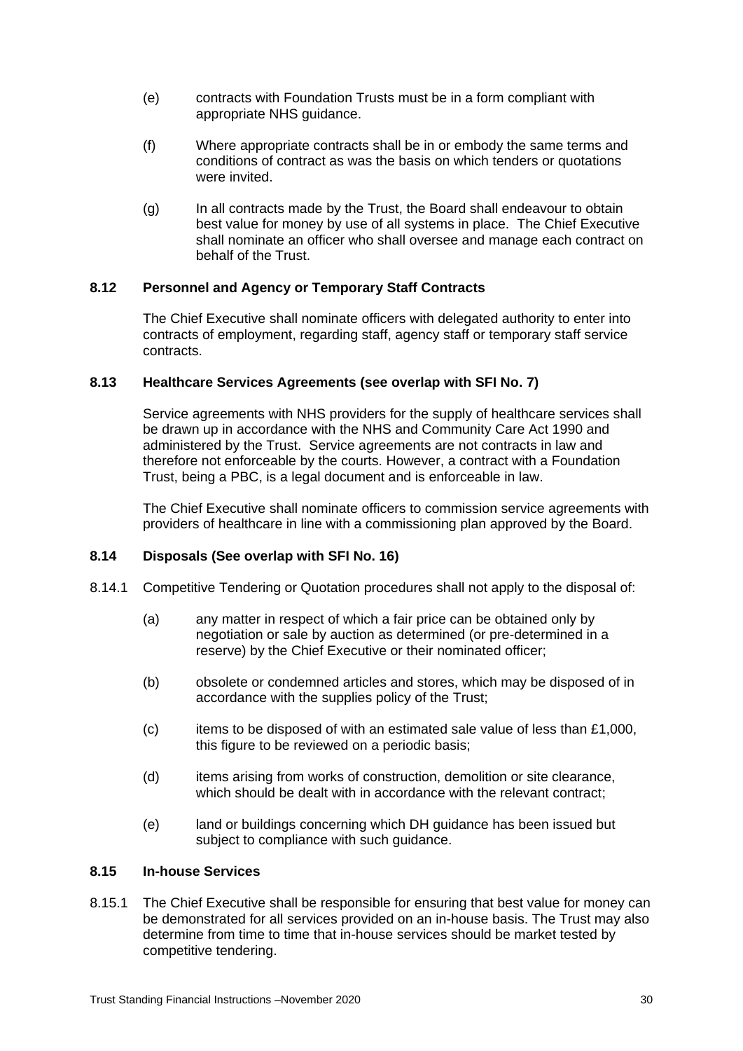(e) contracts with Foundation Trusts must be in a form compliant with appropriate NHS guidance.

(f) Where appropriate contracts shall be in or embody the same terms and conditions of contract as was the basis on which tenders or quotations were invited.

(g) In all contracts made by the Trust, the Board shall endeavour to obtain best value for money by use of all systems in place. The Chief Executive shall nominate an officer who shall oversee and manage each contract on behalf of the Trust.

### 8.12 Personnel and Agency or Temporary Staff Contracts

The Chief Executive shall nominate officers with delegated authority to enter into contracts of employment, regarding staff, agency staff or temporary staff service contracts.

### 8.13 Healthcare Services Agreements (see overlap with SFI No. 7)

Service agreements with NHS providers for the supply of healthcare services shall be drawn up in accordance with the NHS and Community Care Act 1990 and administered by the Trust. Service agreements are not contracts in law and therefore not enforceable by the courts. However, a contract with a Foundation Trust, being a PBC, is a legal document and is enforceable in law.

The Chief Executive shall nominate officers to commission service agreements with providers of healthcare in line with a commissioning plan approved by the Board.

### 8.14 Disposals (See overlap with SFI No. 16)

8.14.1 Competitive Tendering or Quotation procedures shall not apply to the disposal of:

(a) any matter in respect of which a fair price can be obtained only by negotiation or sale by auction as determined (or pre-determined in a reserve) by the Chief Executive or their nominated officer;

(b) obsolete or condemned articles and stores, which may be disposed of in accordance with the supplies policy of the Trust;

(c) items to be disposed of with an estimated sale value of less than £1,000, this figure to be reviewed on a periodic basis;

(d) items arising from works of construction, demolition or site clearance, which should be dealt with in accordance with the relevant contract;

(e) land or buildings concerning which DH guidance has been issued but subject to compliance with such guidance.

### 8.15 In-house Services

8.15.1 The Chief Executive shall be responsible for ensuring that best value for money can be demonstrated for all services provided on an in-house basis. The Trust may also determine from time to time that in-house services should be market tested by competitive tendering.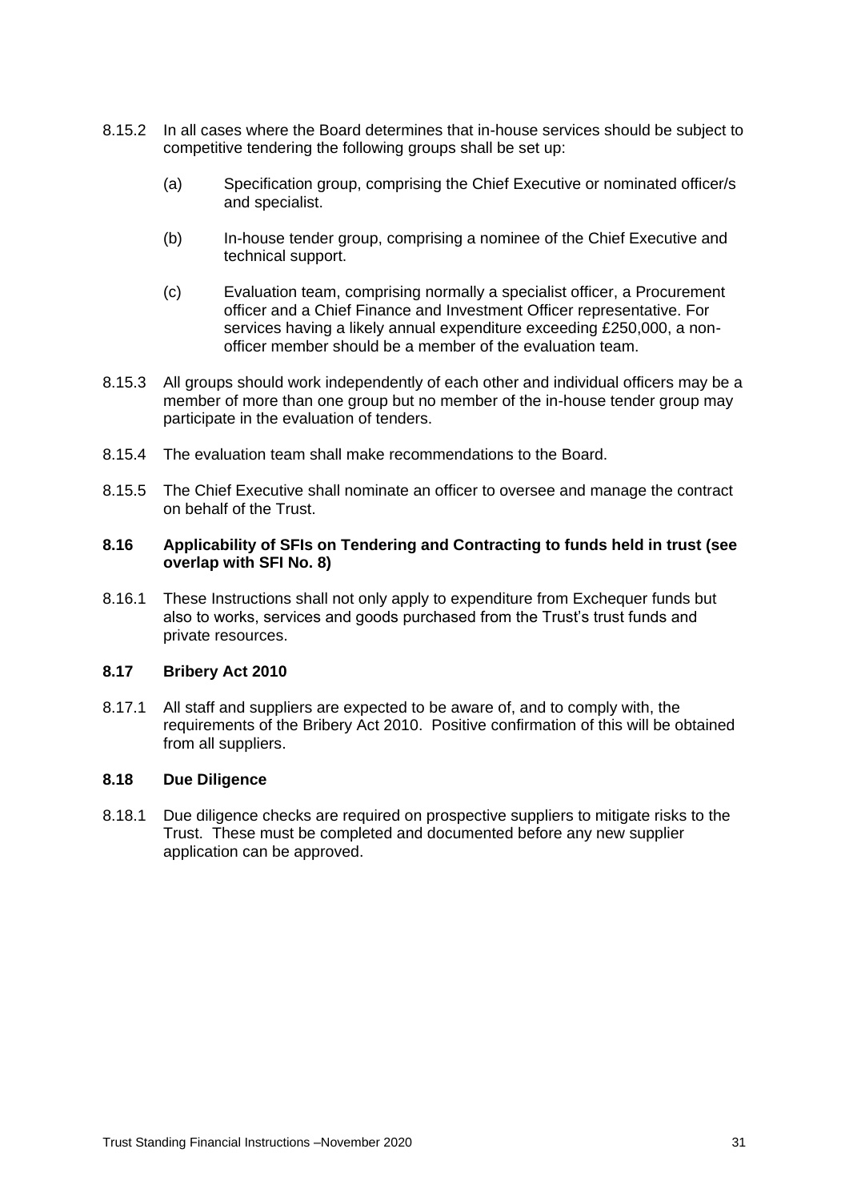8.15.2 In all cases where the Board determines that in-house services should be subject to competitive tendering the following groups shall be set up:

(a) Specification group, comprising the Chief Executive or nominated officer/s and specialist.

(b) In-house tender group, comprising a nominee of the Chief Executive and technical support.

(c) Evaluation team, comprising normally a specialist officer, a Procurement officer and a Chief Finance and Investment Officer representative. For services having a likely annual expenditure exceeding £250,000, a non-officer member should be a member of the evaluation team.

8.15.3 All groups should work independently of each other and individual officers may be a member of more than one group but no member of the in-house tender group may participate in the evaluation of tenders.

8.15.4 The evaluation team shall make recommendations to the Board.

8.15.5 The Chief Executive shall nominate an officer to oversee and manage the contract on behalf of the Trust.

### 8.16 Applicability of SFIs on Tendering and Contracting to funds held in trust (see overlap with SFI No. 8)

8.16.1 These Instructions shall not only apply to expenditure from Exchequer funds but also to works, services and goods purchased from the Trust's trust funds and private resources.

### 8.17 Bribery Act 2010

8.17.1 All staff and suppliers are expected to be aware of, and to comply with, the requirements of the Bribery Act 2010. Positive confirmation of this will be obtained from all suppliers.

### 8.18 Due Diligence

8.18.1 Due diligence checks are required on prospective suppliers to mitigate risks to the Trust. These must be completed and documented before any new supplier application can be approved.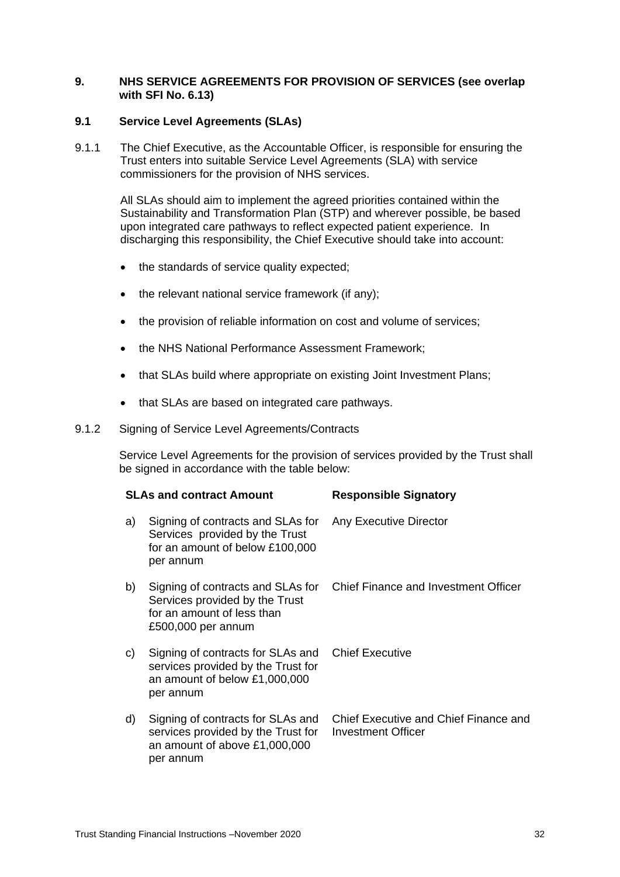## 9. NHS SERVICE AGREEMENTS FOR PROVISION OF SERVICES (see overlap with SFI No. 6.13)

### 9.1 Service Level Agreements (SLAs)

9.1.1 The Chief Executive, as the Accountable Officer, is responsible for ensuring the Trust enters into suitable Service Level Agreements (SLA) with service commissioners for the provision of NHS services.

All SLAs should aim to implement the agreed priorities contained within the Sustainability and Transformation Plan (STP) and wherever possible, be based upon integrated care pathways to reflect expected patient experience. In discharging this responsibility, the Chief Executive should take into account:

- the standards of service quality expected;
- the relevant national service framework (if any);
- the provision of reliable information on cost and volume of services;
- the NHS National Performance Assessment Framework;
- that SLAs build where appropriate on existing Joint Investment Plans;
- that SLAs are based on integrated care pathways.

9.1.2 Signing of Service Level Agreements/Contracts

Service Level Agreements for the provision of services provided by the Trust shall be signed in accordance with the table below:

| | SLAs and contract Amount | Responsible Signatory |
|---|---|---|
| a) | Signing of contracts and SLAs for Services provided by the Trust for an amount of below £100,000 per annum | Any Executive Director |
| b) | Signing of contracts and SLAs for Services provided by the Trust for an amount of less than £500,000 per annum | Chief Finance and Investment Officer |
| c) | Signing of contracts for SLAs and services provided by the Trust for an amount of below £1,000,000 per annum | Chief Executive |
| d) | Signing of contracts for SLAs and services provided by the Trust for an amount of above £1,000,000 per annum | Chief Executive and Chief Finance and Investment Officer |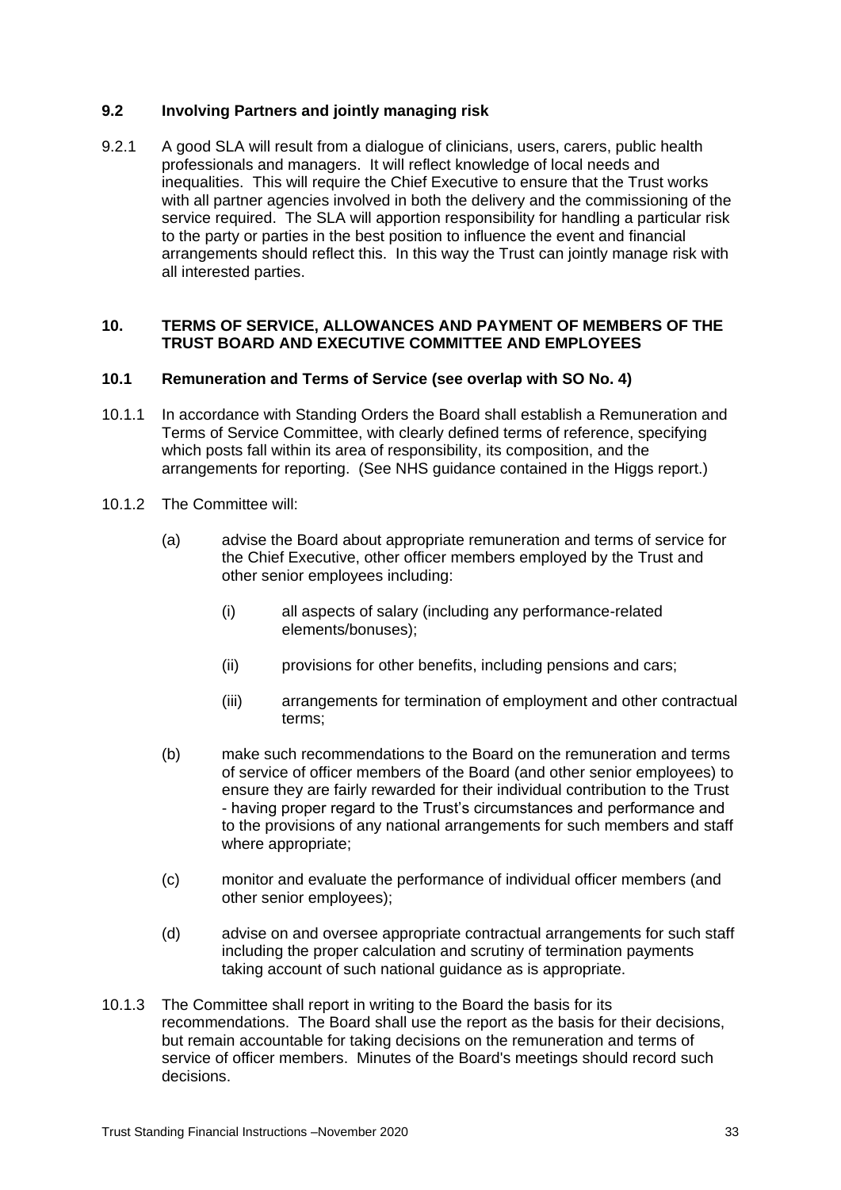### 9.2 Involving Partners and jointly managing risk

9.2.1 A good SLA will result from a dialogue of clinicians, users, carers, public health professionals and managers. It will reflect knowledge of local needs and inequalities. This will require the Chief Executive to ensure that the Trust works with all partner agencies involved in both the delivery and the commissioning of the service required. The SLA will apportion responsibility for handling a particular risk to the party or parties in the best position to influence the event and financial arrangements should reflect this. In this way the Trust can jointly manage risk with all interested parties.

## 10. TERMS OF SERVICE, ALLOWANCES AND PAYMENT OF MEMBERS OF THE TRUST BOARD AND EXECUTIVE COMMITTEE AND EMPLOYEES

### 10.1 Remuneration and Terms of Service (see overlap with SO No. 4)

10.1.1 In accordance with Standing Orders the Board shall establish a Remuneration and Terms of Service Committee, with clearly defined terms of reference, specifying which posts fall within its area of responsibility, its composition, and the arrangements for reporting. (See NHS guidance contained in the Higgs report.)

10.1.2 The Committee will:

(a) advise the Board about appropriate remuneration and terms of service for the Chief Executive, other officer members employed by the Trust and other senior employees including:

(i) all aspects of salary (including any performance-related elements/bonuses);

(ii) provisions for other benefits, including pensions and cars;

(iii) arrangements for termination of employment and other contractual terms;

(b) make such recommendations to the Board on the remuneration and terms of service of officer members of the Board (and other senior employees) to ensure they are fairly rewarded for their individual contribution to the Trust - having proper regard to the Trust's circumstances and performance and to the provisions of any national arrangements for such members and staff where appropriate;

(c) monitor and evaluate the performance of individual officer members (and other senior employees);

(d) advise on and oversee appropriate contractual arrangements for such staff including the proper calculation and scrutiny of termination payments taking account of such national guidance as is appropriate.

10.1.3 The Committee shall report in writing to the Board the basis for its recommendations. The Board shall use the report as the basis for their decisions, but remain accountable for taking decisions on the remuneration and terms of service of officer members. Minutes of the Board's meetings should record such decisions.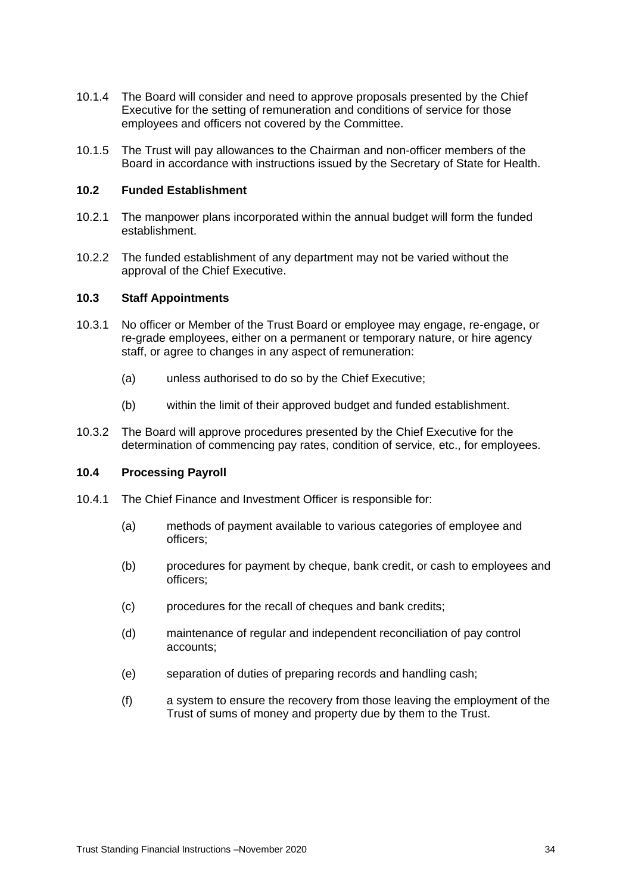10.1.4 The Board will consider and need to approve proposals presented by the Chief Executive for the setting of remuneration and conditions of service for those employees and officers not covered by the Committee.

10.1.5 The Trust will pay allowances to the Chairman and non-officer members of the Board in accordance with instructions issued by the Secretary of State for Health.

### 10.2 Funded Establishment

10.2.1 The manpower plans incorporated within the annual budget will form the funded establishment.

10.2.2 The funded establishment of any department may not be varied without the approval of the Chief Executive.

### 10.3 Staff Appointments

10.3.1 No officer or Member of the Trust Board or employee may engage, re-engage, or re-grade employees, either on a permanent or temporary nature, or hire agency staff, or agree to changes in any aspect of remuneration:

- (a) unless authorised to do so by the Chief Executive;
- (b) within the limit of their approved budget and funded establishment.

10.3.2 The Board will approve procedures presented by the Chief Executive for the determination of commencing pay rates, condition of service, etc., for employees.

### 10.4 Processing Payroll

10.4.1 The Chief Finance and Investment Officer is responsible for:

- (a) methods of payment available to various categories of employee and officers;
- (b) procedures for payment by cheque, bank credit, or cash to employees and officers;
- (c) procedures for the recall of cheques and bank credits;
- (d) maintenance of regular and independent reconciliation of pay control accounts;
- (e) separation of duties of preparing records and handling cash;
- (f) a system to ensure the recovery from those leaving the employment of the Trust of sums of money and property due by them to the Trust.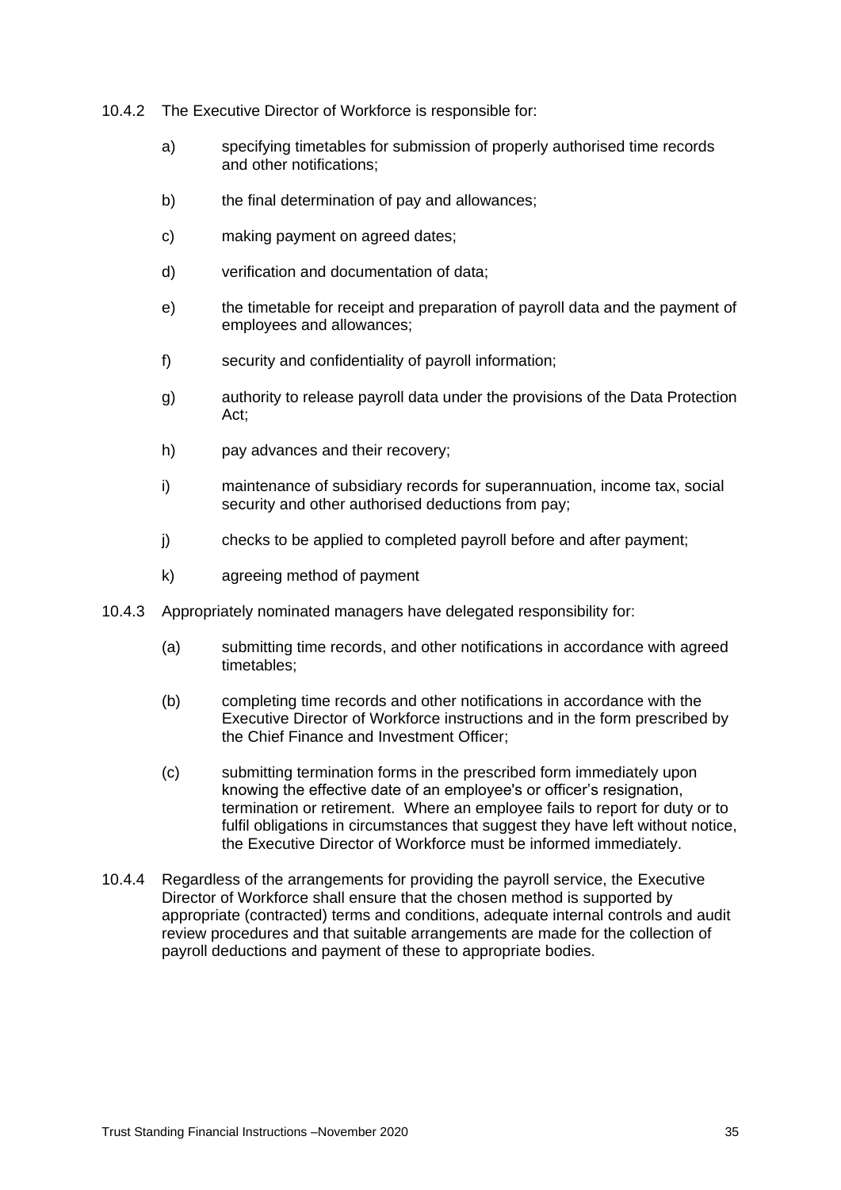10.4.2 The Executive Director of Workforce is responsible for:

a) specifying timetables for submission of properly authorised time records and other notifications;

b) the final determination of pay and allowances;

c) making payment on agreed dates;

d) verification and documentation of data;

e) the timetable for receipt and preparation of payroll data and the payment of employees and allowances;

f) security and confidentiality of payroll information;

g) authority to release payroll data under the provisions of the Data Protection Act;

h) pay advances and their recovery;

i) maintenance of subsidiary records for superannuation, income tax, social security and other authorised deductions from pay;

j) checks to be applied to completed payroll before and after payment;

k) agreeing method of payment

10.4.3 Appropriately nominated managers have delegated responsibility for:

(a) submitting time records, and other notifications in accordance with agreed timetables;

(b) completing time records and other notifications in accordance with the Executive Director of Workforce instructions and in the form prescribed by the Chief Finance and Investment Officer;

(c) submitting termination forms in the prescribed form immediately upon knowing the effective date of an employee's or officer's resignation, termination or retirement. Where an employee fails to report for duty or to fulfil obligations in circumstances that suggest they have left without notice, the Executive Director of Workforce must be informed immediately.

10.4.4 Regardless of the arrangements for providing the payroll service, the Executive Director of Workforce shall ensure that the chosen method is supported by appropriate (contracted) terms and conditions, adequate internal controls and audit review procedures and that suitable arrangements are made for the collection of payroll deductions and payment of these to appropriate bodies.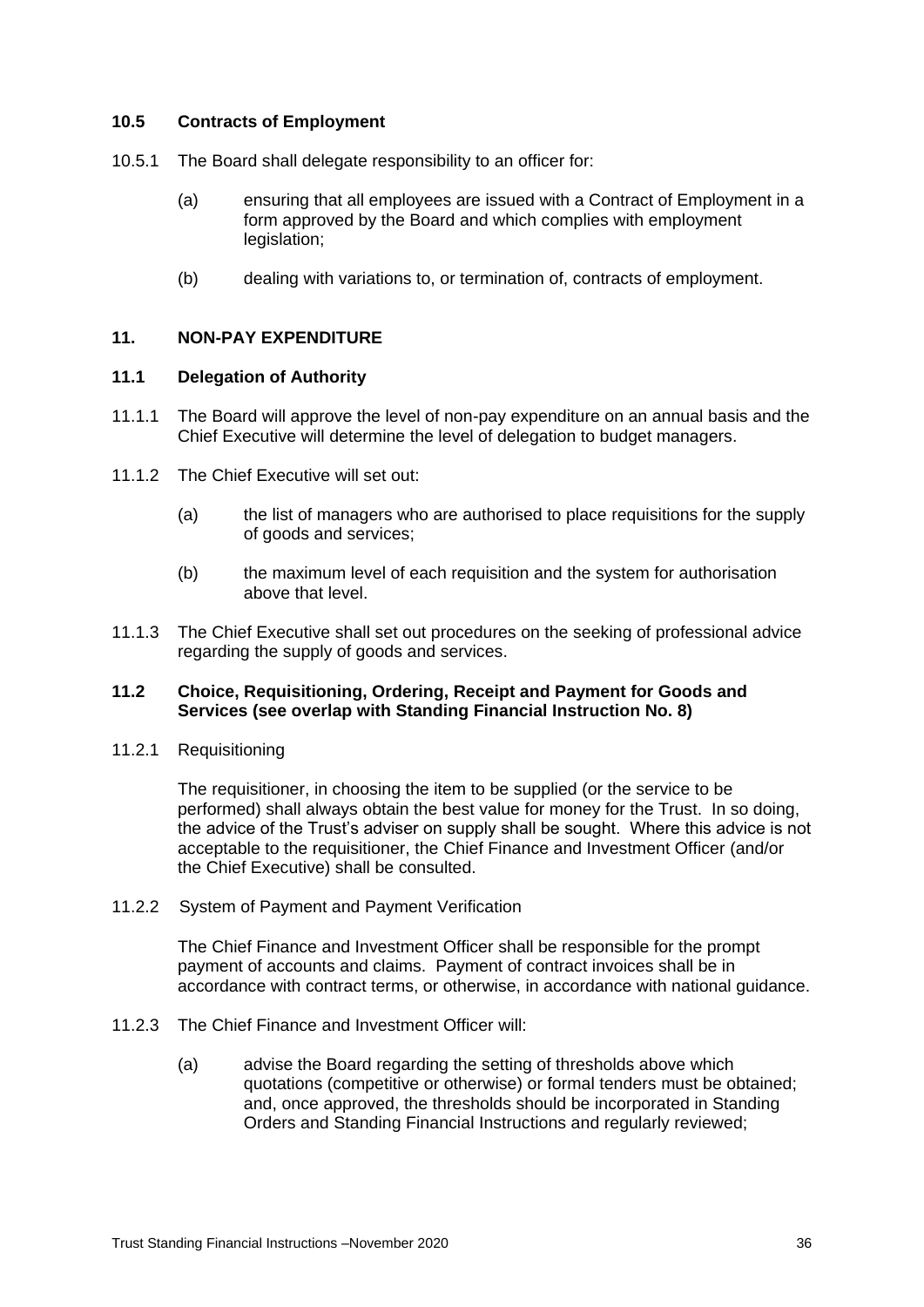### 10.5 Contracts of Employment

10.5.1 The Board shall delegate responsibility to an officer for:

(a) ensuring that all employees are issued with a Contract of Employment in a form approved by the Board and which complies with employment legislation;

(b) dealing with variations to, or termination of, contracts of employment.

## 11. NON-PAY EXPENDITURE

### 11.1 Delegation of Authority

11.1.1 The Board will approve the level of non-pay expenditure on an annual basis and the Chief Executive will determine the level of delegation to budget managers.

11.1.2 The Chief Executive will set out:

(a) the list of managers who are authorised to place requisitions for the supply of goods and services;

(b) the maximum level of each requisition and the system for authorisation above that level.

11.1.3 The Chief Executive shall set out procedures on the seeking of professional advice regarding the supply of goods and services.

### 11.2 Choice, Requisitioning, Ordering, Receipt and Payment for Goods and Services (see overlap with Standing Financial Instruction No. 8)

11.2.1 Requisitioning

The requisitioner, in choosing the item to be supplied (or the service to be performed) shall always obtain the best value for money for the Trust. In so doing, the advice of the Trust's adviser on supply shall be sought. Where this advice is not acceptable to the requisitioner, the Chief Finance and Investment Officer (and/or the Chief Executive) shall be consulted.

11.2.2 System of Payment and Payment Verification

The Chief Finance and Investment Officer shall be responsible for the prompt payment of accounts and claims. Payment of contract invoices shall be in accordance with contract terms, or otherwise, in accordance with national guidance.

11.2.3 The Chief Finance and Investment Officer will:

(a) advise the Board regarding the setting of thresholds above which quotations (competitive or otherwise) or formal tenders must be obtained; and, once approved, the thresholds should be incorporated in Standing Orders and Standing Financial Instructions and regularly reviewed;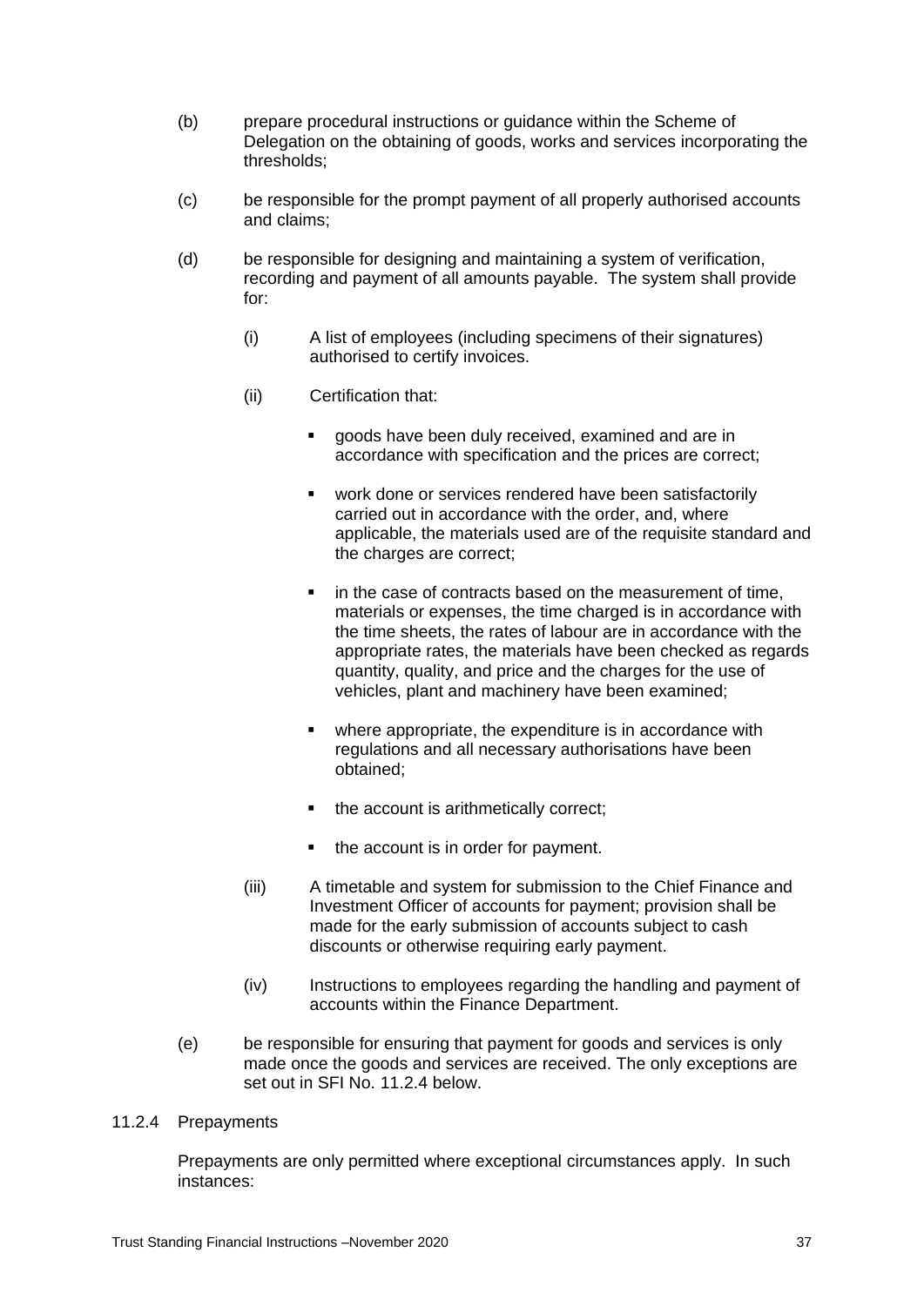(b) prepare procedural instructions or guidance within the Scheme of Delegation on the obtaining of goods, works and services incorporating the thresholds;

(c) be responsible for the prompt payment of all properly authorised accounts and claims;

(d) be responsible for designing and maintaining a system of verification, recording and payment of all amounts payable. The system shall provide for:

   (i) A list of employees (including specimens of their signatures) authorised to certify invoices.

   (ii) Certification that:

      - goods have been duly received, examined and are in accordance with specification and the prices are correct;
      - work done or services rendered have been satisfactorily carried out in accordance with the order, and, where applicable, the materials used are of the requisite standard and the charges are correct;
      - in the case of contracts based on the measurement of time, materials or expenses, the time charged is in accordance with the time sheets, the rates of labour are in accordance with the appropriate rates, the materials have been checked as regards quantity, quality, and price and the charges for the use of vehicles, plant and machinery have been examined;
      - where appropriate, the expenditure is in accordance with regulations and all necessary authorisations have been obtained;
      - the account is arithmetically correct;
      - the account is in order for payment.

   (iii) A timetable and system for submission to the Chief Finance and Investment Officer of accounts for payment; provision shall be made for the early submission of accounts subject to cash discounts or otherwise requiring early payment.

   (iv) Instructions to employees regarding the handling and payment of accounts within the Finance Department.

(e) be responsible for ensuring that payment for goods and services is only made once the goods and services are received. The only exceptions are set out in SFI No. 11.2.4 below.

11.2.4 Prepayments

Prepayments are only permitted where exceptional circumstances apply. In such instances: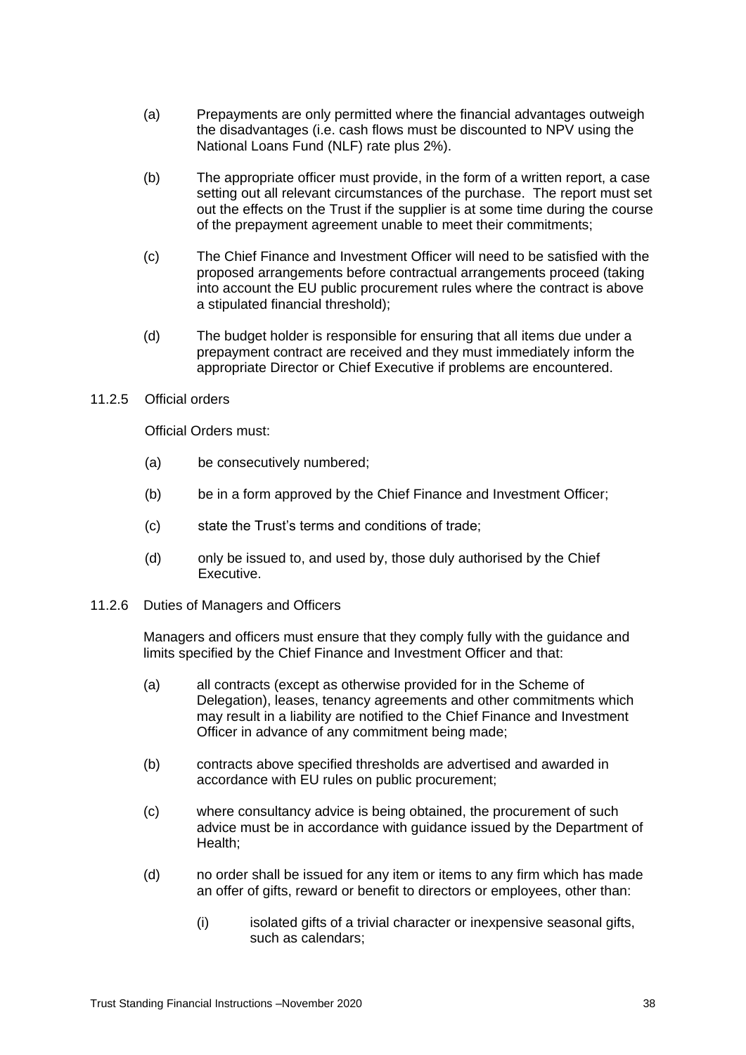(a) Prepayments are only permitted where the financial advantages outweigh the disadvantages (i.e. cash flows must be discounted to NPV using the National Loans Fund (NLF) rate plus 2%).

(b) The appropriate officer must provide, in the form of a written report, a case setting out all relevant circumstances of the purchase. The report must set out the effects on the Trust if the supplier is at some time during the course of the prepayment agreement unable to meet their commitments;

(c) The Chief Finance and Investment Officer will need to be satisfied with the proposed arrangements before contractual arrangements proceed (taking into account the EU public procurement rules where the contract is above a stipulated financial threshold);

(d) The budget holder is responsible for ensuring that all items due under a prepayment contract are received and they must immediately inform the appropriate Director or Chief Executive if problems are encountered.

11.2.5 Official orders

Official Orders must:

(a) be consecutively numbered;

(b) be in a form approved by the Chief Finance and Investment Officer;

(c) state the Trust's terms and conditions of trade;

(d) only be issued to, and used by, those duly authorised by the Chief Executive.

11.2.6 Duties of Managers and Officers

Managers and officers must ensure that they comply fully with the guidance and limits specified by the Chief Finance and Investment Officer and that:

(a) all contracts (except as otherwise provided for in the Scheme of Delegation), leases, tenancy agreements and other commitments which may result in a liability are notified to the Chief Finance and Investment Officer in advance of any commitment being made;

(b) contracts above specified thresholds are advertised and awarded in accordance with EU rules on public procurement;

(c) where consultancy advice is being obtained, the procurement of such advice must be in accordance with guidance issued by the Department of Health;

(d) no order shall be issued for any item or items to any firm which has made an offer of gifts, reward or benefit to directors or employees, other than:

(i) isolated gifts of a trivial character or inexpensive seasonal gifts, such as calendars;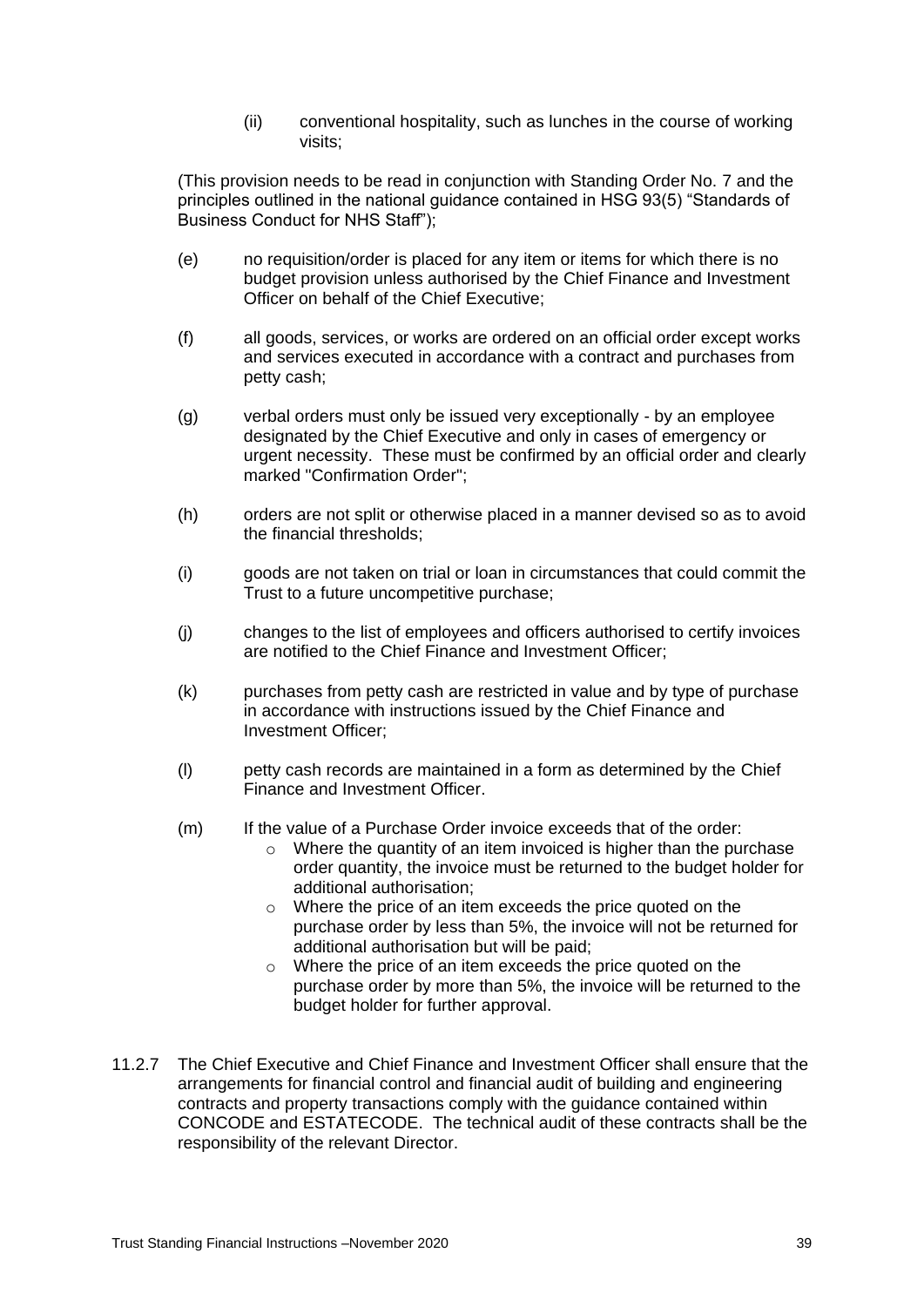(ii) conventional hospitality, such as lunches in the course of working visits;

(This provision needs to be read in conjunction with Standing Order No. 7 and the principles outlined in the national guidance contained in HSG 93(5) “Standards of Business Conduct for NHS Staff”);

(e) no requisition/order is placed for any item or items for which there is no budget provision unless authorised by the Chief Finance and Investment Officer on behalf of the Chief Executive;

(f) all goods, services, or works are ordered on an official order except works and services executed in accordance with a contract and purchases from petty cash;

(g) verbal orders must only be issued very exceptionally - by an employee designated by the Chief Executive and only in cases of emergency or urgent necessity. These must be confirmed by an official order and clearly marked "Confirmation Order";

(h) orders are not split or otherwise placed in a manner devised so as to avoid the financial thresholds;

(i) goods are not taken on trial or loan in circumstances that could commit the Trust to a future uncompetitive purchase;

(j) changes to the list of employees and officers authorised to certify invoices are notified to the Chief Finance and Investment Officer;

(k) purchases from petty cash are restricted in value and by type of purchase in accordance with instructions issued by the Chief Finance and Investment Officer;

(l) petty cash records are maintained in a form as determined by the Chief Finance and Investment Officer.

(m) If the value of a Purchase Order invoice exceeds that of the order:
- Where the quantity of an item invoiced is higher than the purchase order quantity, the invoice must be returned to the budget holder for additional authorisation;
- Where the price of an item exceeds the price quoted on the purchase order by less than 5%, the invoice will not be returned for additional authorisation but will be paid;
- Where the price of an item exceeds the price quoted on the purchase order by more than 5%, the invoice will be returned to the budget holder for further approval.

11.2.7 The Chief Executive and Chief Finance and Investment Officer shall ensure that the arrangements for financial control and financial audit of building and engineering contracts and property transactions comply with the guidance contained within CONCODE and ESTATECODE. The technical audit of these contracts shall be the responsibility of the relevant Director.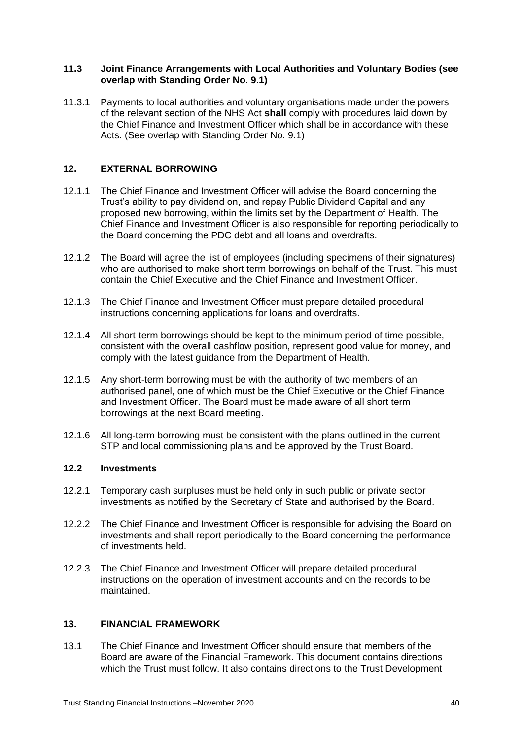### 11.3 Joint Finance Arrangements with Local Authorities and Voluntary Bodies (see overlap with Standing Order No. 9.1)

11.3.1 Payments to local authorities and voluntary organisations made under the powers of the relevant section of the NHS Act **shall** comply with procedures laid down by the Chief Finance and Investment Officer which shall be in accordance with these Acts. (See overlap with Standing Order No. 9.1)

## 12. EXTERNAL BORROWING

12.1.1 The Chief Finance and Investment Officer will advise the Board concerning the Trust's ability to pay dividend on, and repay Public Dividend Capital and any proposed new borrowing, within the limits set by the Department of Health. The Chief Finance and Investment Officer is also responsible for reporting periodically to the Board concerning the PDC debt and all loans and overdrafts.

12.1.2 The Board will agree the list of employees (including specimens of their signatures) who are authorised to make short term borrowings on behalf of the Trust. This must contain the Chief Executive and the Chief Finance and Investment Officer.

12.1.3 The Chief Finance and Investment Officer must prepare detailed procedural instructions concerning applications for loans and overdrafts.

12.1.4 All short-term borrowings should be kept to the minimum period of time possible, consistent with the overall cashflow position, represent good value for money, and comply with the latest guidance from the Department of Health.

12.1.5 Any short-term borrowing must be with the authority of two members of an authorised panel, one of which must be the Chief Executive or the Chief Finance and Investment Officer. The Board must be made aware of all short term borrowings at the next Board meeting.

12.1.6 All long-term borrowing must be consistent with the plans outlined in the current STP and local commissioning plans and be approved by the Trust Board.

### 12.2 Investments

12.2.1 Temporary cash surpluses must be held only in such public or private sector investments as notified by the Secretary of State and authorised by the Board.

12.2.2 The Chief Finance and Investment Officer is responsible for advising the Board on investments and shall report periodically to the Board concerning the performance of investments held.

12.2.3 The Chief Finance and Investment Officer will prepare detailed procedural instructions on the operation of investment accounts and on the records to be maintained.

## 13. FINANCIAL FRAMEWORK

13.1 The Chief Finance and Investment Officer should ensure that members of the Board are aware of the Financial Framework. This document contains directions which the Trust must follow. It also contains directions to the Trust Development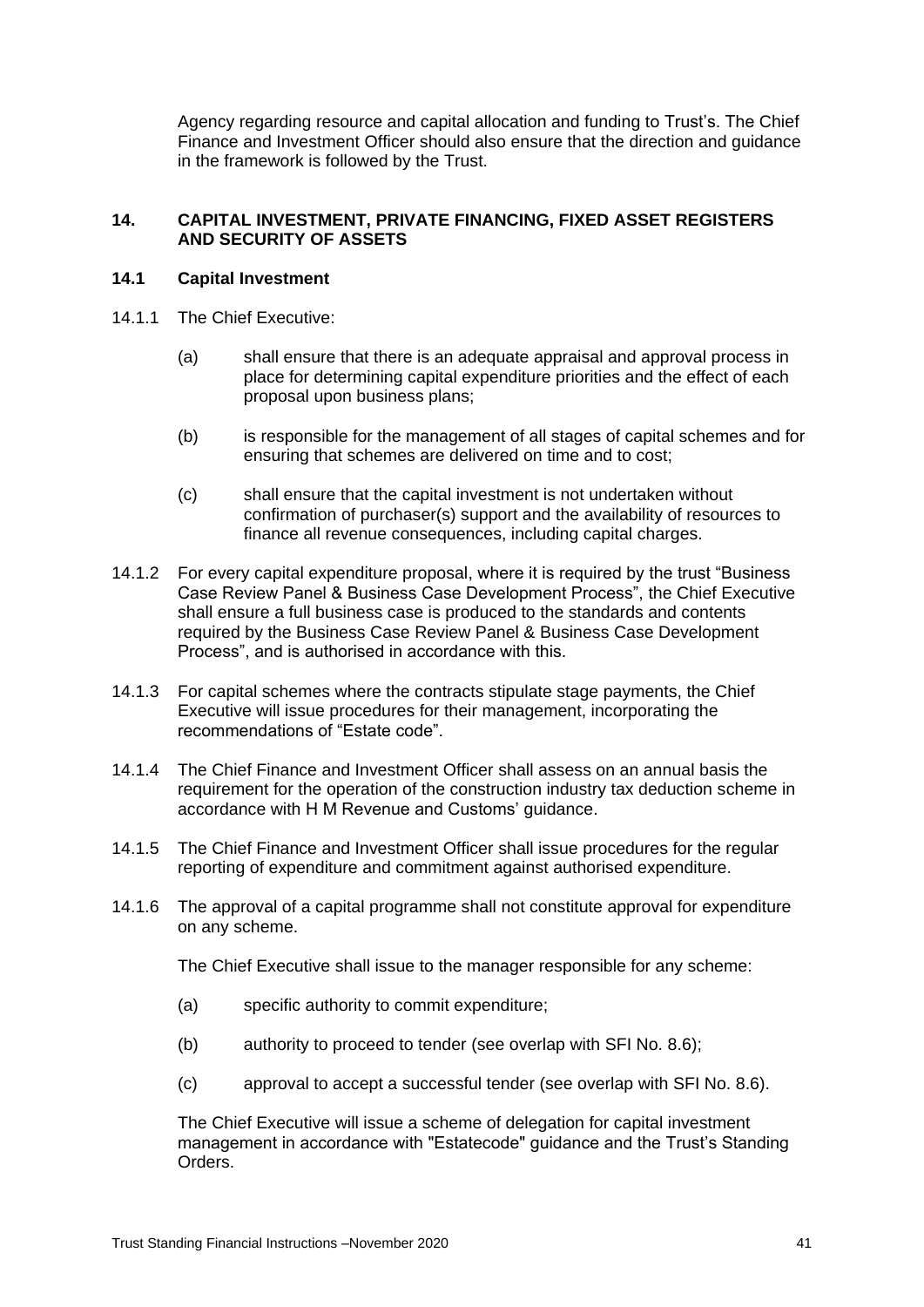Agency regarding resource and capital allocation and funding to Trust's. The Chief Finance and Investment Officer should also ensure that the direction and guidance in the framework is followed by the Trust.

## 14. CAPITAL INVESTMENT, PRIVATE FINANCING, FIXED ASSET REGISTERS AND SECURITY OF ASSETS

### 14.1 Capital Investment

14.1.1 The Chief Executive:

(a) shall ensure that there is an adequate appraisal and approval process in place for determining capital expenditure priorities and the effect of each proposal upon business plans;

(b) is responsible for the management of all stages of capital schemes and for ensuring that schemes are delivered on time and to cost;

(c) shall ensure that the capital investment is not undertaken without confirmation of purchaser(s) support and the availability of resources to finance all revenue consequences, including capital charges.

14.1.2 For every capital expenditure proposal, where it is required by the trust "Business Case Review Panel & Business Case Development Process", the Chief Executive shall ensure a full business case is produced to the standards and contents required by the Business Case Review Panel & Business Case Development Process", and is authorised in accordance with this.

14.1.3 For capital schemes where the contracts stipulate stage payments, the Chief Executive will issue procedures for their management, incorporating the recommendations of "Estate code".

14.1.4 The Chief Finance and Investment Officer shall assess on an annual basis the requirement for the operation of the construction industry tax deduction scheme in accordance with H M Revenue and Customs' guidance.

14.1.5 The Chief Finance and Investment Officer shall issue procedures for the regular reporting of expenditure and commitment against authorised expenditure.

14.1.6 The approval of a capital programme shall not constitute approval for expenditure on any scheme.

The Chief Executive shall issue to the manager responsible for any scheme:

(a) specific authority to commit expenditure;

(b) authority to proceed to tender (see overlap with SFI No. 8.6);

(c) approval to accept a successful tender (see overlap with SFI No. 8.6).

The Chief Executive will issue a scheme of delegation for capital investment management in accordance with "Estatecode" guidance and the Trust's Standing Orders.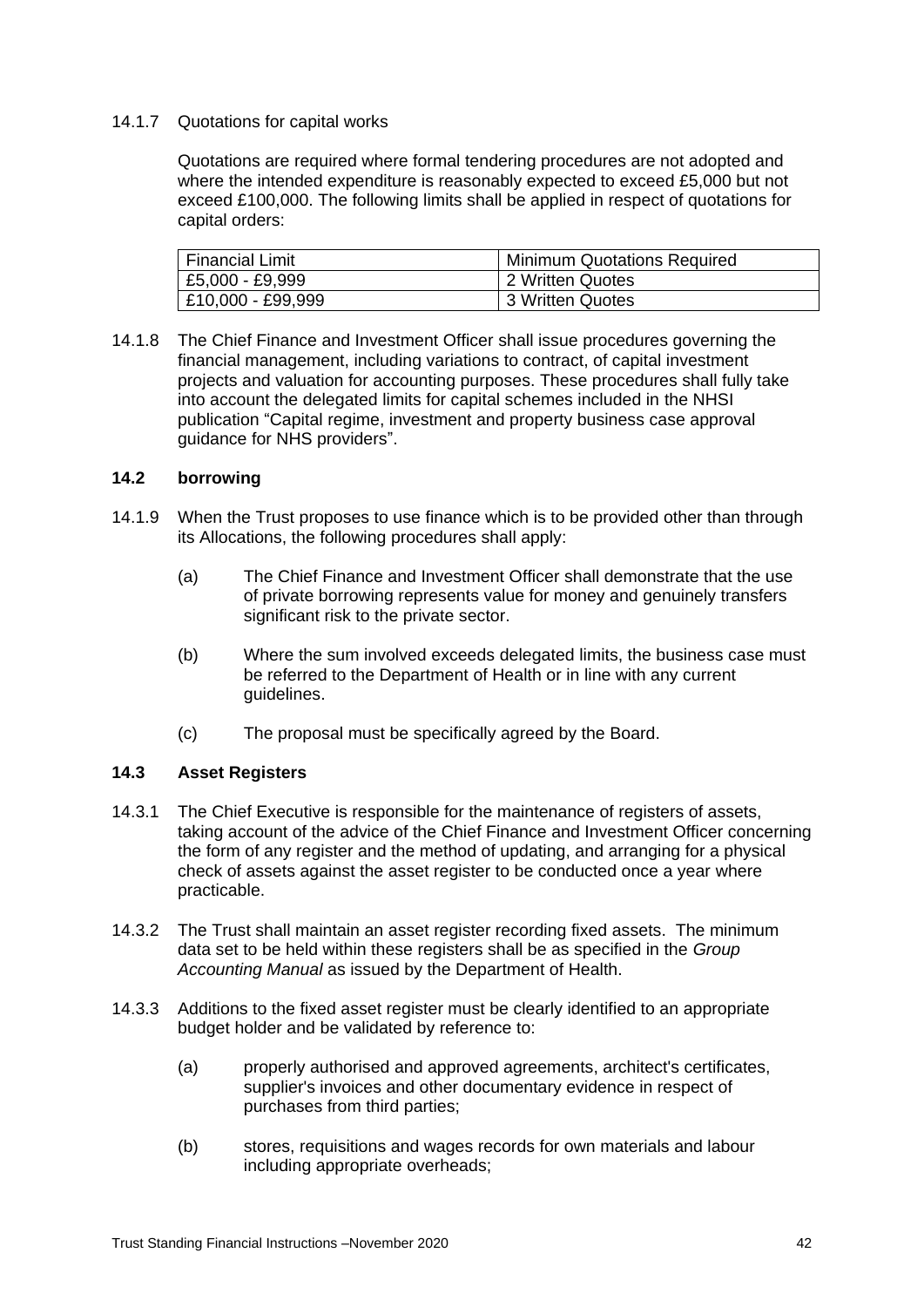14.1.7 Quotations for capital works

Quotations are required where formal tendering procedures are not adopted and where the intended expenditure is reasonably expected to exceed £5,000 but not exceed £100,000. The following limits shall be applied in respect of quotations for capital orders:

| Financial Limit | Minimum Quotations Required |
|---|---|
| £5,000 - £9,999 | 2 Written Quotes |
| £10,000 - £99,999 | 3 Written Quotes |

14.1.8 The Chief Finance and Investment Officer shall issue procedures governing the financial management, including variations to contract, of capital investment projects and valuation for accounting purposes. These procedures shall fully take into account the delegated limits for capital schemes included in the NHSI publication "Capital regime, investment and property business case approval guidance for NHS providers".

### 14.2 borrowing

14.1.9 When the Trust proposes to use finance which is to be provided other than through its Allocations, the following procedures shall apply:

(a) The Chief Finance and Investment Officer shall demonstrate that the use of private borrowing represents value for money and genuinely transfers significant risk to the private sector.

(b) Where the sum involved exceeds delegated limits, the business case must be referred to the Department of Health or in line with any current guidelines.

(c) The proposal must be specifically agreed by the Board.

### 14.3 Asset Registers

14.3.1 The Chief Executive is responsible for the maintenance of registers of assets, taking account of the advice of the Chief Finance and Investment Officer concerning the form of any register and the method of updating, and arranging for a physical check of assets against the asset register to be conducted once a year where practicable.

14.3.2 The Trust shall maintain an asset register recording fixed assets. The minimum data set to be held within these registers shall be as specified in the *Group Accounting Manual* as issued by the Department of Health.

14.3.3 Additions to the fixed asset register must be clearly identified to an appropriate budget holder and be validated by reference to:

(a) properly authorised and approved agreements, architect's certificates, supplier's invoices and other documentary evidence in respect of purchases from third parties;

(b) stores, requisitions and wages records for own materials and labour including appropriate overheads;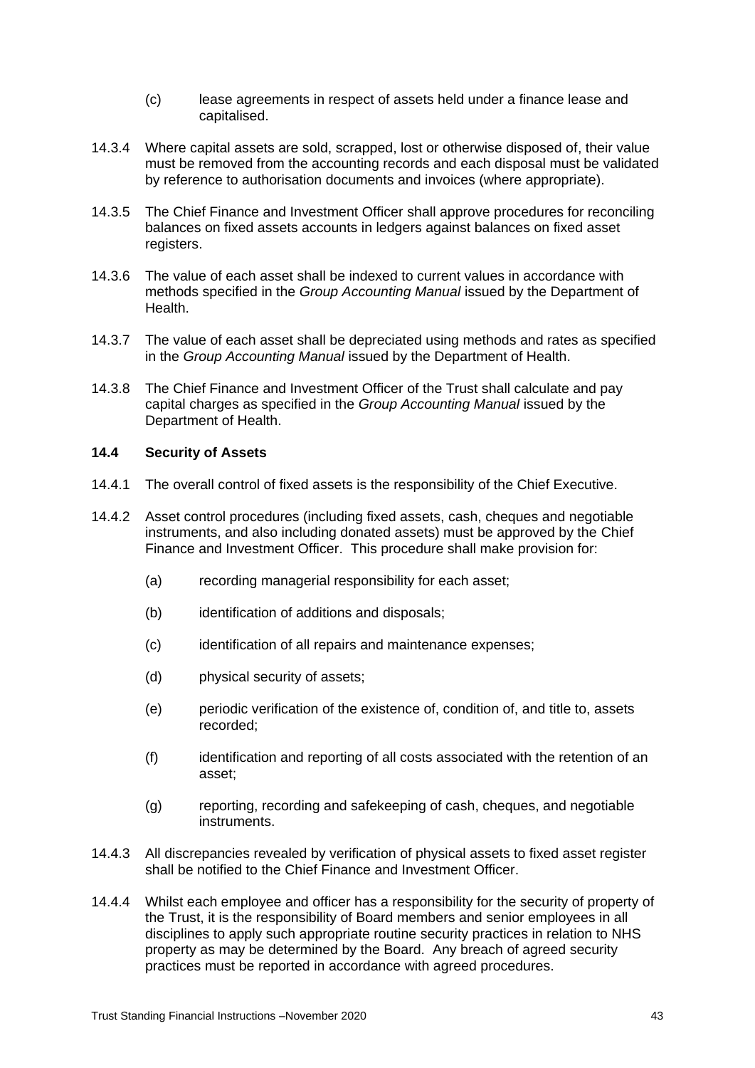(c) lease agreements in respect of assets held under a finance lease and capitalised.

14.3.4 Where capital assets are sold, scrapped, lost or otherwise disposed of, their value must be removed from the accounting records and each disposal must be validated by reference to authorisation documents and invoices (where appropriate).

14.3.5 The Chief Finance and Investment Officer shall approve procedures for reconciling balances on fixed assets accounts in ledgers against balances on fixed asset registers.

14.3.6 The value of each asset shall be indexed to current values in accordance with methods specified in the *Group Accounting Manual* issued by the Department of Health.

14.3.7 The value of each asset shall be depreciated using methods and rates as specified in the *Group Accounting Manual* issued by the Department of Health.

14.3.8 The Chief Finance and Investment Officer of the Trust shall calculate and pay capital charges as specified in the *Group Accounting Manual* issued by the Department of Health.

### 14.4 Security of Assets

14.4.1 The overall control of fixed assets is the responsibility of the Chief Executive.

14.4.2 Asset control procedures (including fixed assets, cash, cheques and negotiable instruments, and also including donated assets) must be approved by the Chief Finance and Investment Officer. This procedure shall make provision for:

(a) recording managerial responsibility for each asset;

(b) identification of additions and disposals;

(c) identification of all repairs and maintenance expenses;

(d) physical security of assets;

(e) periodic verification of the existence of, condition of, and title to, assets recorded;

(f) identification and reporting of all costs associated with the retention of an asset;

(g) reporting, recording and safekeeping of cash, cheques, and negotiable instruments.

14.4.3 All discrepancies revealed by verification of physical assets to fixed asset register shall be notified to the Chief Finance and Investment Officer.

14.4.4 Whilst each employee and officer has a responsibility for the security of property of the Trust, it is the responsibility of Board members and senior employees in all disciplines to apply such appropriate routine security practices in relation to NHS property as may be determined by the Board. Any breach of agreed security practices must be reported in accordance with agreed procedures.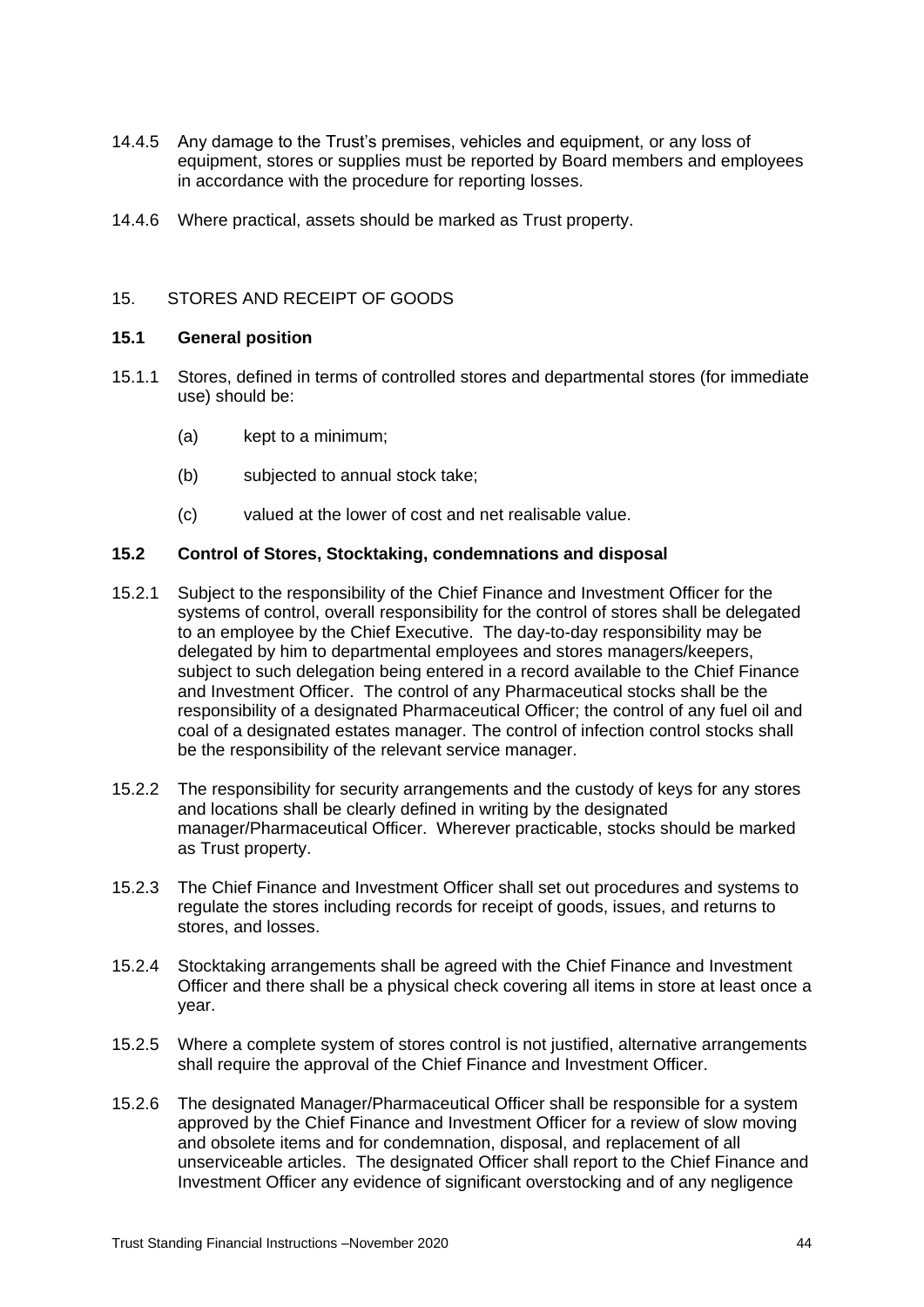14.4.5 Any damage to the Trust's premises, vehicles and equipment, or any loss of equipment, stores or supplies must be reported by Board members and employees in accordance with the procedure for reporting losses.

14.4.6 Where practical, assets should be marked as Trust property.

## 15. STORES AND RECEIPT OF GOODS

### 15.1 General position

15.1.1 Stores, defined in terms of controlled stores and departmental stores (for immediate use) should be:

- (a) kept to a minimum;
- (b) subjected to annual stock take;
- (c) valued at the lower of cost and net realisable value.

### 15.2 Control of Stores, Stocktaking, condemnations and disposal

15.2.1 Subject to the responsibility of the Chief Finance and Investment Officer for the systems of control, overall responsibility for the control of stores shall be delegated to an employee by the Chief Executive. The day-to-day responsibility may be delegated by him to departmental employees and stores managers/keepers, subject to such delegation being entered in a record available to the Chief Finance and Investment Officer. The control of any Pharmaceutical stocks shall be the responsibility of a designated Pharmaceutical Officer; the control of any fuel oil and coal of a designated estates manager. The control of infection control stocks shall be the responsibility of the relevant service manager.

15.2.2 The responsibility for security arrangements and the custody of keys for any stores and locations shall be clearly defined in writing by the designated manager/Pharmaceutical Officer. Wherever practicable, stocks should be marked as Trust property.

15.2.3 The Chief Finance and Investment Officer shall set out procedures and systems to regulate the stores including records for receipt of goods, issues, and returns to stores, and losses.

15.2.4 Stocktaking arrangements shall be agreed with the Chief Finance and Investment Officer and there shall be a physical check covering all items in store at least once a year.

15.2.5 Where a complete system of stores control is not justified, alternative arrangements shall require the approval of the Chief Finance and Investment Officer.

15.2.6 The designated Manager/Pharmaceutical Officer shall be responsible for a system approved by the Chief Finance and Investment Officer for a review of slow moving and obsolete items and for condemnation, disposal, and replacement of all unserviceable articles. The designated Officer shall report to the Chief Finance and Investment Officer any evidence of significant overstocking and of any negligence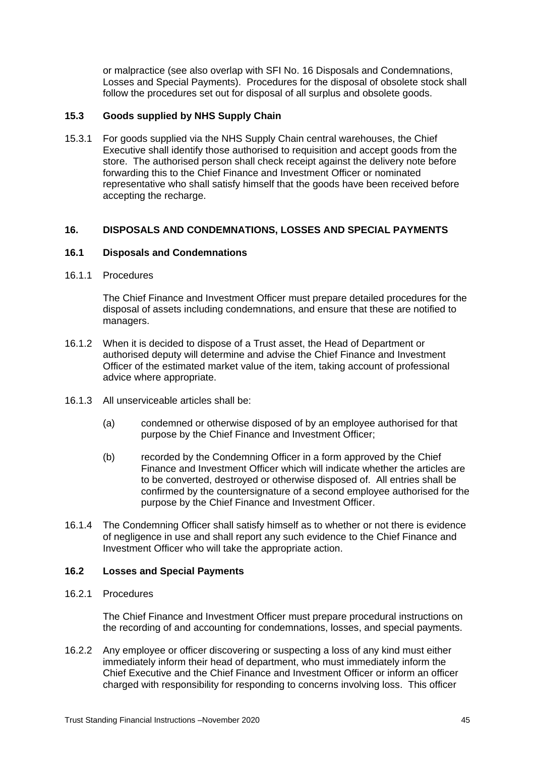or malpractice (see also overlap with SFI No. 16 Disposals and Condemnations, Losses and Special Payments). Procedures for the disposal of obsolete stock shall follow the procedures set out for disposal of all surplus and obsolete goods.

### 15.3 Goods supplied by NHS Supply Chain

15.3.1 For goods supplied via the NHS Supply Chain central warehouses, the Chief Executive shall identify those authorised to requisition and accept goods from the store. The authorised person shall check receipt against the delivery note before forwarding this to the Chief Finance and Investment Officer or nominated representative who shall satisfy himself that the goods have been received before accepting the recharge.

## 16. DISPOSALS AND CONDEMNATIONS, LOSSES AND SPECIAL PAYMENTS

### 16.1 Disposals and Condemnations

16.1.1 Procedures

The Chief Finance and Investment Officer must prepare detailed procedures for the disposal of assets including condemnations, and ensure that these are notified to managers.

16.1.2 When it is decided to dispose of a Trust asset, the Head of Department or authorised deputy will determine and advise the Chief Finance and Investment Officer of the estimated market value of the item, taking account of professional advice where appropriate.

16.1.3 All unserviceable articles shall be:

(a) condemned or otherwise disposed of by an employee authorised for that purpose by the Chief Finance and Investment Officer;

(b) recorded by the Condemning Officer in a form approved by the Chief Finance and Investment Officer which will indicate whether the articles are to be converted, destroyed or otherwise disposed of. All entries shall be confirmed by the countersignature of a second employee authorised for the purpose by the Chief Finance and Investment Officer.

16.1.4 The Condemning Officer shall satisfy himself as to whether or not there is evidence of negligence in use and shall report any such evidence to the Chief Finance and Investment Officer who will take the appropriate action.

### 16.2 Losses and Special Payments

16.2.1 Procedures

The Chief Finance and Investment Officer must prepare procedural instructions on the recording of and accounting for condemnations, losses, and special payments.

16.2.2 Any employee or officer discovering or suspecting a loss of any kind must either immediately inform their head of department, who must immediately inform the Chief Executive and the Chief Finance and Investment Officer or inform an officer charged with responsibility for responding to concerns involving loss. This officer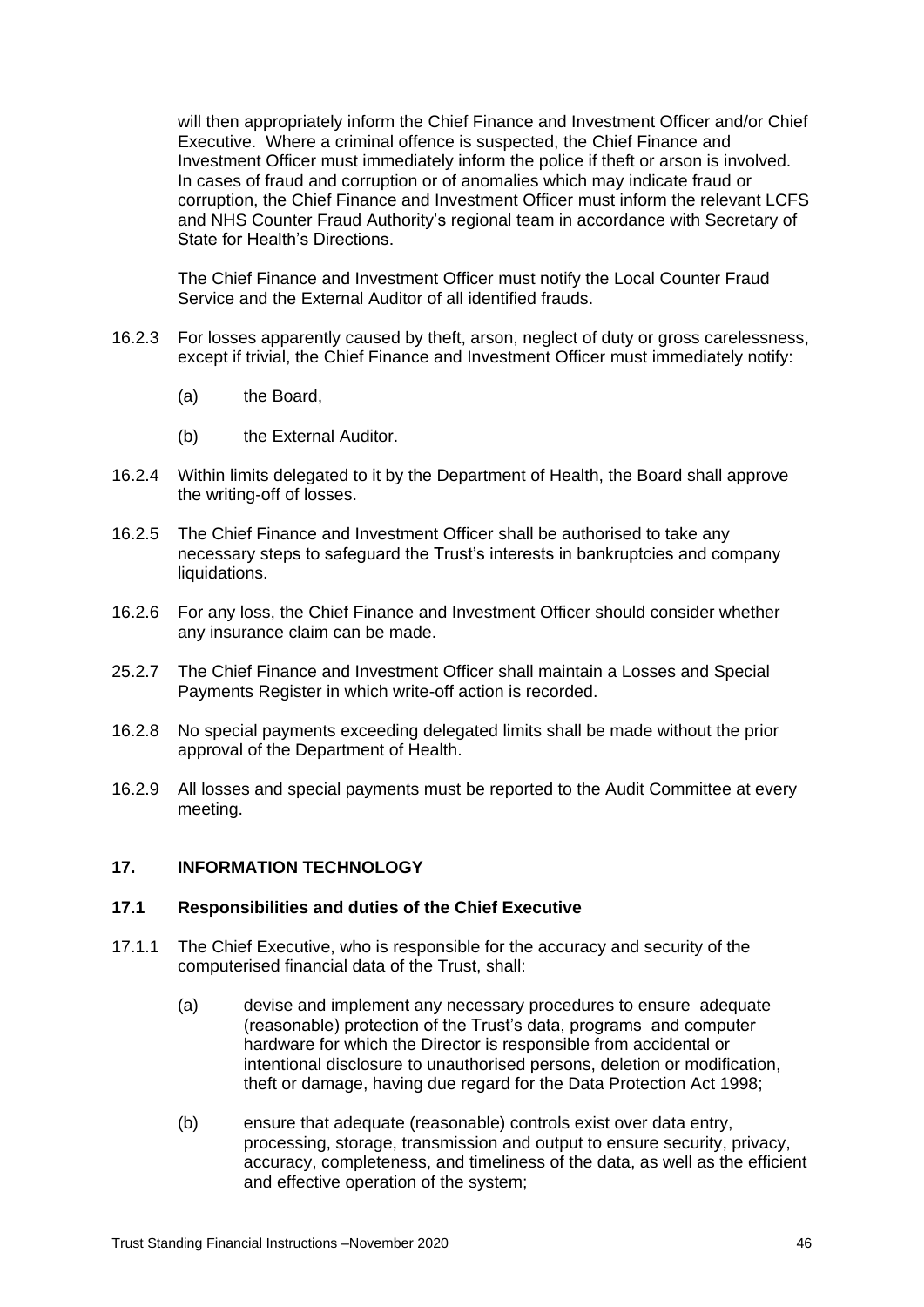will then appropriately inform the Chief Finance and Investment Officer and/or Chief Executive. Where a criminal offence is suspected, the Chief Finance and Investment Officer must immediately inform the police if theft or arson is involved. In cases of fraud and corruption or of anomalies which may indicate fraud or corruption, the Chief Finance and Investment Officer must inform the relevant LCFS and NHS Counter Fraud Authority's regional team in accordance with Secretary of State for Health's Directions.

The Chief Finance and Investment Officer must notify the Local Counter Fraud Service and the External Auditor of all identified frauds.

16.2.3 For losses apparently caused by theft, arson, neglect of duty or gross carelessness, except if trivial, the Chief Finance and Investment Officer must immediately notify:

(a) the Board,

(b) the External Auditor.

16.2.4 Within limits delegated to it by the Department of Health, the Board shall approve the writing-off of losses.

16.2.5 The Chief Finance and Investment Officer shall be authorised to take any necessary steps to safeguard the Trust's interests in bankruptcies and company liquidations.

16.2.6 For any loss, the Chief Finance and Investment Officer should consider whether any insurance claim can be made.

25.2.7 The Chief Finance and Investment Officer shall maintain a Losses and Special Payments Register in which write-off action is recorded.

16.2.8 No special payments exceeding delegated limits shall be made without the prior approval of the Department of Health.

16.2.9 All losses and special payments must be reported to the Audit Committee at every meeting.

## 17. INFORMATION TECHNOLOGY

### 17.1 Responsibilities and duties of the Chief Executive

17.1.1 The Chief Executive, who is responsible for the accuracy and security of the computerised financial data of the Trust, shall:

(a) devise and implement any necessary procedures to ensure adequate (reasonable) protection of the Trust's data, programs and computer hardware for which the Director is responsible from accidental or intentional disclosure to unauthorised persons, deletion or modification, theft or damage, having due regard for the Data Protection Act 1998;

(b) ensure that adequate (reasonable) controls exist over data entry, processing, storage, transmission and output to ensure security, privacy, accuracy, completeness, and timeliness of the data, as well as the efficient and effective operation of the system;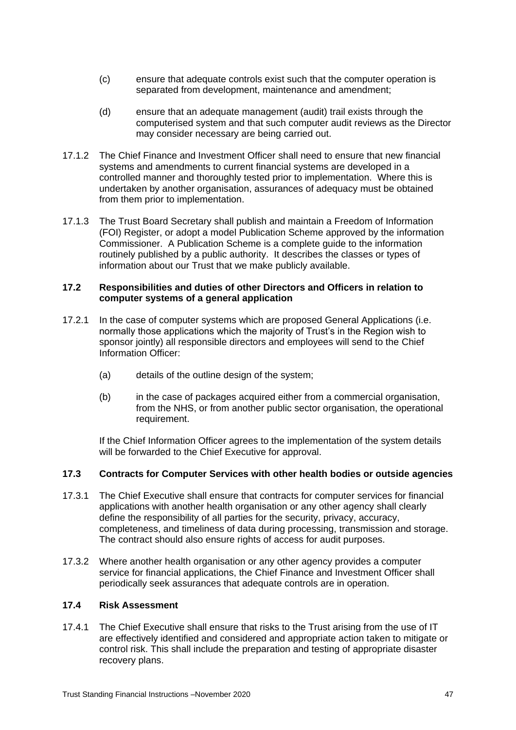(c) ensure that adequate controls exist such that the computer operation is separated from development, maintenance and amendment;

(d) ensure that an adequate management (audit) trail exists through the computerised system and that such computer audit reviews as the Director may consider necessary are being carried out.

17.1.2 The Chief Finance and Investment Officer shall need to ensure that new financial systems and amendments to current financial systems are developed in a controlled manner and thoroughly tested prior to implementation. Where this is undertaken by another organisation, assurances of adequacy must be obtained from them prior to implementation.

17.1.3 The Trust Board Secretary shall publish and maintain a Freedom of Information (FOI) Register, or adopt a model Publication Scheme approved by the information Commissioner. A Publication Scheme is a complete guide to the information routinely published by a public authority. It describes the classes or types of information about our Trust that we make publicly available.

### 17.2 Responsibilities and duties of other Directors and Officers in relation to computer systems of a general application

17.2.1 In the case of computer systems which are proposed General Applications (i.e. normally those applications which the majority of Trust's in the Region wish to sponsor jointly) all responsible directors and employees will send to the Chief Information Officer:

(a) details of the outline design of the system;

(b) in the case of packages acquired either from a commercial organisation, from the NHS, or from another public sector organisation, the operational requirement.

If the Chief Information Officer agrees to the implementation of the system details will be forwarded to the Chief Executive for approval.

### 17.3 Contracts for Computer Services with other health bodies or outside agencies

17.3.1 The Chief Executive shall ensure that contracts for computer services for financial applications with another health organisation or any other agency shall clearly define the responsibility of all parties for the security, privacy, accuracy, completeness, and timeliness of data during processing, transmission and storage. The contract should also ensure rights of access for audit purposes.

17.3.2 Where another health organisation or any other agency provides a computer service for financial applications, the Chief Finance and Investment Officer shall periodically seek assurances that adequate controls are in operation.

### 17.4 Risk Assessment

17.4.1 The Chief Executive shall ensure that risks to the Trust arising from the use of IT are effectively identified and considered and appropriate action taken to mitigate or control risk. This shall include the preparation and testing of appropriate disaster recovery plans.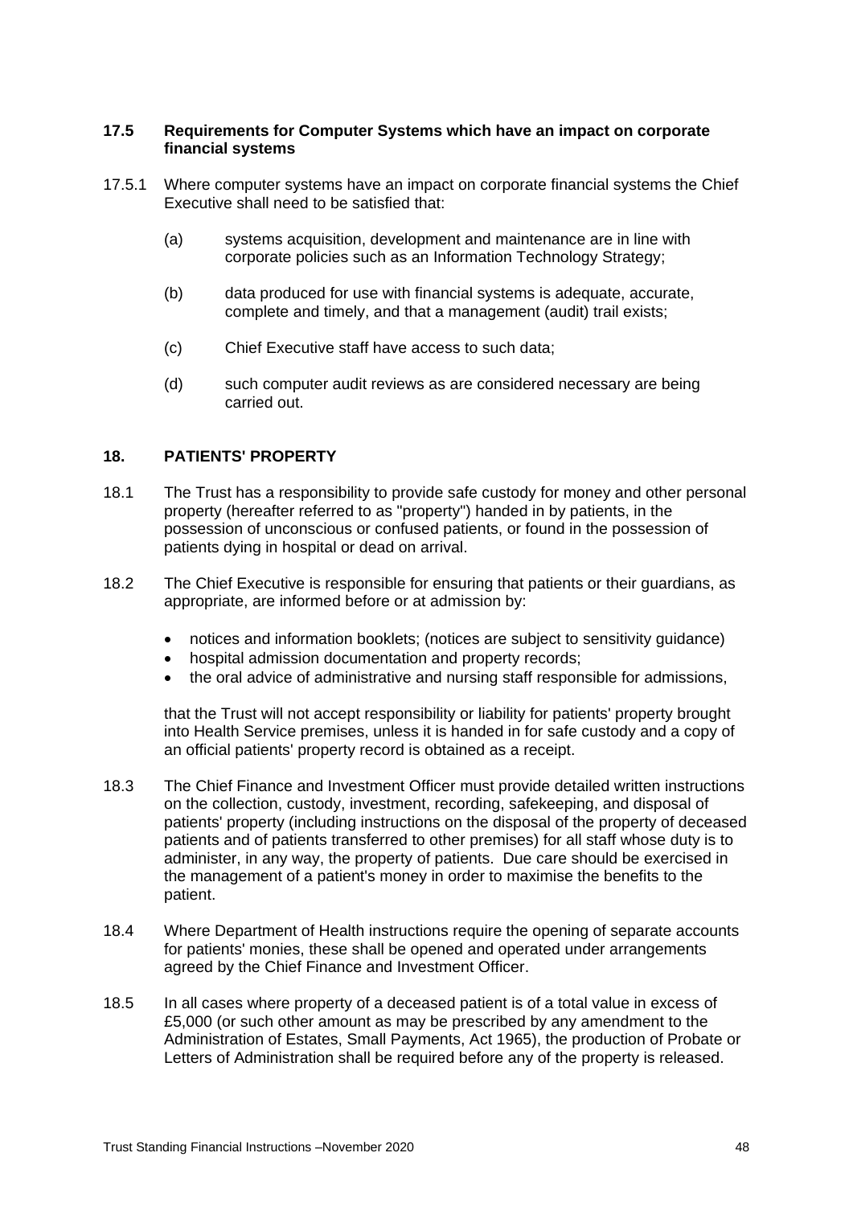### 17.5 Requirements for Computer Systems which have an impact on corporate financial systems

17.5.1 Where computer systems have an impact on corporate financial systems the Chief Executive shall need to be satisfied that:

(a) systems acquisition, development and maintenance are in line with corporate policies such as an Information Technology Strategy;

(b) data produced for use with financial systems is adequate, accurate, complete and timely, and that a management (audit) trail exists;

(c) Chief Executive staff have access to such data;

(d) such computer audit reviews as are considered necessary are being carried out.

## 18. PATIENTS' PROPERTY

18.1 The Trust has a responsibility to provide safe custody for money and other personal property (hereafter referred to as "property") handed in by patients, in the possession of unconscious or confused patients, or found in the possession of patients dying in hospital or dead on arrival.

18.2 The Chief Executive is responsible for ensuring that patients or their guardians, as appropriate, are informed before or at admission by:

- notices and information booklets; (notices are subject to sensitivity guidance)
- hospital admission documentation and property records;
- the oral advice of administrative and nursing staff responsible for admissions,

that the Trust will not accept responsibility or liability for patients' property brought into Health Service premises, unless it is handed in for safe custody and a copy of an official patients' property record is obtained as a receipt.

18.3 The Chief Finance and Investment Officer must provide detailed written instructions on the collection, custody, investment, recording, safekeeping, and disposal of patients' property (including instructions on the disposal of the property of deceased patients and of patients transferred to other premises) for all staff whose duty is to administer, in any way, the property of patients. Due care should be exercised in the management of a patient's money in order to maximise the benefits to the patient.

18.4 Where Department of Health instructions require the opening of separate accounts for patients' monies, these shall be opened and operated under arrangements agreed by the Chief Finance and Investment Officer.

18.5 In all cases where property of a deceased patient is of a total value in excess of £5,000 (or such other amount as may be prescribed by any amendment to the Administration of Estates, Small Payments, Act 1965), the production of Probate or Letters of Administration shall be required before any of the property is released.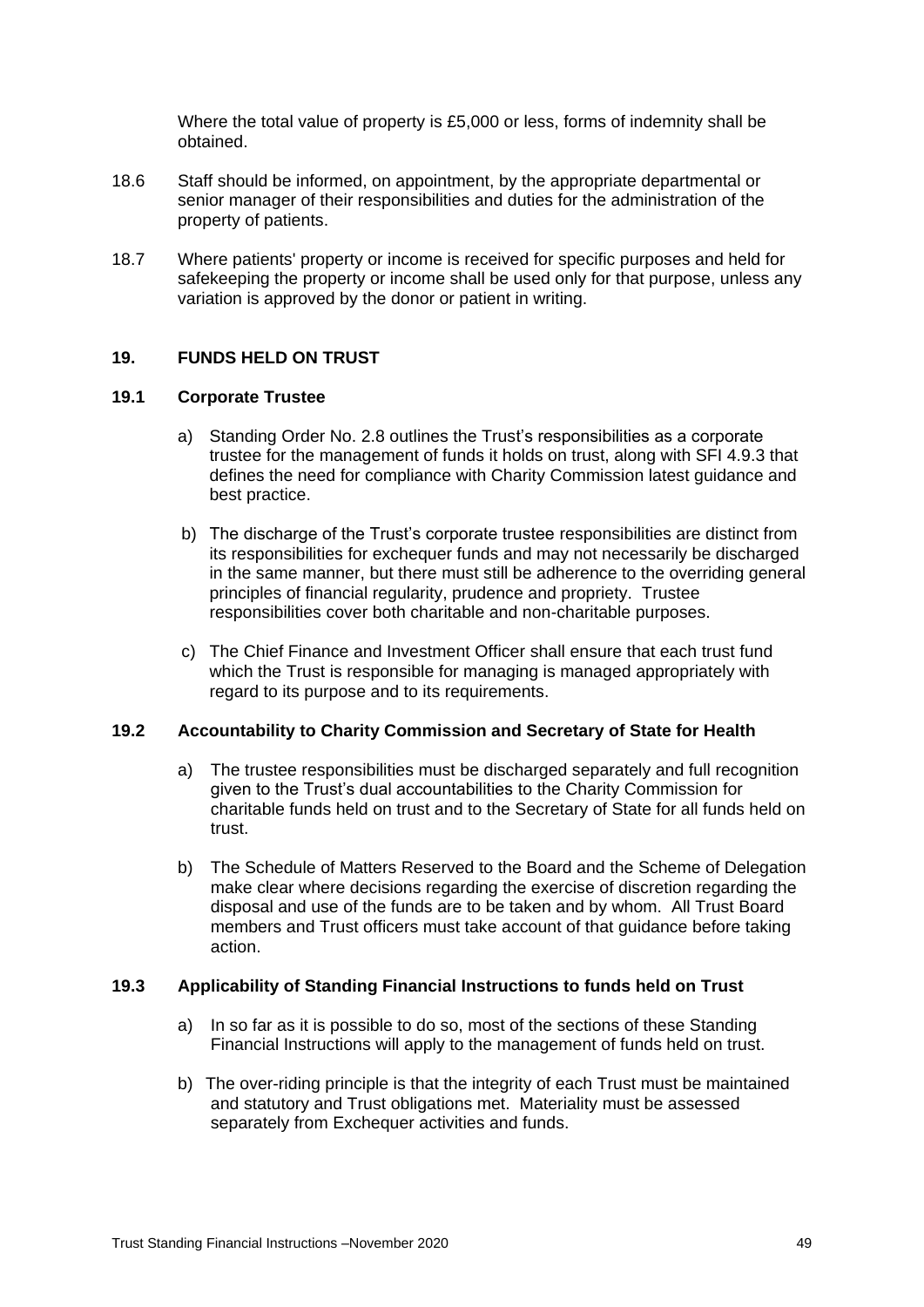Where the total value of property is £5,000 or less, forms of indemnity shall be obtained.

18.6 Staff should be informed, on appointment, by the appropriate departmental or senior manager of their responsibilities and duties for the administration of the property of patients.

18.7 Where patients' property or income is received for specific purposes and held for safekeeping the property or income shall be used only for that purpose, unless any variation is approved by the donor or patient in writing.

## 19. FUNDS HELD ON TRUST

### 19.1 Corporate Trustee

a) Standing Order No. 2.8 outlines the Trust's responsibilities as a corporate trustee for the management of funds it holds on trust, along with SFI 4.9.3 that defines the need for compliance with Charity Commission latest guidance and best practice.

b) The discharge of the Trust's corporate trustee responsibilities are distinct from its responsibilities for exchequer funds and may not necessarily be discharged in the same manner, but there must still be adherence to the overriding general principles of financial regularity, prudence and propriety. Trustee responsibilities cover both charitable and non-charitable purposes.

c) The Chief Finance and Investment Officer shall ensure that each trust fund which the Trust is responsible for managing is managed appropriately with regard to its purpose and to its requirements.

### 19.2 Accountability to Charity Commission and Secretary of State for Health

a) The trustee responsibilities must be discharged separately and full recognition given to the Trust's dual accountabilities to the Charity Commission for charitable funds held on trust and to the Secretary of State for all funds held on trust.

b) The Schedule of Matters Reserved to the Board and the Scheme of Delegation make clear where decisions regarding the exercise of discretion regarding the disposal and use of the funds are to be taken and by whom. All Trust Board members and Trust officers must take account of that guidance before taking action.

### 19.3 Applicability of Standing Financial Instructions to funds held on Trust

a) In so far as it is possible to do so, most of the sections of these Standing Financial Instructions will apply to the management of funds held on trust.

b) The over-riding principle is that the integrity of each Trust must be maintained and statutory and Trust obligations met. Materiality must be assessed separately from Exchequer activities and funds.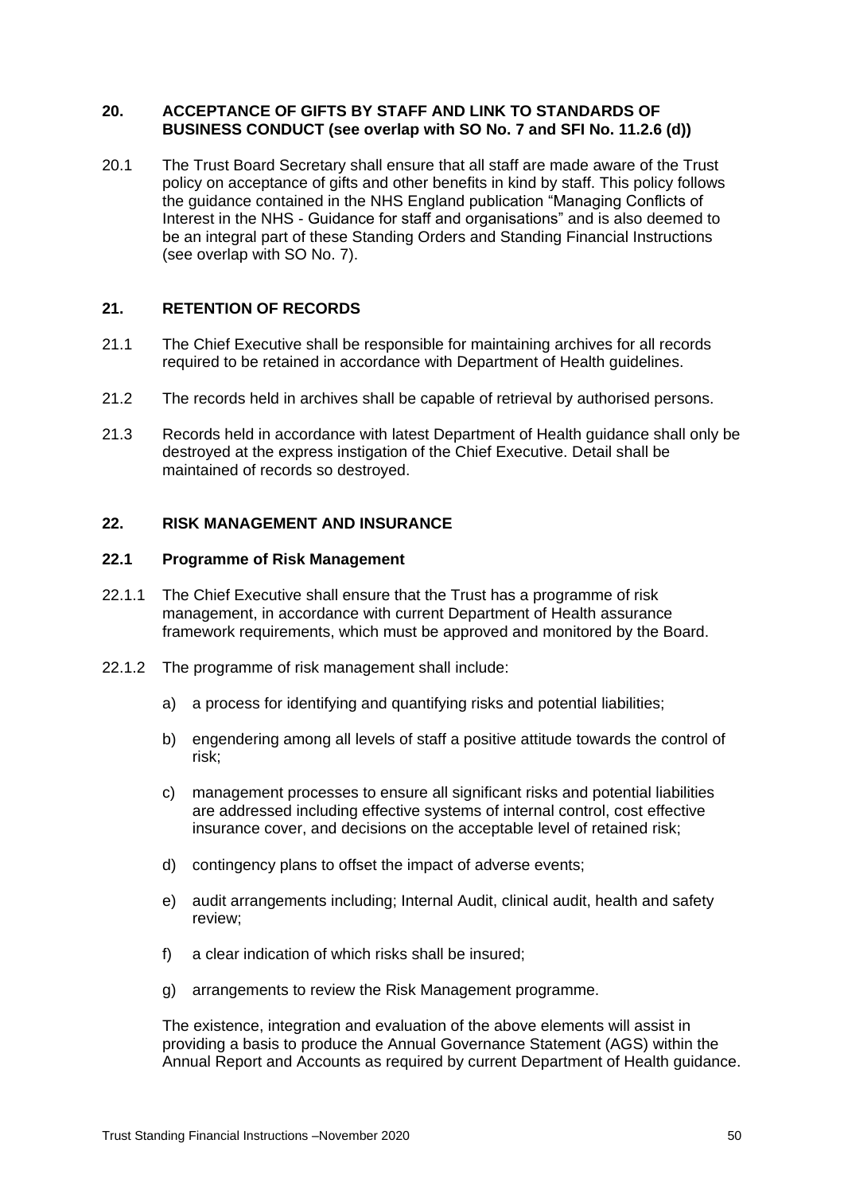## 20. ACCEPTANCE OF GIFTS BY STAFF AND LINK TO STANDARDS OF BUSINESS CONDUCT (see overlap with SO No. 7 and SFI No. 11.2.6 (d))

20.1 The Trust Board Secretary shall ensure that all staff are made aware of the Trust policy on acceptance of gifts and other benefits in kind by staff. This policy follows the guidance contained in the NHS England publication "Managing Conflicts of Interest in the NHS - Guidance for staff and organisations" and is also deemed to be an integral part of these Standing Orders and Standing Financial Instructions (see overlap with SO No. 7).

## 21. RETENTION OF RECORDS

21.1 The Chief Executive shall be responsible for maintaining archives for all records required to be retained in accordance with Department of Health guidelines.

21.2 The records held in archives shall be capable of retrieval by authorised persons.

21.3 Records held in accordance with latest Department of Health guidance shall only be destroyed at the express instigation of the Chief Executive. Detail shall be maintained of records so destroyed.

## 22. RISK MANAGEMENT AND INSURANCE

### 22.1 Programme of Risk Management

22.1.1 The Chief Executive shall ensure that the Trust has a programme of risk management, in accordance with current Department of Health assurance framework requirements, which must be approved and monitored by the Board.

22.1.2 The programme of risk management shall include:

a) a process for identifying and quantifying risks and potential liabilities;

b) engendering among all levels of staff a positive attitude towards the control of risk;

c) management processes to ensure all significant risks and potential liabilities are addressed including effective systems of internal control, cost effective insurance cover, and decisions on the acceptable level of retained risk;

d) contingency plans to offset the impact of adverse events;

e) audit arrangements including; Internal Audit, clinical audit, health and safety review;

f) a clear indication of which risks shall be insured;

g) arrangements to review the Risk Management programme.

The existence, integration and evaluation of the above elements will assist in providing a basis to produce the Annual Governance Statement (AGS) within the Annual Report and Accounts as required by current Department of Health guidance.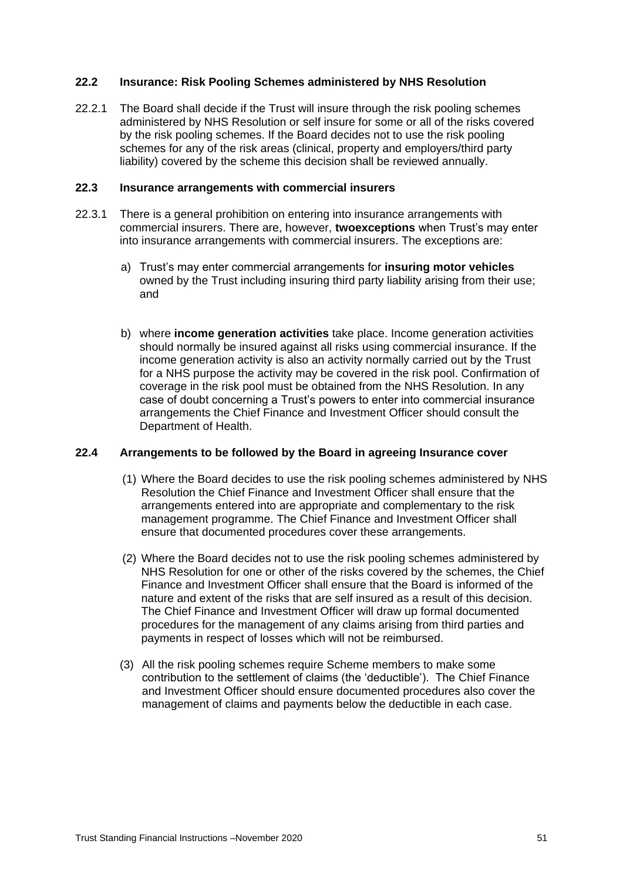### 22.2 Insurance: Risk Pooling Schemes administered by NHS Resolution

22.2.1 The Board shall decide if the Trust will insure through the risk pooling schemes administered by NHS Resolution or self insure for some or all of the risks covered by the risk pooling schemes. If the Board decides not to use the risk pooling schemes for any of the risk areas (clinical, property and employers/third party liability) covered by the scheme this decision shall be reviewed annually.

### 22.3 Insurance arrangements with commercial insurers

22.3.1 There is a general prohibition on entering into insurance arrangements with commercial insurers. There are, however, **twoexceptions** when Trust's may enter into insurance arrangements with commercial insurers. The exceptions are:

a) Trust's may enter commercial arrangements for **insuring motor vehicles** owned by the Trust including insuring third party liability arising from their use; and

b) where **income generation activities** take place. Income generation activities should normally be insured against all risks using commercial insurance. If the income generation activity is also an activity normally carried out by the Trust for a NHS purpose the activity may be covered in the risk pool. Confirmation of coverage in the risk pool must be obtained from the NHS Resolution. In any case of doubt concerning a Trust's powers to enter into commercial insurance arrangements the Chief Finance and Investment Officer should consult the Department of Health.

### 22.4 Arrangements to be followed by the Board in agreeing Insurance cover

(1) Where the Board decides to use the risk pooling schemes administered by NHS Resolution the Chief Finance and Investment Officer shall ensure that the arrangements entered into are appropriate and complementary to the risk management programme. The Chief Finance and Investment Officer shall ensure that documented procedures cover these arrangements.

(2) Where the Board decides not to use the risk pooling schemes administered by NHS Resolution for one or other of the risks covered by the schemes, the Chief Finance and Investment Officer shall ensure that the Board is informed of the nature and extent of the risks that are self insured as a result of this decision. The Chief Finance and Investment Officer will draw up formal documented procedures for the management of any claims arising from third parties and payments in respect of losses which will not be reimbursed.

(3) All the risk pooling schemes require Scheme members to make some contribution to the settlement of claims (the 'deductible'). The Chief Finance and Investment Officer should ensure documented procedures also cover the management of claims and payments below the deductible in each case.